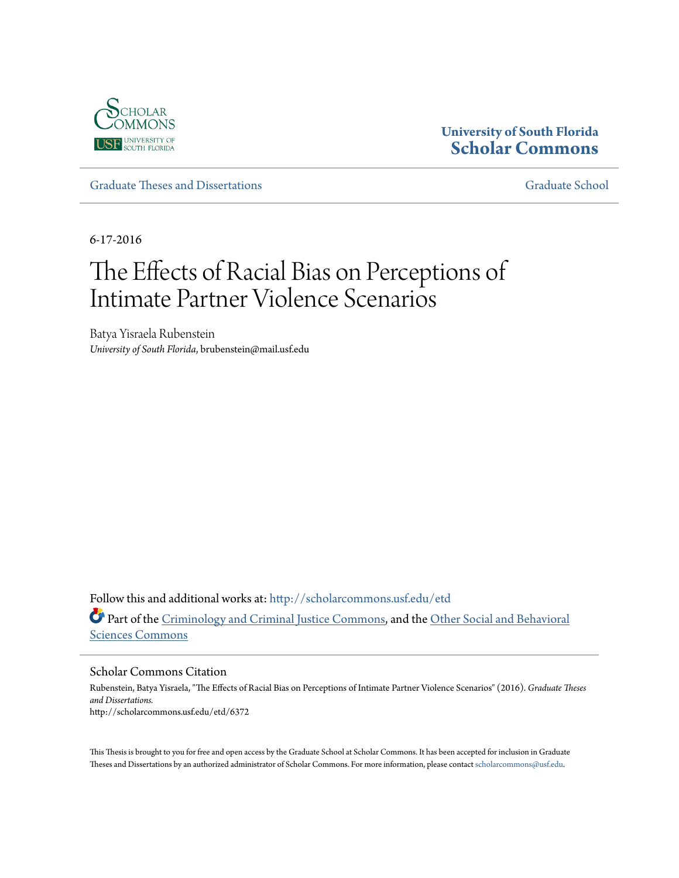Scholar Commons
USF University of South Florida

**University of South Florida**
**Scholar Commons**

Graduate Theses and Dissertations | Graduate School

6-17-2016

# The Effects of Racial Bias on Perceptions of Intimate Partner Violence Scenarios

Batya Yisraela Rubenstein
*University of South Florida*, brubenstein@mail.usf.edu

Follow this and additional works at: http://scholarcommons.usf.edu/etd

Part of the Criminology and Criminal Justice Commons, and the Other Social and Behavioral Sciences Commons

## Scholar Commons Citation

Rubenstein, Batya Yisraela, "The Effects of Racial Bias on Perceptions of Intimate Partner Violence Scenarios" (2016). *Graduate Theses and Dissertations.*
http://scholarcommons.usf.edu/etd/6372

This Thesis is brought to you for free and open access by the Graduate School at Scholar Commons. It has been accepted for inclusion in Graduate Theses and Dissertations by an authorized administrator of Scholar Commons. For more information, please contact scholarcommons@usf.edu.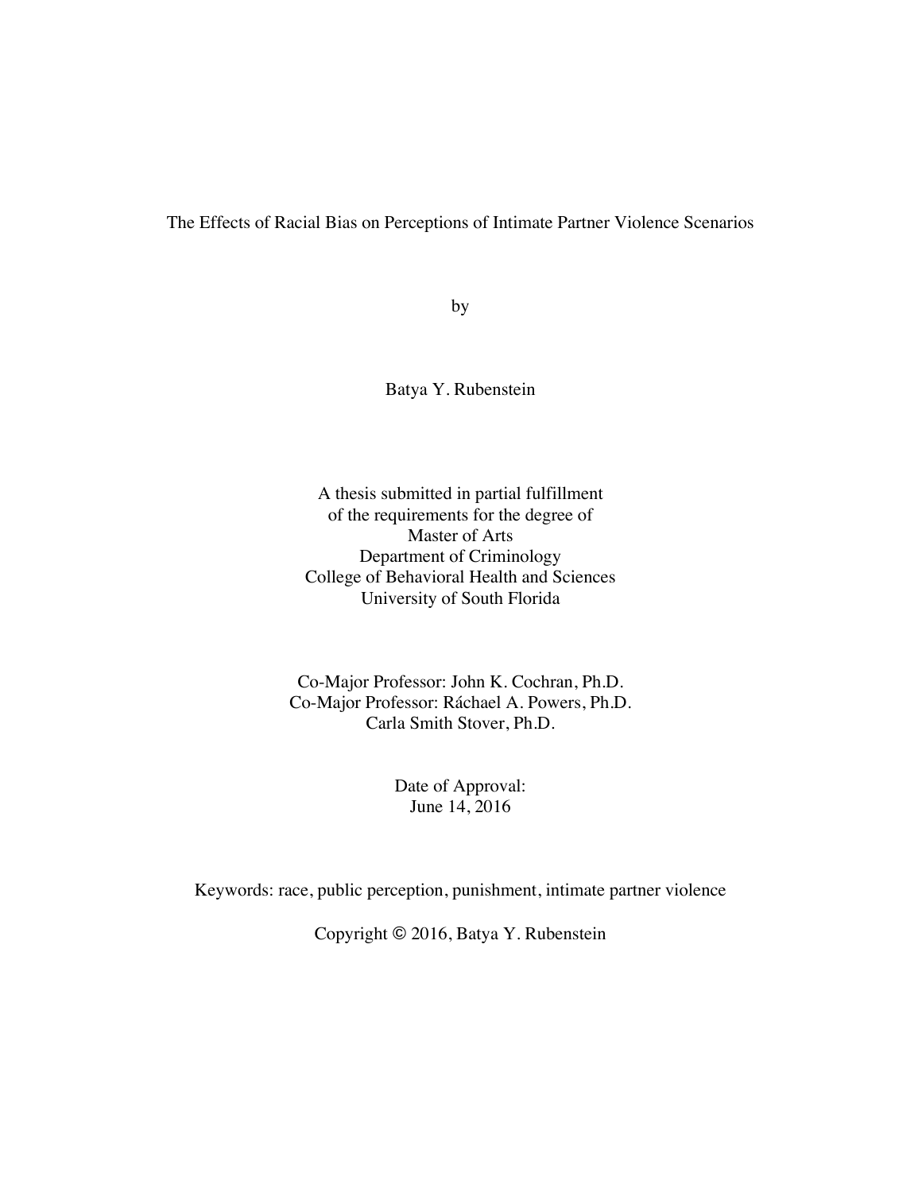# The Effects of Racial Bias on Perceptions of Intimate Partner Violence Scenarios

by

Batya Y. Rubenstein

A thesis submitted in partial fulfillment
of the requirements for the degree of
Master of Arts
Department of Criminology
College of Behavioral Health and Sciences
University of South Florida

Co-Major Professor: John K. Cochran, Ph.D.
Co-Major Professor: Ráchael A. Powers, Ph.D.
Carla Smith Stover, Ph.D.

Date of Approval:
June 14, 2016

Keywords: race, public perception, punishment, intimate partner violence

Copyright © 2016, Batya Y. Rubenstein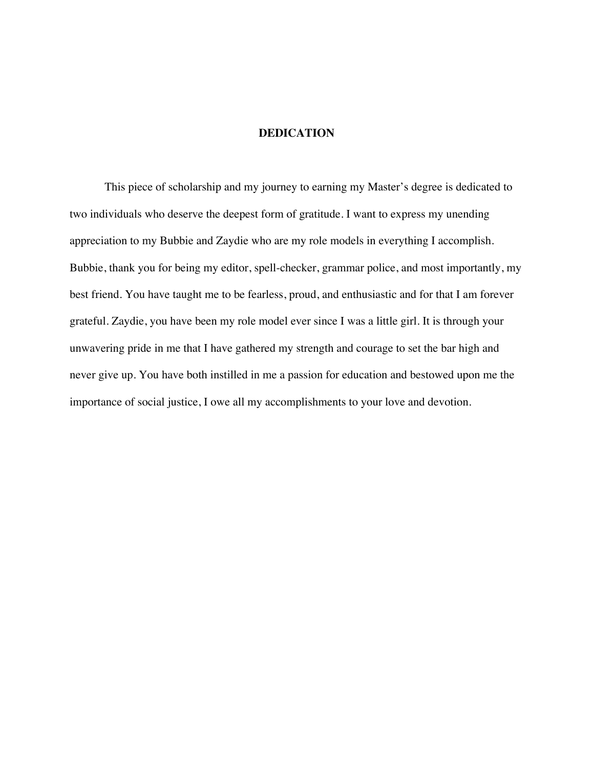# DEDICATION

This piece of scholarship and my journey to earning my Master's degree is dedicated to two individuals who deserve the deepest form of gratitude. I want to express my unending appreciation to my Bubbie and Zaydie who are my role models in everything I accomplish. Bubbie, thank you for being my editor, spell-checker, grammar police, and most importantly, my best friend. You have taught me to be fearless, proud, and enthusiastic and for that I am forever grateful. Zaydie, you have been my role model ever since I was a little girl. It is through your unwavering pride in me that I have gathered my strength and courage to set the bar high and never give up. You have both instilled in me a passion for education and bestowed upon me the importance of social justice, I owe all my accomplishments to your love and devotion.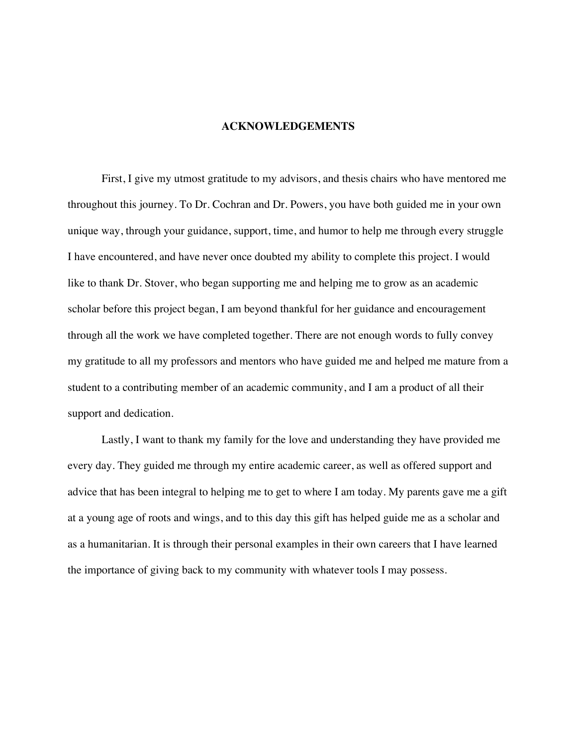## ACKNOWLEDGEMENTS

First, I give my utmost gratitude to my advisors, and thesis chairs who have mentored me throughout this journey. To Dr. Cochran and Dr. Powers, you have both guided me in your own unique way, through your guidance, support, time, and humor to help me through every struggle I have encountered, and have never once doubted my ability to complete this project. I would like to thank Dr. Stover, who began supporting me and helping me to grow as an academic scholar before this project began, I am beyond thankful for her guidance and encouragement through all the work we have completed together. There are not enough words to fully convey my gratitude to all my professors and mentors who have guided me and helped me mature from a student to a contributing member of an academic community, and I am a product of all their support and dedication.

Lastly, I want to thank my family for the love and understanding they have provided me every day. They guided me through my entire academic career, as well as offered support and advice that has been integral to helping me to get to where I am today. My parents gave me a gift at a young age of roots and wings, and to this day this gift has helped guide me as a scholar and as a humanitarian. It is through their personal examples in their own careers that I have learned the importance of giving back to my community with whatever tools I may possess.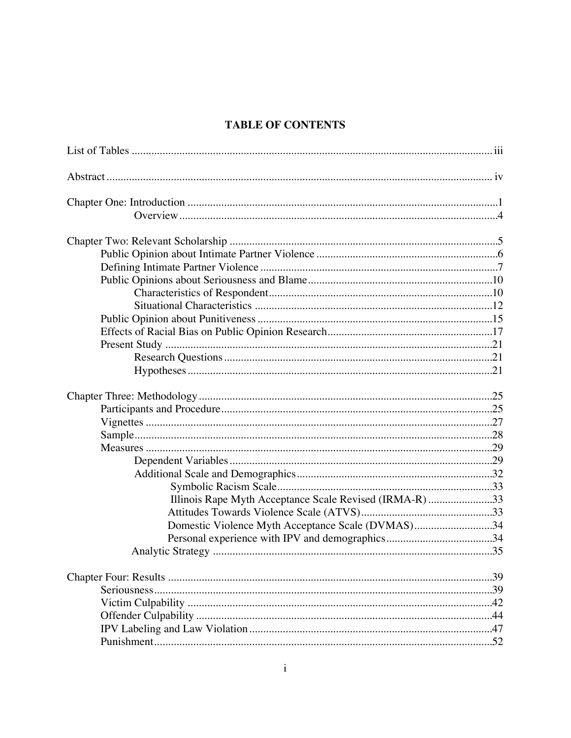# TABLE OF CONTENTS

List of Tables ..... iii

Abstract ..... iv

Chapter One: Introduction ..... 1
- Overview ..... 4

Chapter Two: Relevant Scholarship ..... 5
- Public Opinion about Intimate Partner Violence ..... 6
- Defining Intimate Partner Violence ..... 7
- Public Opinions about Seriousness and Blame ..... 10
  - Characteristics of Respondent ..... 10
  - Situational Characteristics ..... 12
- Public Opinion about Punitiveness ..... 15
- Effects of Racial Bias on Public Opinion Research ..... 17
- Present Study ..... 21
  - Research Questions ..... 21
  - Hypotheses ..... 21

Chapter Three: Methodology ..... 25
- Participants and Procedure ..... 25
- Vignettes ..... 27
- Sample ..... 28
- Measures ..... 29
  - Dependent Variables ..... 29
  - Additional Scale and Demographics ..... 32
    - Symbolic Racism Scale ..... 33
    - Illinois Rape Myth Acceptance Scale Revised (IRMA-R) ..... 33
    - Attitudes Towards Violence Scale (ATVS) ..... 33
    - Domestic Violence Myth Acceptance Scale (DVMAS) ..... 34
    - Personal experience with IPV and demographics ..... 34
  - Analytic Strategy ..... 35

Chapter Four: Results ..... 39
- Seriousness ..... 39
- Victim Culpability ..... 42
- Offender Culpability ..... 44
- IPV Labeling and Law Violation ..... 47
- Punishment ..... 52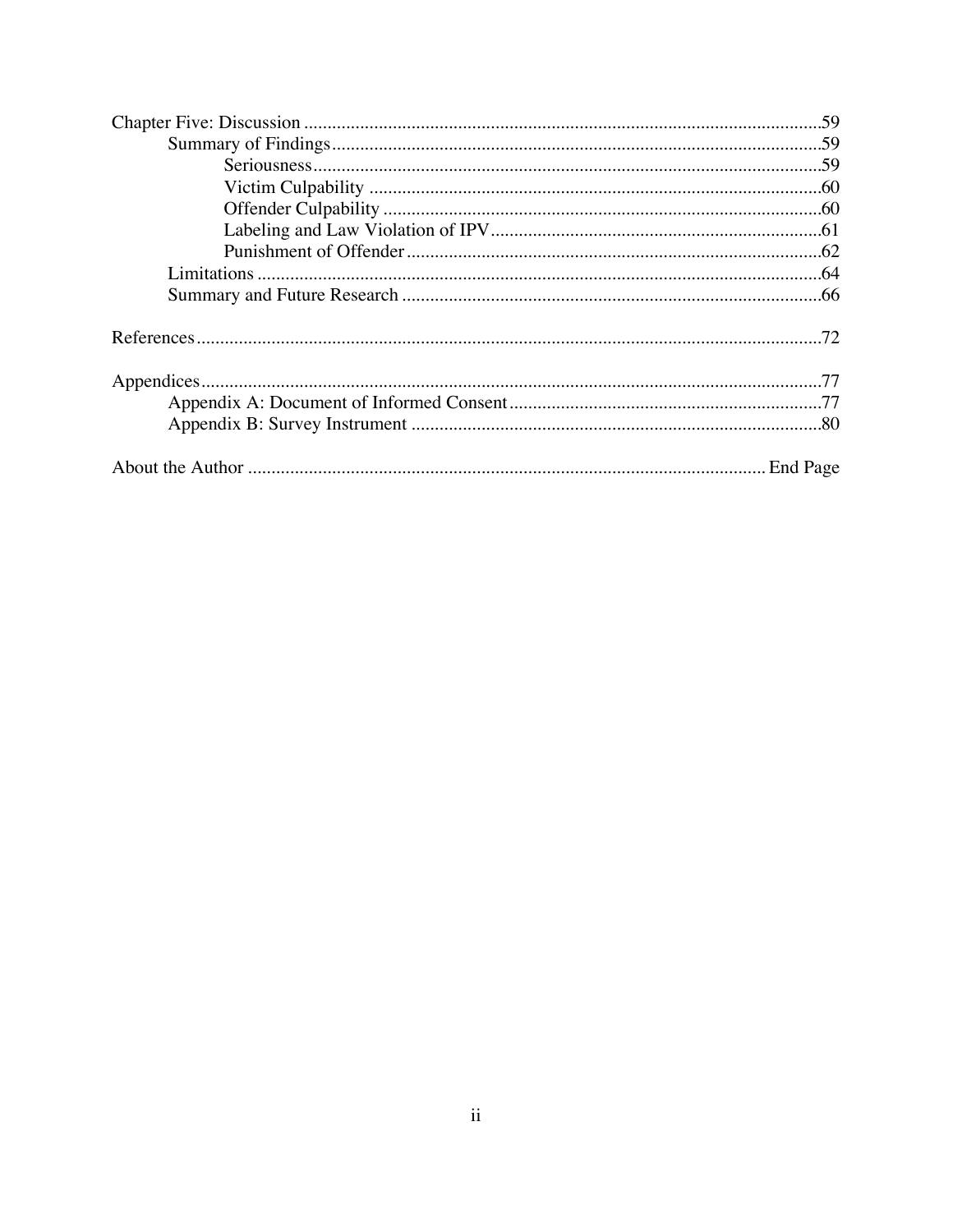Chapter Five: Discussion ....................................................................................................59
Summary of Findings ....................................................................................................59
Seriousness ....................................................................................................59
Victim Culpability ....................................................................................................60
Offender Culpability ....................................................................................................60
Labeling and Law Violation of IPV ....................................................................................................61
Punishment of Offender ....................................................................................................62
Limitations ....................................................................................................64
Summary and Future Research ....................................................................................................66

References ....................................................................................................72

Appendices ....................................................................................................77
Appendix A: Document of Informed Consent ....................................................................................................77
Appendix B: Survey Instrument ....................................................................................................80

About the Author .................................................................................................... End Page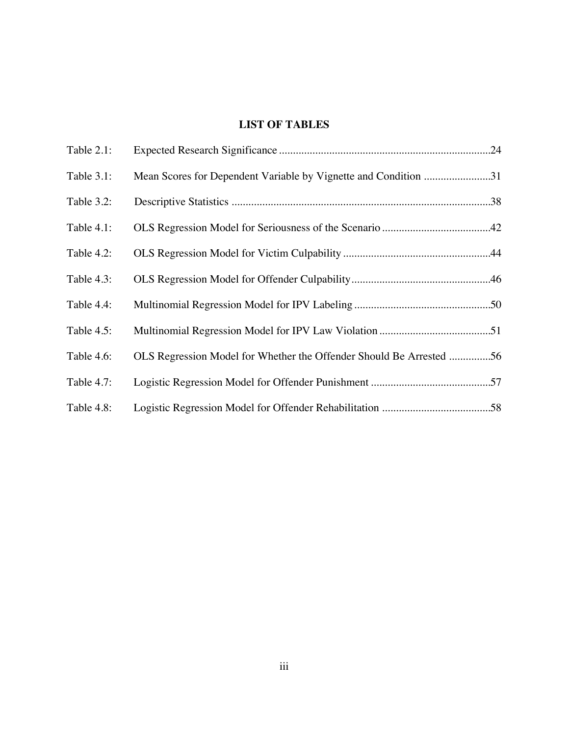# LIST OF TABLES

Table 2.1: Expected Research Significance ............................................................................24

Table 3.1: Mean Scores for Dependent Variable by Vignette and Condition ........................31

Table 3.2: Descriptive Statistics ............................................................................................38

Table 4.1: OLS Regression Model for Seriousness of the Scenario .......................................42

Table 4.2: OLS Regression Model for Victim Culpability .....................................................44

Table 4.3: OLS Regression Model for Offender Culpability..................................................46

Table 4.4: Multinomial Regression Model for IPV Labeling .................................................50

Table 4.5: Multinomial Regression Model for IPV Law Violation ........................................51

Table 4.6: OLS Regression Model for Whether the Offender Should Be Arrested ...............56

Table 4.7: Logistic Regression Model for Offender Punishment ...........................................57

Table 4.8: Logistic Regression Model for Offender Rehabilitation .......................................58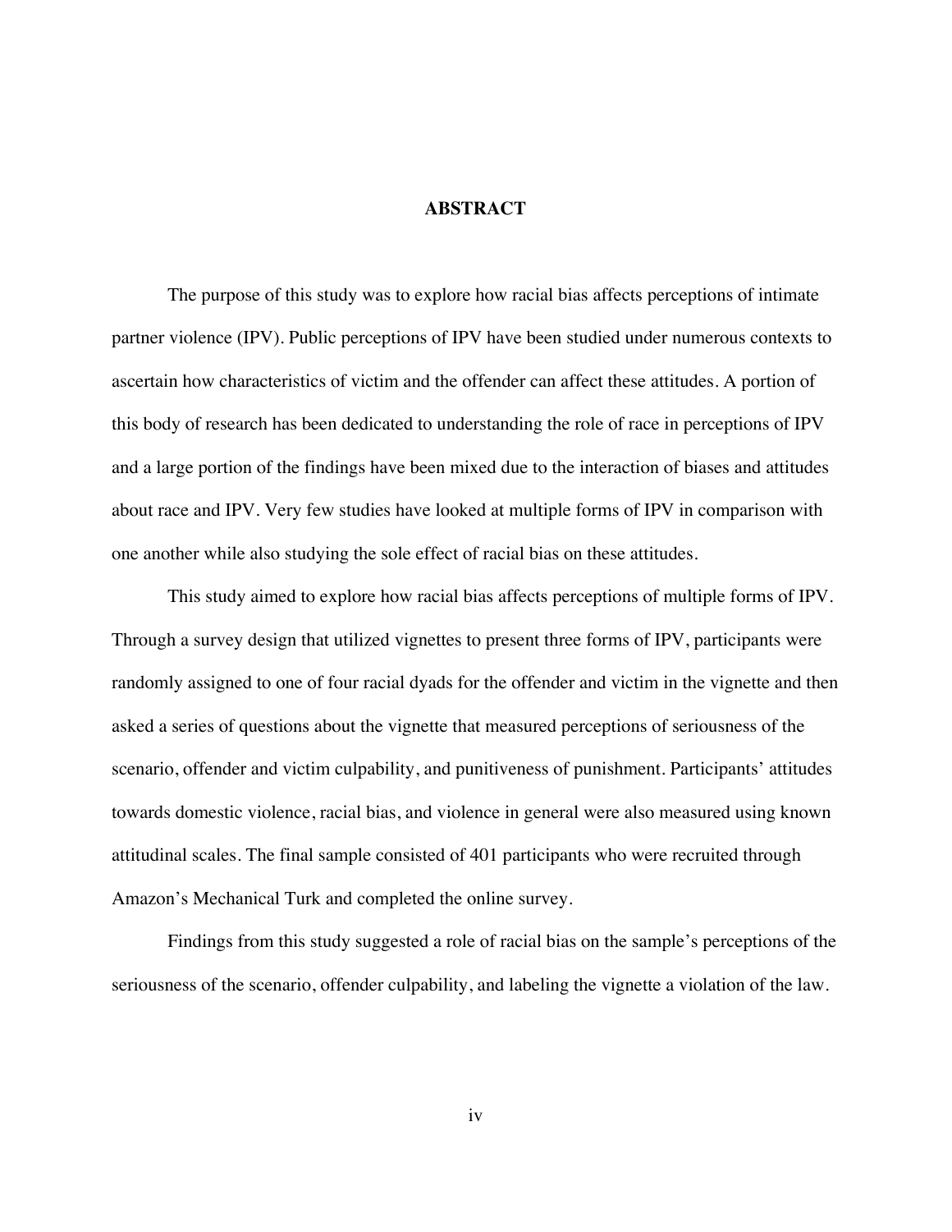## ABSTRACT

The purpose of this study was to explore how racial bias affects perceptions of intimate partner violence (IPV). Public perceptions of IPV have been studied under numerous contexts to ascertain how characteristics of victim and the offender can affect these attitudes. A portion of this body of research has been dedicated to understanding the role of race in perceptions of IPV and a large portion of the findings have been mixed due to the interaction of biases and attitudes about race and IPV. Very few studies have looked at multiple forms of IPV in comparison with one another while also studying the sole effect of racial bias on these attitudes.

This study aimed to explore how racial bias affects perceptions of multiple forms of IPV. Through a survey design that utilized vignettes to present three forms of IPV, participants were randomly assigned to one of four racial dyads for the offender and victim in the vignette and then asked a series of questions about the vignette that measured perceptions of seriousness of the scenario, offender and victim culpability, and punitiveness of punishment. Participants' attitudes towards domestic violence, racial bias, and violence in general were also measured using known attitudinal scales. The final sample consisted of 401 participants who were recruited through Amazon's Mechanical Turk and completed the online survey.

Findings from this study suggested a role of racial bias on the sample's perceptions of the seriousness of the scenario, offender culpability, and labeling the vignette a violation of the law.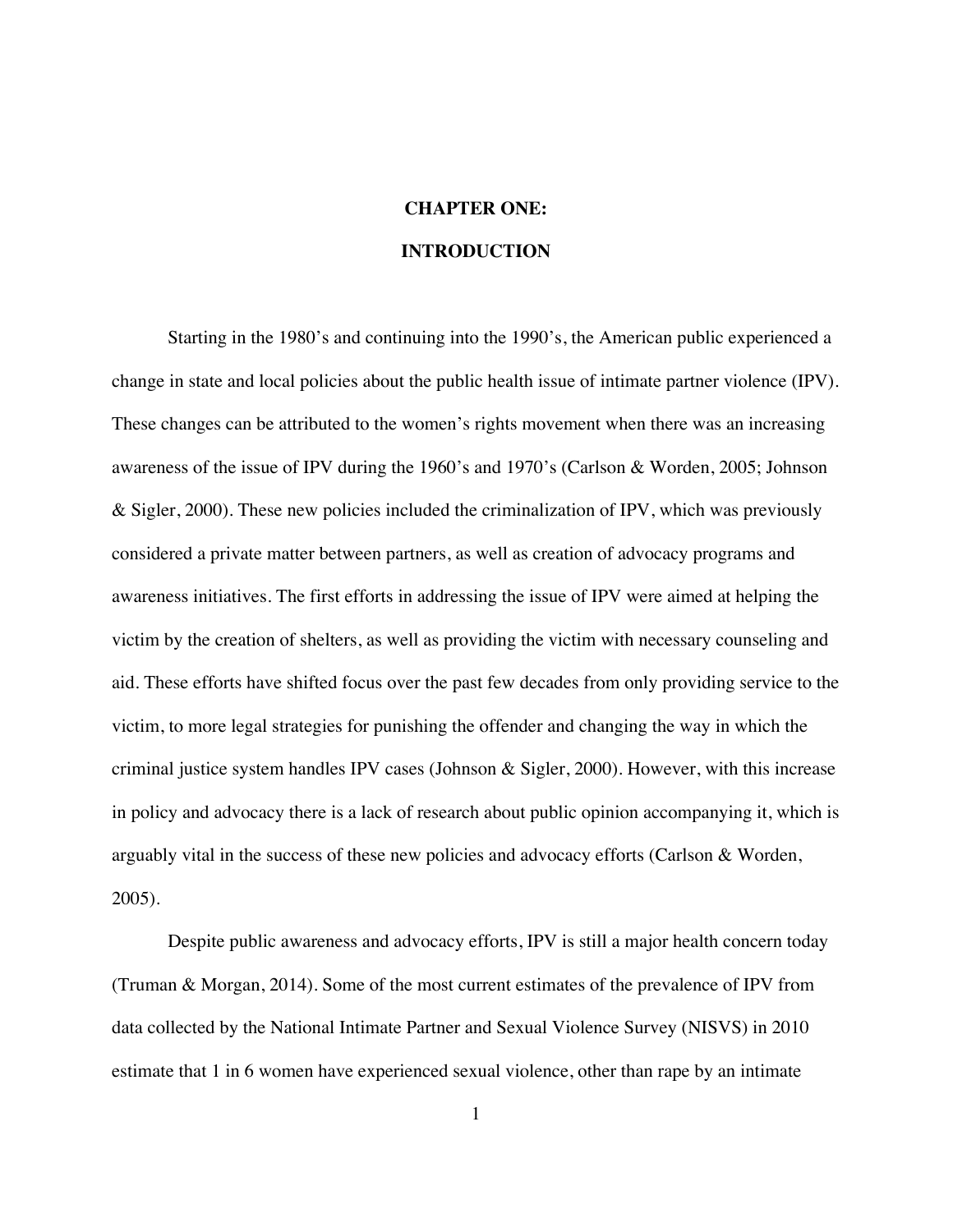# CHAPTER ONE:

# INTRODUCTION

Starting in the 1980's and continuing into the 1990's, the American public experienced a change in state and local policies about the public health issue of intimate partner violence (IPV). These changes can be attributed to the women's rights movement when there was an increasing awareness of the issue of IPV during the 1960's and 1970's (Carlson & Worden, 2005; Johnson & Sigler, 2000). These new policies included the criminalization of IPV, which was previously considered a private matter between partners, as well as creation of advocacy programs and awareness initiatives. The first efforts in addressing the issue of IPV were aimed at helping the victim by the creation of shelters, as well as providing the victim with necessary counseling and aid. These efforts have shifted focus over the past few decades from only providing service to the victim, to more legal strategies for punishing the offender and changing the way in which the criminal justice system handles IPV cases (Johnson & Sigler, 2000). However, with this increase in policy and advocacy there is a lack of research about public opinion accompanying it, which is arguably vital in the success of these new policies and advocacy efforts (Carlson & Worden, 2005).

Despite public awareness and advocacy efforts, IPV is still a major health concern today (Truman & Morgan, 2014). Some of the most current estimates of the prevalence of IPV from data collected by the National Intimate Partner and Sexual Violence Survey (NISVS) in 2010 estimate that 1 in 6 women have experienced sexual violence, other than rape by an intimate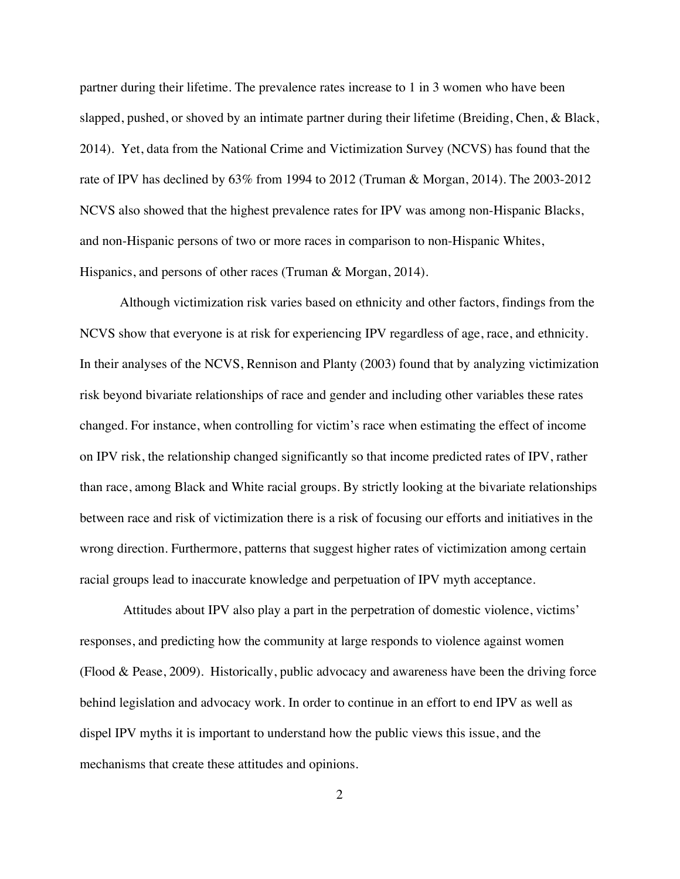partner during their lifetime. The prevalence rates increase to 1 in 3 women who have been slapped, pushed, or shoved by an intimate partner during their lifetime (Breiding, Chen, & Black, 2014). Yet, data from the National Crime and Victimization Survey (NCVS) has found that the rate of IPV has declined by 63% from 1994 to 2012 (Truman & Morgan, 2014). The 2003-2012 NCVS also showed that the highest prevalence rates for IPV was among non-Hispanic Blacks, and non-Hispanic persons of two or more races in comparison to non-Hispanic Whites, Hispanics, and persons of other races (Truman & Morgan, 2014).

Although victimization risk varies based on ethnicity and other factors, findings from the NCVS show that everyone is at risk for experiencing IPV regardless of age, race, and ethnicity. In their analyses of the NCVS, Rennison and Planty (2003) found that by analyzing victimization risk beyond bivariate relationships of race and gender and including other variables these rates changed. For instance, when controlling for victim's race when estimating the effect of income on IPV risk, the relationship changed significantly so that income predicted rates of IPV, rather than race, among Black and White racial groups. By strictly looking at the bivariate relationships between race and risk of victimization there is a risk of focusing our efforts and initiatives in the wrong direction. Furthermore, patterns that suggest higher rates of victimization among certain racial groups lead to inaccurate knowledge and perpetuation of IPV myth acceptance.

Attitudes about IPV also play a part in the perpetration of domestic violence, victims' responses, and predicting how the community at large responds to violence against women (Flood & Pease, 2009). Historically, public advocacy and awareness have been the driving force behind legislation and advocacy work. In order to continue in an effort to end IPV as well as dispel IPV myths it is important to understand how the public views this issue, and the mechanisms that create these attitudes and opinions.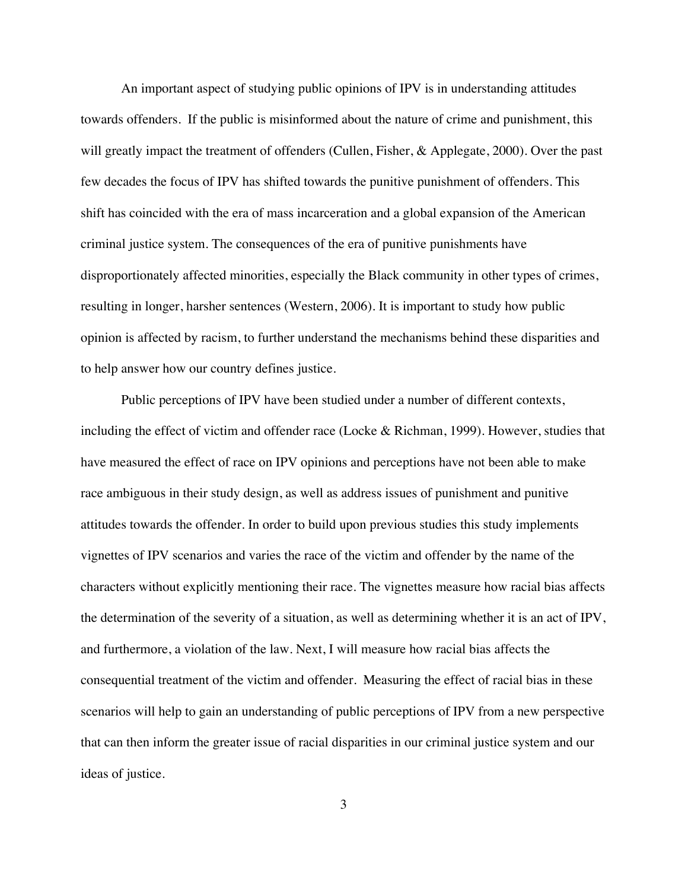An important aspect of studying public opinions of IPV is in understanding attitudes towards offenders. If the public is misinformed about the nature of crime and punishment, this will greatly impact the treatment of offenders (Cullen, Fisher, & Applegate, 2000). Over the past few decades the focus of IPV has shifted towards the punitive punishment of offenders. This shift has coincided with the era of mass incarceration and a global expansion of the American criminal justice system. The consequences of the era of punitive punishments have disproportionately affected minorities, especially the Black community in other types of crimes, resulting in longer, harsher sentences (Western, 2006). It is important to study how public opinion is affected by racism, to further understand the mechanisms behind these disparities and to help answer how our country defines justice.

Public perceptions of IPV have been studied under a number of different contexts, including the effect of victim and offender race (Locke & Richman, 1999). However, studies that have measured the effect of race on IPV opinions and perceptions have not been able to make race ambiguous in their study design, as well as address issues of punishment and punitive attitudes towards the offender. In order to build upon previous studies this study implements vignettes of IPV scenarios and varies the race of the victim and offender by the name of the characters without explicitly mentioning their race. The vignettes measure how racial bias affects the determination of the severity of a situation, as well as determining whether it is an act of IPV, and furthermore, a violation of the law. Next, I will measure how racial bias affects the consequential treatment of the victim and offender. Measuring the effect of racial bias in these scenarios will help to gain an understanding of public perceptions of IPV from a new perspective that can then inform the greater issue of racial disparities in our criminal justice system and our ideas of justice.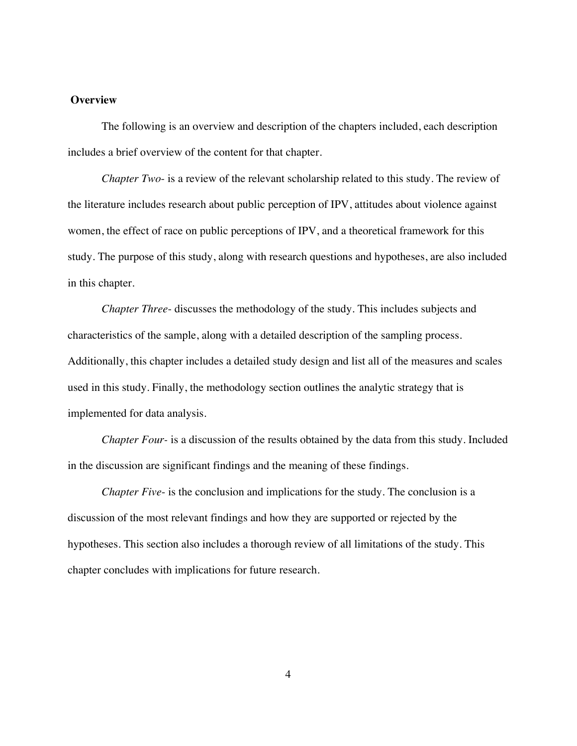**Overview**

The following is an overview and description of the chapters included, each description includes a brief overview of the content for that chapter.

*Chapter Two-* is a review of the relevant scholarship related to this study. The review of the literature includes research about public perception of IPV, attitudes about violence against women, the effect of race on public perceptions of IPV, and a theoretical framework for this study. The purpose of this study, along with research questions and hypotheses, are also included in this chapter.

*Chapter Three-* discusses the methodology of the study. This includes subjects and characteristics of the sample, along with a detailed description of the sampling process. Additionally, this chapter includes a detailed study design and list all of the measures and scales used in this study. Finally, the methodology section outlines the analytic strategy that is implemented for data analysis.

*Chapter Four-* is a discussion of the results obtained by the data from this study. Included in the discussion are significant findings and the meaning of these findings.

*Chapter Five-* is the conclusion and implications for the study. The conclusion is a discussion of the most relevant findings and how they are supported or rejected by the hypotheses. This section also includes a thorough review of all limitations of the study. This chapter concludes with implications for future research.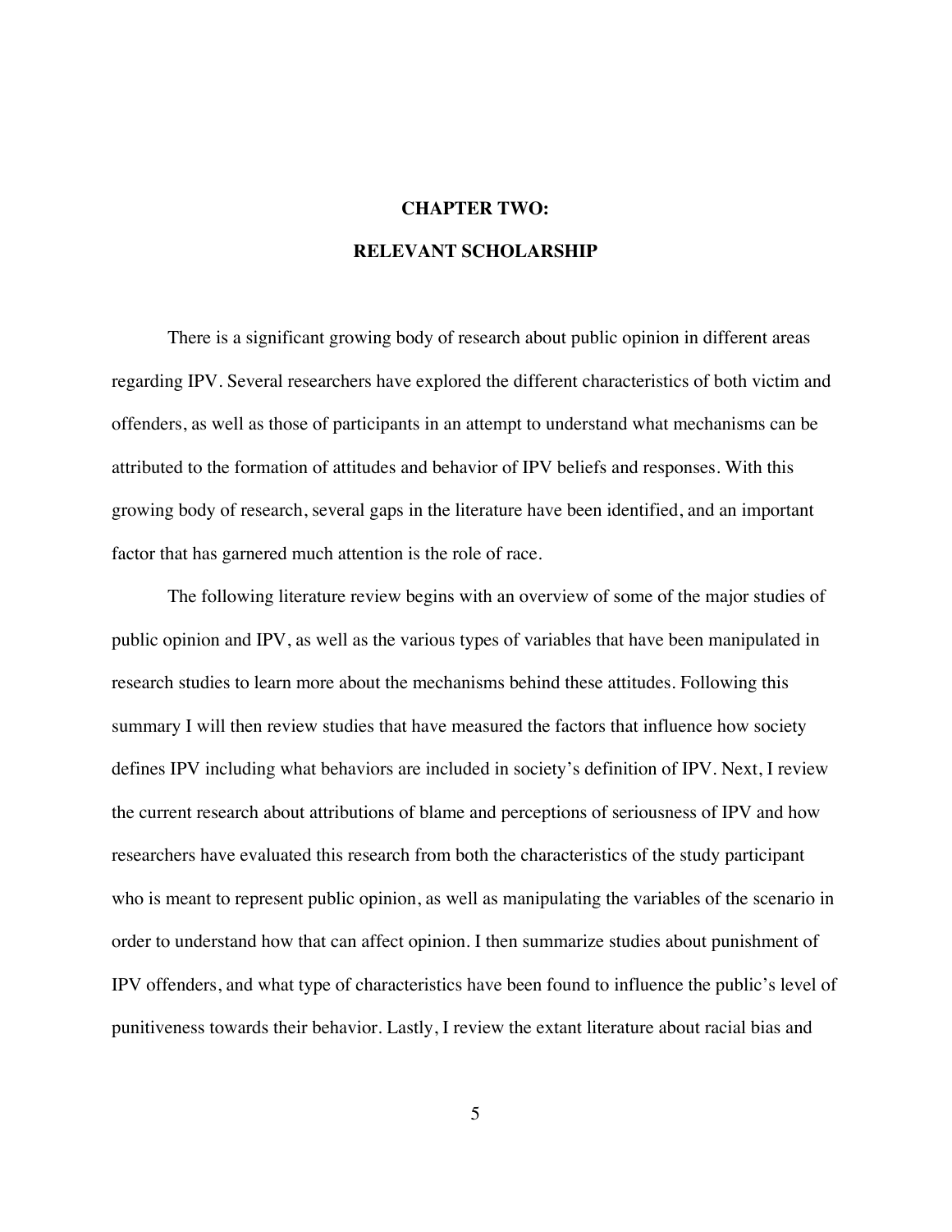# CHAPTER TWO:

# RELEVANT SCHOLARSHIP

There is a significant growing body of research about public opinion in different areas regarding IPV. Several researchers have explored the different characteristics of both victim and offenders, as well as those of participants in an attempt to understand what mechanisms can be attributed to the formation of attitudes and behavior of IPV beliefs and responses. With this growing body of research, several gaps in the literature have been identified, and an important factor that has garnered much attention is the role of race.

The following literature review begins with an overview of some of the major studies of public opinion and IPV, as well as the various types of variables that have been manipulated in research studies to learn more about the mechanisms behind these attitudes. Following this summary I will then review studies that have measured the factors that influence how society defines IPV including what behaviors are included in society's definition of IPV. Next, I review the current research about attributions of blame and perceptions of seriousness of IPV and how researchers have evaluated this research from both the characteristics of the study participant who is meant to represent public opinion, as well as manipulating the variables of the scenario in order to understand how that can affect opinion. I then summarize studies about punishment of IPV offenders, and what type of characteristics have been found to influence the public's level of punitiveness towards their behavior. Lastly, I review the extant literature about racial bias and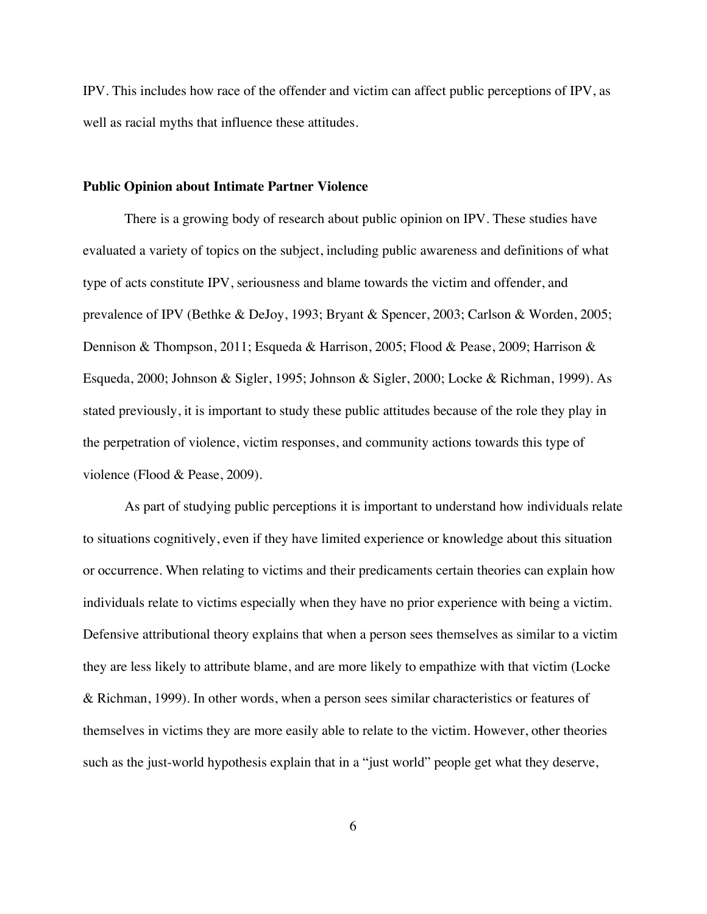IPV. This includes how race of the offender and victim can affect public perceptions of IPV, as well as racial myths that influence these attitudes.

**Public Opinion about Intimate Partner Violence**

There is a growing body of research about public opinion on IPV. These studies have evaluated a variety of topics on the subject, including public awareness and definitions of what type of acts constitute IPV, seriousness and blame towards the victim and offender, and prevalence of IPV (Bethke & DeJoy, 1993; Bryant & Spencer, 2003; Carlson & Worden, 2005; Dennison & Thompson, 2011; Esqueda & Harrison, 2005; Flood & Pease, 2009; Harrison & Esqueda, 2000; Johnson & Sigler, 1995; Johnson & Sigler, 2000; Locke & Richman, 1999). As stated previously, it is important to study these public attitudes because of the role they play in the perpetration of violence, victim responses, and community actions towards this type of violence (Flood & Pease, 2009).

As part of studying public perceptions it is important to understand how individuals relate to situations cognitively, even if they have limited experience or knowledge about this situation or occurrence. When relating to victims and their predicaments certain theories can explain how individuals relate to victims especially when they have no prior experience with being a victim. Defensive attributional theory explains that when a person sees themselves as similar to a victim they are less likely to attribute blame, and are more likely to empathize with that victim (Locke & Richman, 1999). In other words, when a person sees similar characteristics or features of themselves in victims they are more easily able to relate to the victim. However, other theories such as the just-world hypothesis explain that in a "just world" people get what they deserve,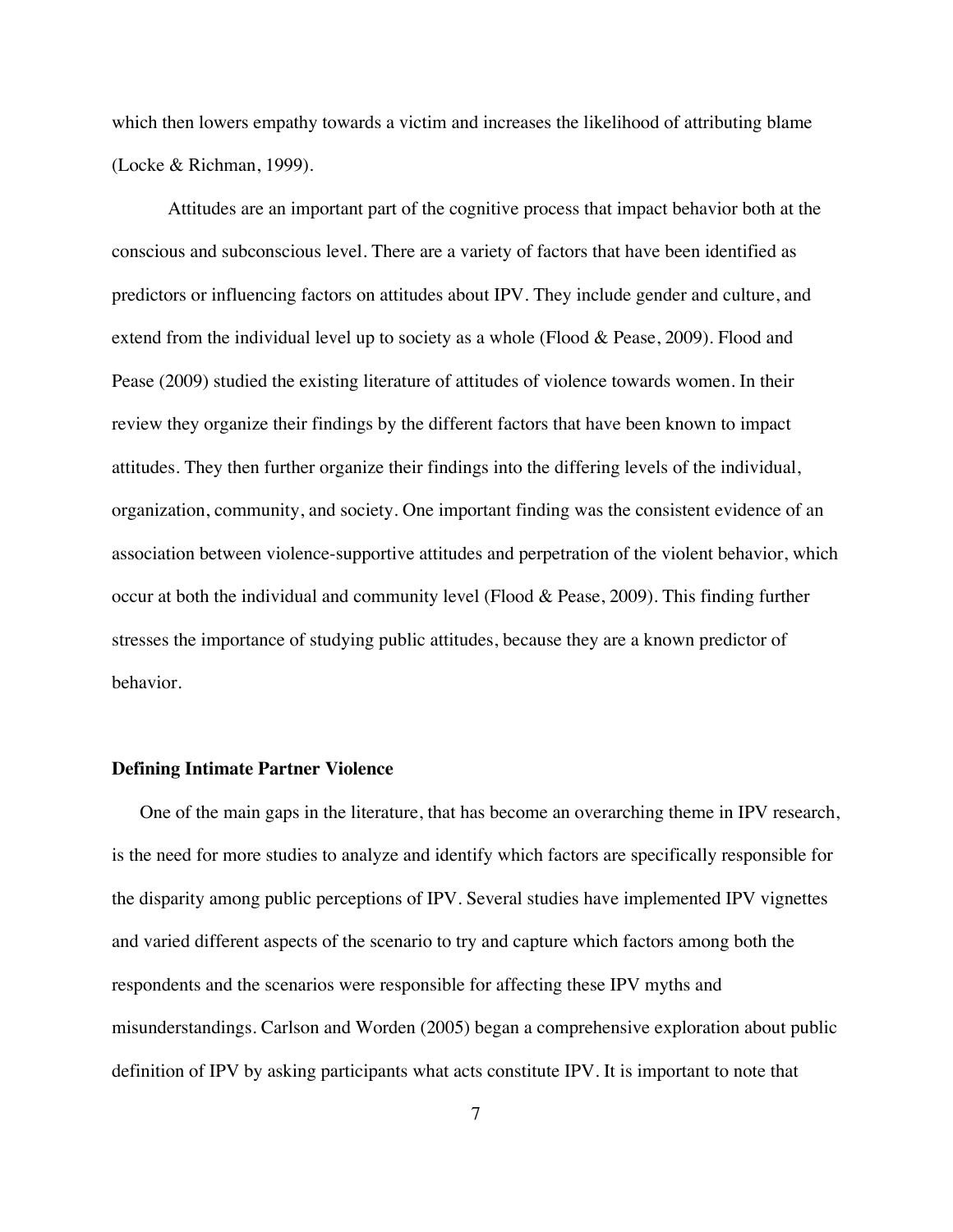which then lowers empathy towards a victim and increases the likelihood of attributing blame (Locke & Richman, 1999).

Attitudes are an important part of the cognitive process that impact behavior both at the conscious and subconscious level. There are a variety of factors that have been identified as predictors or influencing factors on attitudes about IPV. They include gender and culture, and extend from the individual level up to society as a whole (Flood & Pease, 2009). Flood and Pease (2009) studied the existing literature of attitudes of violence towards women. In their review they organize their findings by the different factors that have been known to impact attitudes. They then further organize their findings into the differing levels of the individual, organization, community, and society. One important finding was the consistent evidence of an association between violence-supportive attitudes and perpetration of the violent behavior, which occur at both the individual and community level (Flood & Pease, 2009). This finding further stresses the importance of studying public attitudes, because they are a known predictor of behavior.

**Defining Intimate Partner Violence**

One of the main gaps in the literature, that has become an overarching theme in IPV research, is the need for more studies to analyze and identify which factors are specifically responsible for the disparity among public perceptions of IPV. Several studies have implemented IPV vignettes and varied different aspects of the scenario to try and capture which factors among both the respondents and the scenarios were responsible for affecting these IPV myths and misunderstandings. Carlson and Worden (2005) began a comprehensive exploration about public definition of IPV by asking participants what acts constitute IPV. It is important to note that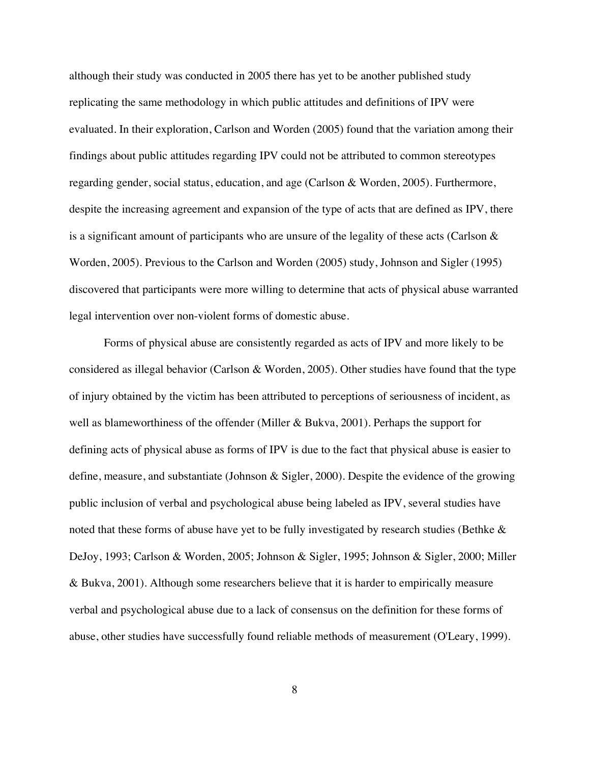although their study was conducted in 2005 there has yet to be another published study replicating the same methodology in which public attitudes and definitions of IPV were evaluated. In their exploration, Carlson and Worden (2005) found that the variation among their findings about public attitudes regarding IPV could not be attributed to common stereotypes regarding gender, social status, education, and age (Carlson & Worden, 2005). Furthermore, despite the increasing agreement and expansion of the type of acts that are defined as IPV, there is a significant amount of participants who are unsure of the legality of these acts (Carlson & Worden, 2005). Previous to the Carlson and Worden (2005) study, Johnson and Sigler (1995) discovered that participants were more willing to determine that acts of physical abuse warranted legal intervention over non-violent forms of domestic abuse.

Forms of physical abuse are consistently regarded as acts of IPV and more likely to be considered as illegal behavior (Carlson & Worden, 2005). Other studies have found that the type of injury obtained by the victim has been attributed to perceptions of seriousness of incident, as well as blameworthiness of the offender (Miller & Bukva, 2001). Perhaps the support for defining acts of physical abuse as forms of IPV is due to the fact that physical abuse is easier to define, measure, and substantiate (Johnson & Sigler, 2000). Despite the evidence of the growing public inclusion of verbal and psychological abuse being labeled as IPV, several studies have noted that these forms of abuse have yet to be fully investigated by research studies (Bethke & DeJoy, 1993; Carlson & Worden, 2005; Johnson & Sigler, 1995; Johnson & Sigler, 2000; Miller & Bukva, 2001). Although some researchers believe that it is harder to empirically measure verbal and psychological abuse due to a lack of consensus on the definition for these forms of abuse, other studies have successfully found reliable methods of measurement (O'Leary, 1999).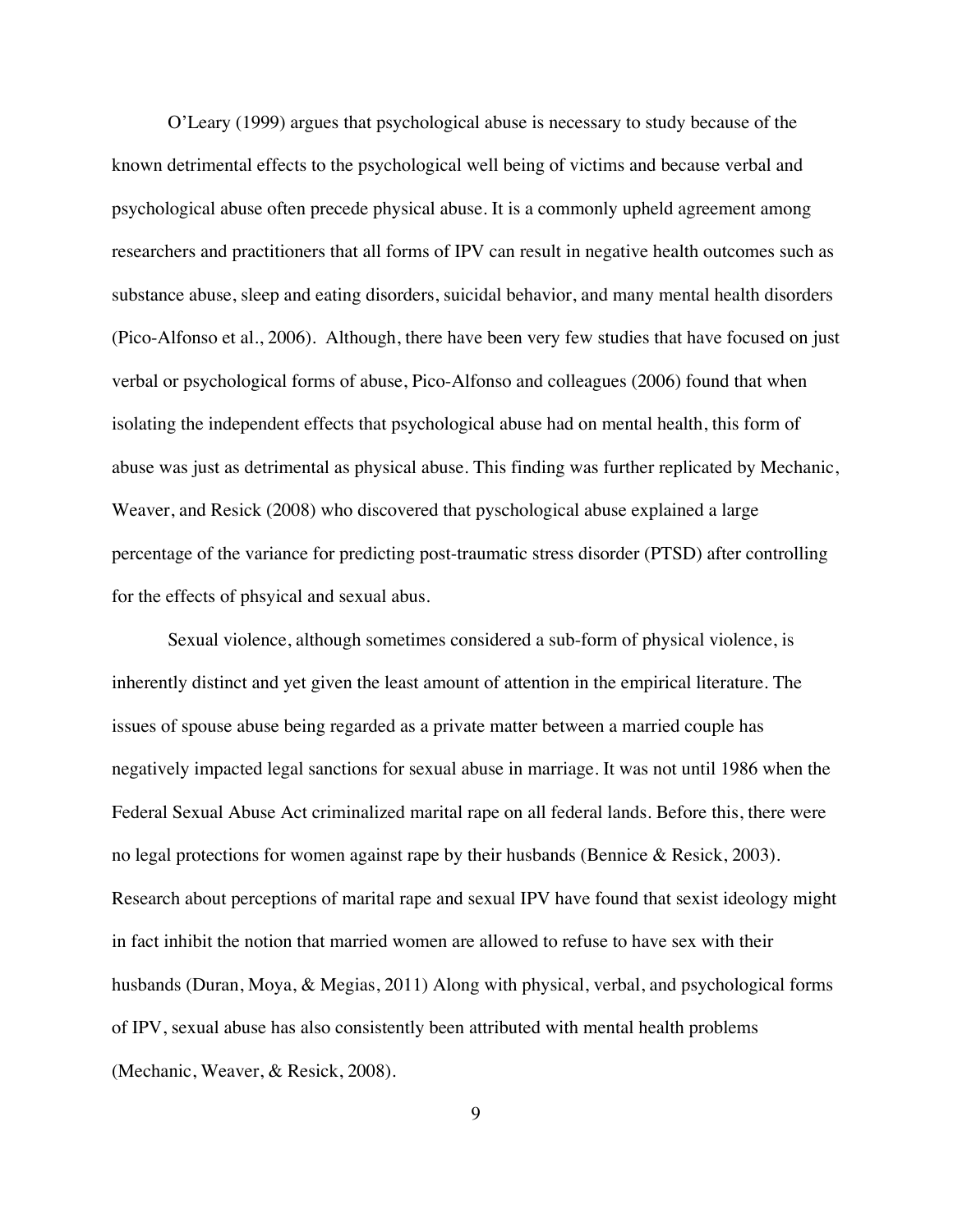O'Leary (1999) argues that psychological abuse is necessary to study because of the known detrimental effects to the psychological well being of victims and because verbal and psychological abuse often precede physical abuse. It is a commonly upheld agreement among researchers and practitioners that all forms of IPV can result in negative health outcomes such as substance abuse, sleep and eating disorders, suicidal behavior, and many mental health disorders (Pico-Alfonso et al., 2006). Although, there have been very few studies that have focused on just verbal or psychological forms of abuse, Pico-Alfonso and colleagues (2006) found that when isolating the independent effects that psychological abuse had on mental health, this form of abuse was just as detrimental as physical abuse. This finding was further replicated by Mechanic, Weaver, and Resick (2008) who discovered that pyschological abuse explained a large percentage of the variance for predicting post-traumatic stress disorder (PTSD) after controlling for the effects of phsyical and sexual abus.

Sexual violence, although sometimes considered a sub-form of physical violence, is inherently distinct and yet given the least amount of attention in the empirical literature. The issues of spouse abuse being regarded as a private matter between a married couple has negatively impacted legal sanctions for sexual abuse in marriage. It was not until 1986 when the Federal Sexual Abuse Act criminalized marital rape on all federal lands. Before this, there were no legal protections for women against rape by their husbands (Bennice & Resick, 2003). Research about perceptions of marital rape and sexual IPV have found that sexist ideology might in fact inhibit the notion that married women are allowed to refuse to have sex with their husbands (Duran, Moya, & Megias, 2011) Along with physical, verbal, and psychological forms of IPV, sexual abuse has also consistently been attributed with mental health problems (Mechanic, Weaver, & Resick, 2008).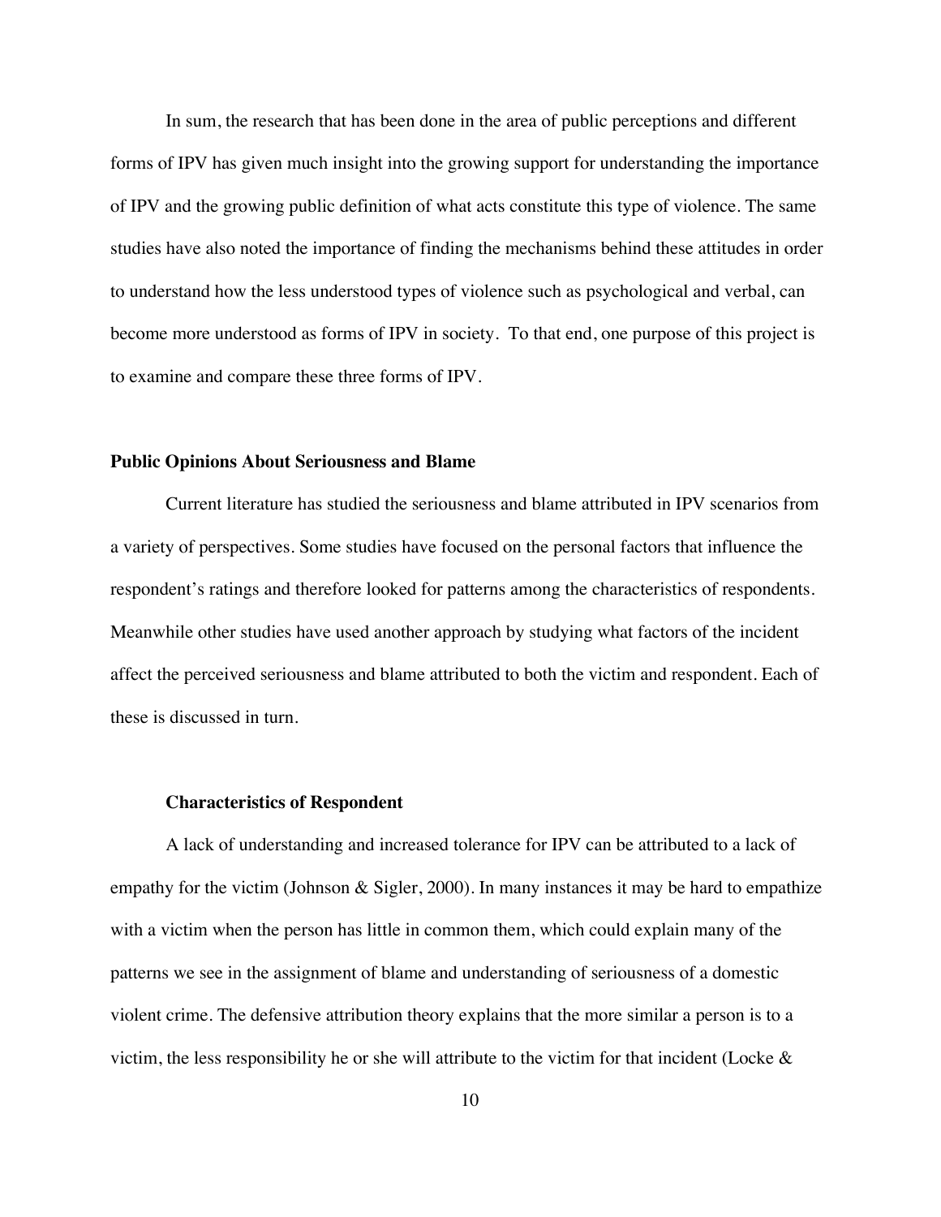In sum, the research that has been done in the area of public perceptions and different forms of IPV has given much insight into the growing support for understanding the importance of IPV and the growing public definition of what acts constitute this type of violence. The same studies have also noted the importance of finding the mechanisms behind these attitudes in order to understand how the less understood types of violence such as psychological and verbal, can become more understood as forms of IPV in society. To that end, one purpose of this project is to examine and compare these three forms of IPV.

## Public Opinions About Seriousness and Blame

Current literature has studied the seriousness and blame attributed in IPV scenarios from a variety of perspectives. Some studies have focused on the personal factors that influence the respondent's ratings and therefore looked for patterns among the characteristics of respondents. Meanwhile other studies have used another approach by studying what factors of the incident affect the perceived seriousness and blame attributed to both the victim and respondent. Each of these is discussed in turn.

### Characteristics of Respondent

A lack of understanding and increased tolerance for IPV can be attributed to a lack of empathy for the victim (Johnson & Sigler, 2000). In many instances it may be hard to empathize with a victim when the person has little in common them, which could explain many of the patterns we see in the assignment of blame and understanding of seriousness of a domestic violent crime. The defensive attribution theory explains that the more similar a person is to a victim, the less responsibility he or she will attribute to the victim for that incident (Locke &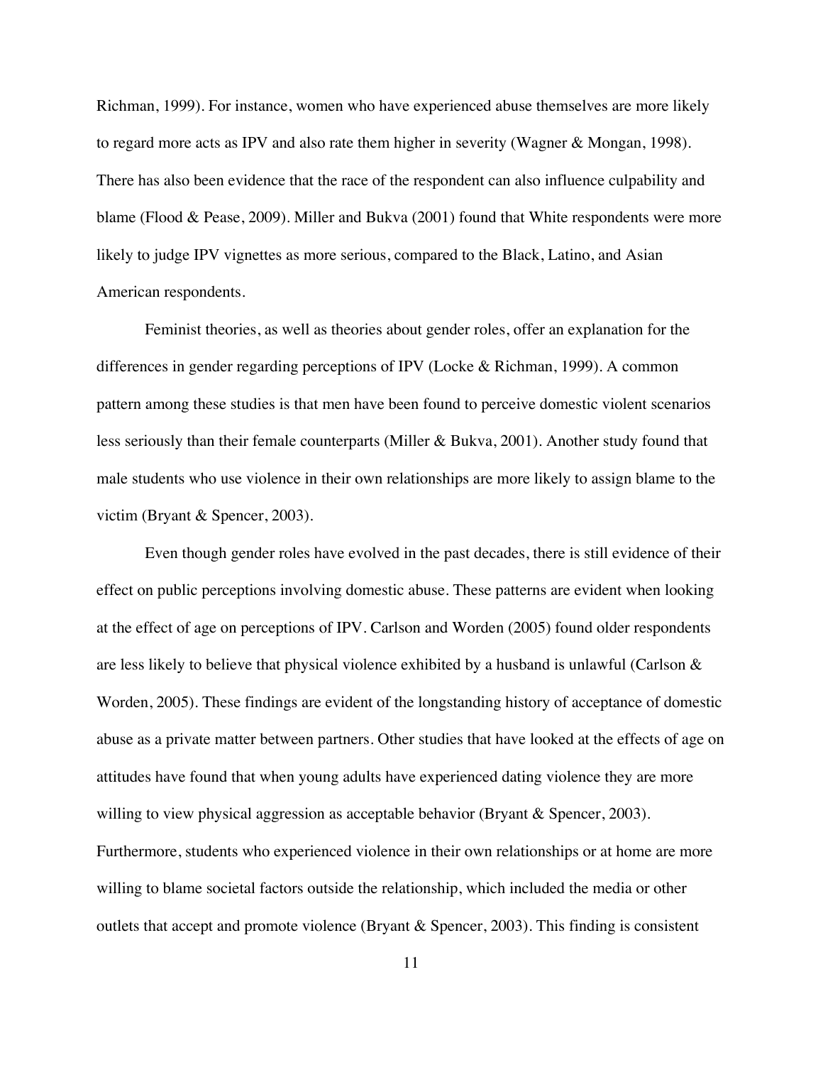Richman, 1999). For instance, women who have experienced abuse themselves are more likely to regard more acts as IPV and also rate them higher in severity (Wagner & Mongan, 1998). There has also been evidence that the race of the respondent can also influence culpability and blame (Flood & Pease, 2009). Miller and Bukva (2001) found that White respondents were more likely to judge IPV vignettes as more serious, compared to the Black, Latino, and Asian American respondents.

Feminist theories, as well as theories about gender roles, offer an explanation for the differences in gender regarding perceptions of IPV (Locke & Richman, 1999). A common pattern among these studies is that men have been found to perceive domestic violent scenarios less seriously than their female counterparts (Miller & Bukva, 2001). Another study found that male students who use violence in their own relationships are more likely to assign blame to the victim (Bryant & Spencer, 2003).

Even though gender roles have evolved in the past decades, there is still evidence of their effect on public perceptions involving domestic abuse. These patterns are evident when looking at the effect of age on perceptions of IPV. Carlson and Worden (2005) found older respondents are less likely to believe that physical violence exhibited by a husband is unlawful (Carlson & Worden, 2005). These findings are evident of the longstanding history of acceptance of domestic abuse as a private matter between partners. Other studies that have looked at the effects of age on attitudes have found that when young adults have experienced dating violence they are more willing to view physical aggression as acceptable behavior (Bryant & Spencer, 2003). Furthermore, students who experienced violence in their own relationships or at home are more willing to blame societal factors outside the relationship, which included the media or other outlets that accept and promote violence (Bryant & Spencer, 2003). This finding is consistent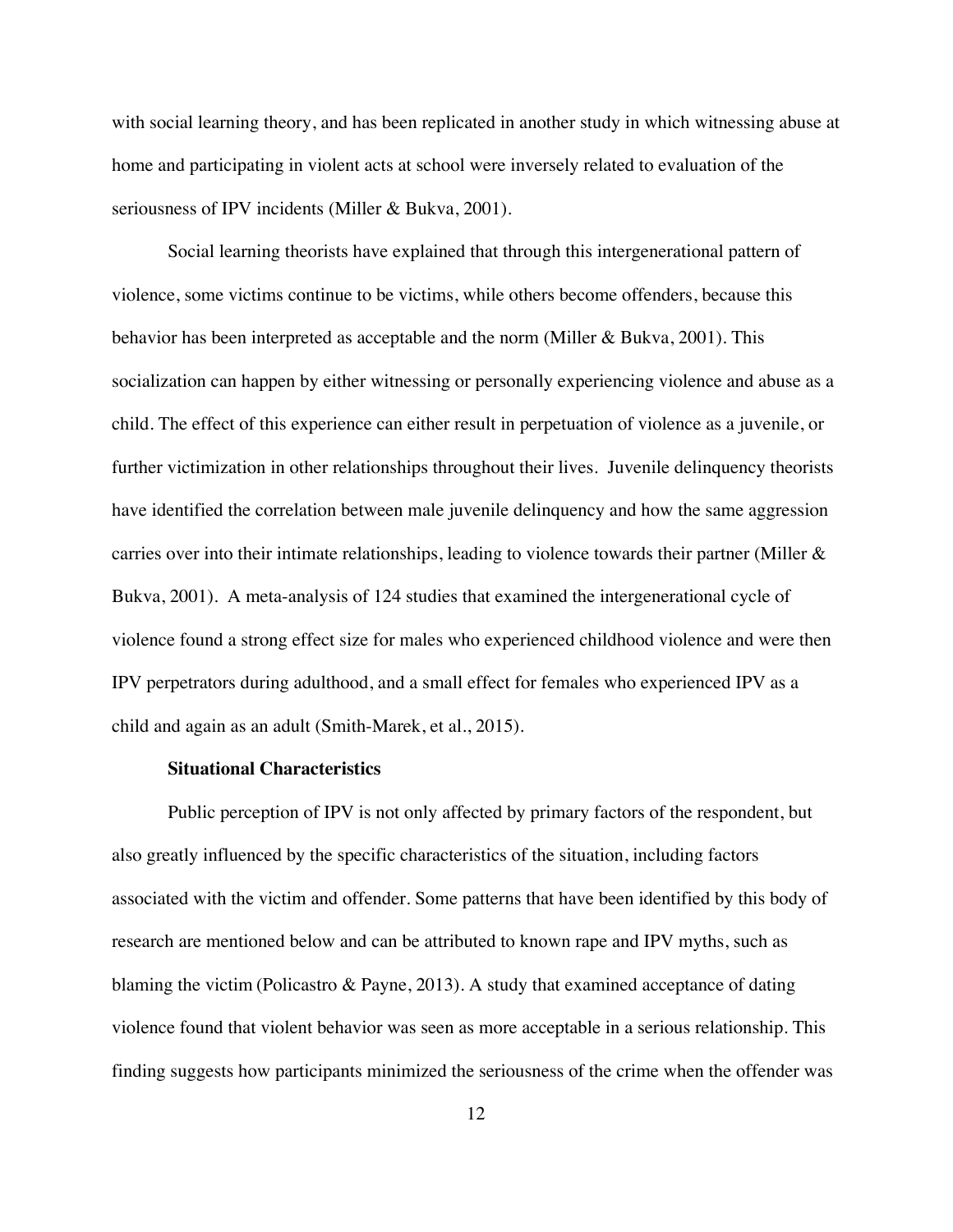with social learning theory, and has been replicated in another study in which witnessing abuse at home and participating in violent acts at school were inversely related to evaluation of the seriousness of IPV incidents (Miller & Bukva, 2001).

Social learning theorists have explained that through this intergenerational pattern of violence, some victims continue to be victims, while others become offenders, because this behavior has been interpreted as acceptable and the norm (Miller & Bukva, 2001). This socialization can happen by either witnessing or personally experiencing violence and abuse as a child. The effect of this experience can either result in perpetuation of violence as a juvenile, or further victimization in other relationships throughout their lives. Juvenile delinquency theorists have identified the correlation between male juvenile delinquency and how the same aggression carries over into their intimate relationships, leading to violence towards their partner (Miller & Bukva, 2001). A meta-analysis of 124 studies that examined the intergenerational cycle of violence found a strong effect size for males who experienced childhood violence and were then IPV perpetrators during adulthood, and a small effect for females who experienced IPV as a child and again as an adult (Smith-Marek, et al., 2015).

### Situational Characteristics

Public perception of IPV is not only affected by primary factors of the respondent, but also greatly influenced by the specific characteristics of the situation, including factors associated with the victim and offender. Some patterns that have been identified by this body of research are mentioned below and can be attributed to known rape and IPV myths, such as blaming the victim (Policastro & Payne, 2013). A study that examined acceptance of dating violence found that violent behavior was seen as more acceptable in a serious relationship. This finding suggests how participants minimized the seriousness of the crime when the offender was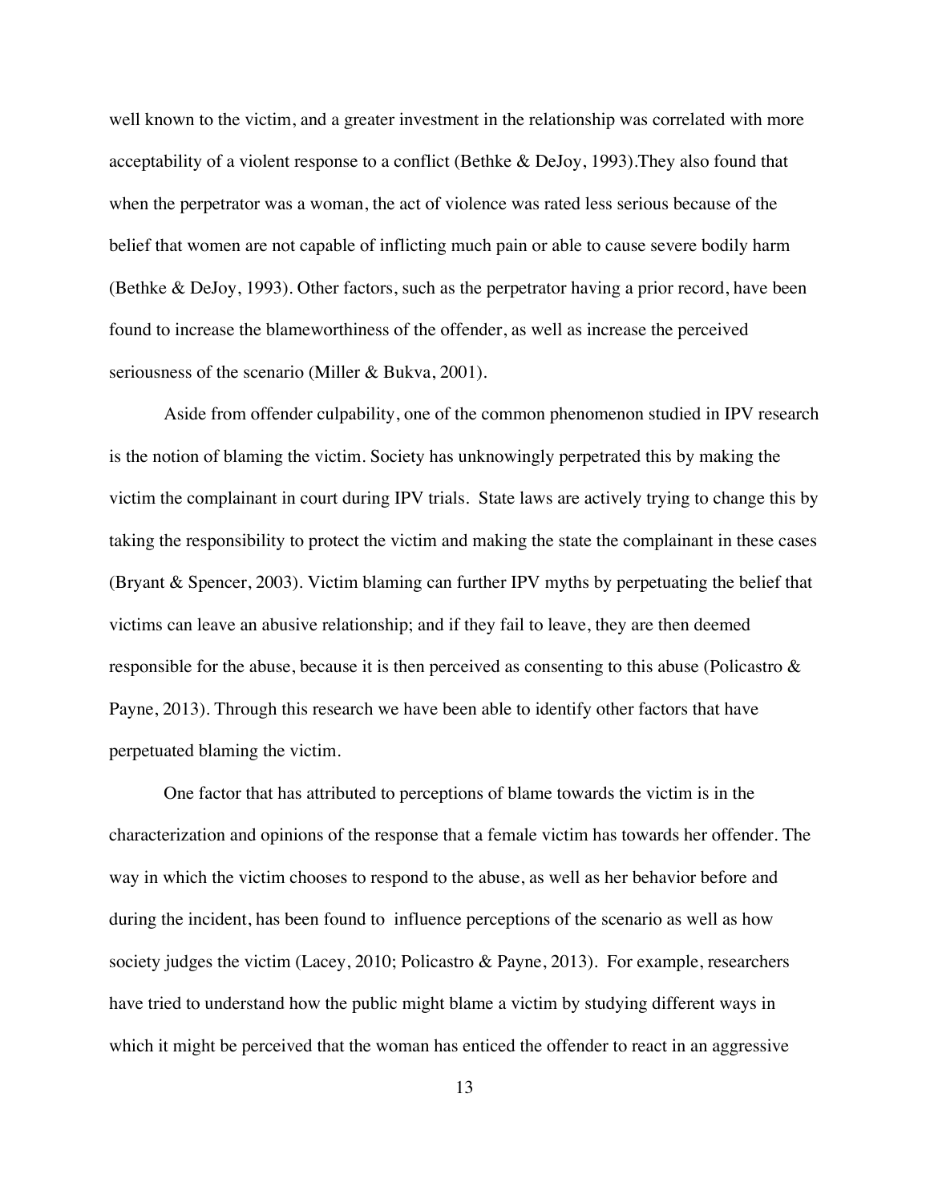well known to the victim, and a greater investment in the relationship was correlated with more acceptability of a violent response to a conflict (Bethke & DeJoy, 1993).They also found that when the perpetrator was a woman, the act of violence was rated less serious because of the belief that women are not capable of inflicting much pain or able to cause severe bodily harm (Bethke & DeJoy, 1993). Other factors, such as the perpetrator having a prior record, have been found to increase the blameworthiness of the offender, as well as increase the perceived seriousness of the scenario (Miller & Bukva, 2001).

Aside from offender culpability, one of the common phenomenon studied in IPV research is the notion of blaming the victim. Society has unknowingly perpetrated this by making the victim the complainant in court during IPV trials. State laws are actively trying to change this by taking the responsibility to protect the victim and making the state the complainant in these cases (Bryant & Spencer, 2003). Victim blaming can further IPV myths by perpetuating the belief that victims can leave an abusive relationship; and if they fail to leave, they are then deemed responsible for the abuse, because it is then perceived as consenting to this abuse (Policastro & Payne, 2013). Through this research we have been able to identify other factors that have perpetuated blaming the victim.

One factor that has attributed to perceptions of blame towards the victim is in the characterization and opinions of the response that a female victim has towards her offender. The way in which the victim chooses to respond to the abuse, as well as her behavior before and during the incident, has been found to influence perceptions of the scenario as well as how society judges the victim (Lacey, 2010; Policastro & Payne, 2013). For example, researchers have tried to understand how the public might blame a victim by studying different ways in which it might be perceived that the woman has enticed the offender to react in an aggressive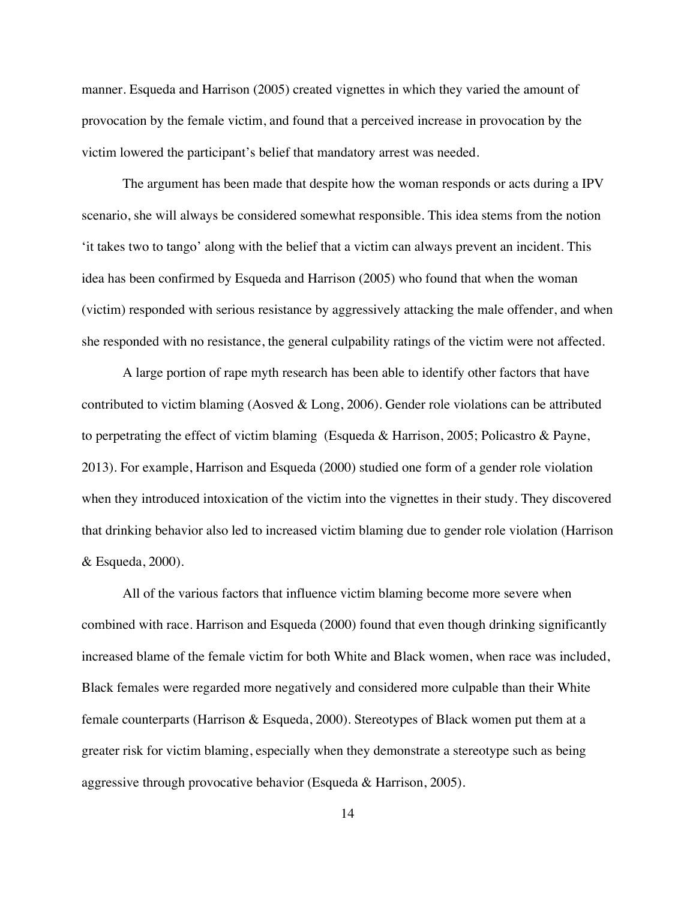manner. Esqueda and Harrison (2005) created vignettes in which they varied the amount of provocation by the female victim, and found that a perceived increase in provocation by the victim lowered the participant's belief that mandatory arrest was needed.

The argument has been made that despite how the woman responds or acts during a IPV scenario, she will always be considered somewhat responsible. This idea stems from the notion 'it takes two to tango' along with the belief that a victim can always prevent an incident. This idea has been confirmed by Esqueda and Harrison (2005) who found that when the woman (victim) responded with serious resistance by aggressively attacking the male offender, and when she responded with no resistance, the general culpability ratings of the victim were not affected.

A large portion of rape myth research has been able to identify other factors that have contributed to victim blaming (Aosved & Long, 2006). Gender role violations can be attributed to perpetrating the effect of victim blaming (Esqueda & Harrison, 2005; Policastro & Payne, 2013). For example, Harrison and Esqueda (2000) studied one form of a gender role violation when they introduced intoxication of the victim into the vignettes in their study. They discovered that drinking behavior also led to increased victim blaming due to gender role violation (Harrison & Esqueda, 2000).

All of the various factors that influence victim blaming become more severe when combined with race. Harrison and Esqueda (2000) found that even though drinking significantly increased blame of the female victim for both White and Black women, when race was included, Black females were regarded more negatively and considered more culpable than their White female counterparts (Harrison & Esqueda, 2000). Stereotypes of Black women put them at a greater risk for victim blaming, especially when they demonstrate a stereotype such as being aggressive through provocative behavior (Esqueda & Harrison, 2005).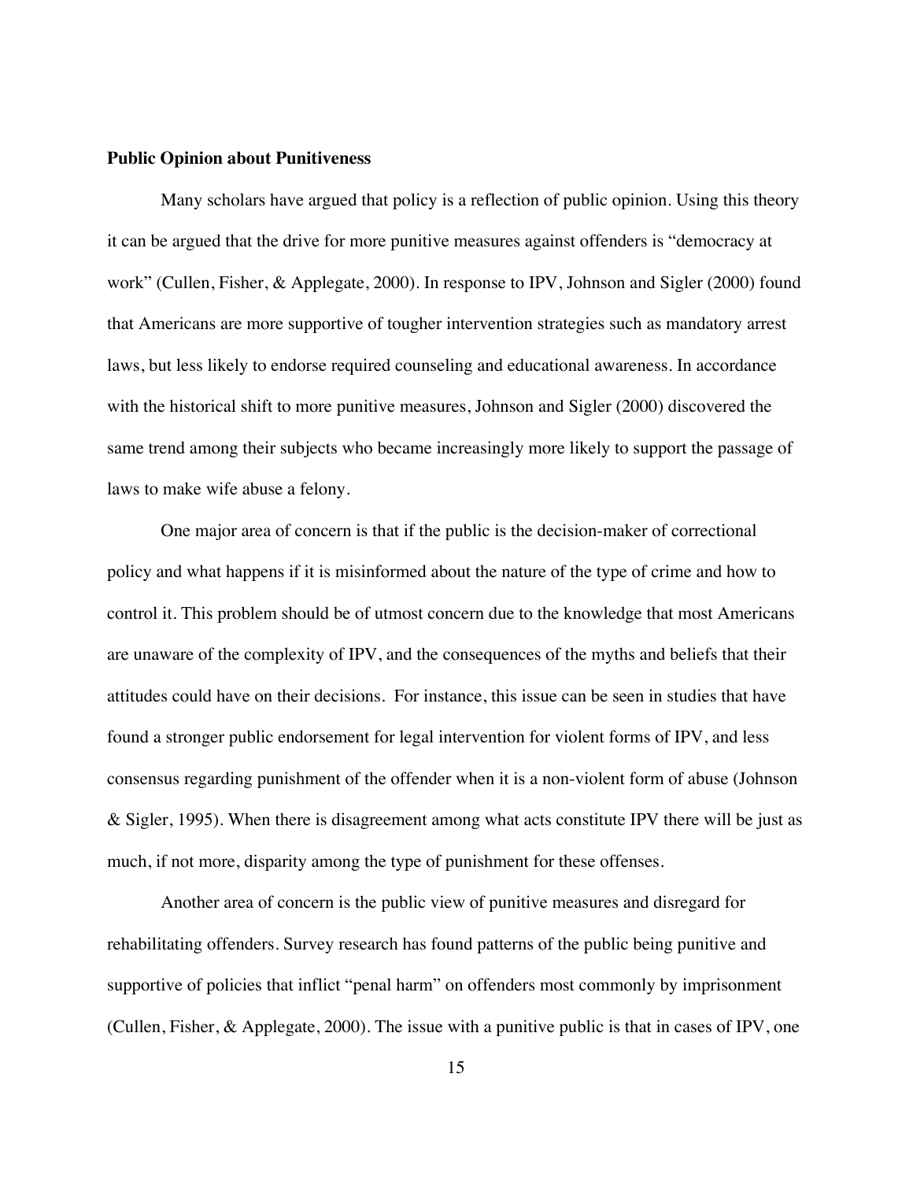**Public Opinion about Punitiveness**

Many scholars have argued that policy is a reflection of public opinion. Using this theory it can be argued that the drive for more punitive measures against offenders is "democracy at work" (Cullen, Fisher, & Applegate, 2000). In response to IPV, Johnson and Sigler (2000) found that Americans are more supportive of tougher intervention strategies such as mandatory arrest laws, but less likely to endorse required counseling and educational awareness. In accordance with the historical shift to more punitive measures, Johnson and Sigler (2000) discovered the same trend among their subjects who became increasingly more likely to support the passage of laws to make wife abuse a felony.

One major area of concern is that if the public is the decision-maker of correctional policy and what happens if it is misinformed about the nature of the type of crime and how to control it. This problem should be of utmost concern due to the knowledge that most Americans are unaware of the complexity of IPV, and the consequences of the myths and beliefs that their attitudes could have on their decisions. For instance, this issue can be seen in studies that have found a stronger public endorsement for legal intervention for violent forms of IPV, and less consensus regarding punishment of the offender when it is a non-violent form of abuse (Johnson & Sigler, 1995). When there is disagreement among what acts constitute IPV there will be just as much, if not more, disparity among the type of punishment for these offenses.

Another area of concern is the public view of punitive measures and disregard for rehabilitating offenders. Survey research has found patterns of the public being punitive and supportive of policies that inflict "penal harm" on offenders most commonly by imprisonment (Cullen, Fisher, & Applegate, 2000). The issue with a punitive public is that in cases of IPV, one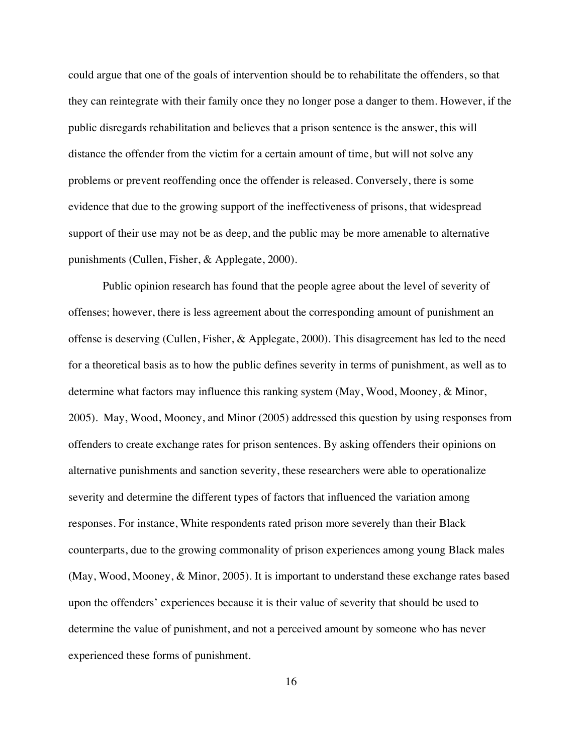could argue that one of the goals of intervention should be to rehabilitate the offenders, so that they can reintegrate with their family once they no longer pose a danger to them. However, if the public disregards rehabilitation and believes that a prison sentence is the answer, this will distance the offender from the victim for a certain amount of time, but will not solve any problems or prevent reoffending once the offender is released. Conversely, there is some evidence that due to the growing support of the ineffectiveness of prisons, that widespread support of their use may not be as deep, and the public may be more amenable to alternative punishments (Cullen, Fisher, & Applegate, 2000).

Public opinion research has found that the people agree about the level of severity of offenses; however, there is less agreement about the corresponding amount of punishment an offense is deserving (Cullen, Fisher, & Applegate, 2000). This disagreement has led to the need for a theoretical basis as to how the public defines severity in terms of punishment, as well as to determine what factors may influence this ranking system (May, Wood, Mooney, & Minor, 2005). May, Wood, Mooney, and Minor (2005) addressed this question by using responses from offenders to create exchange rates for prison sentences. By asking offenders their opinions on alternative punishments and sanction severity, these researchers were able to operationalize severity and determine the different types of factors that influenced the variation among responses. For instance, White respondents rated prison more severely than their Black counterparts, due to the growing commonality of prison experiences among young Black males (May, Wood, Mooney, & Minor, 2005). It is important to understand these exchange rates based upon the offenders' experiences because it is their value of severity that should be used to determine the value of punishment, and not a perceived amount by someone who has never experienced these forms of punishment.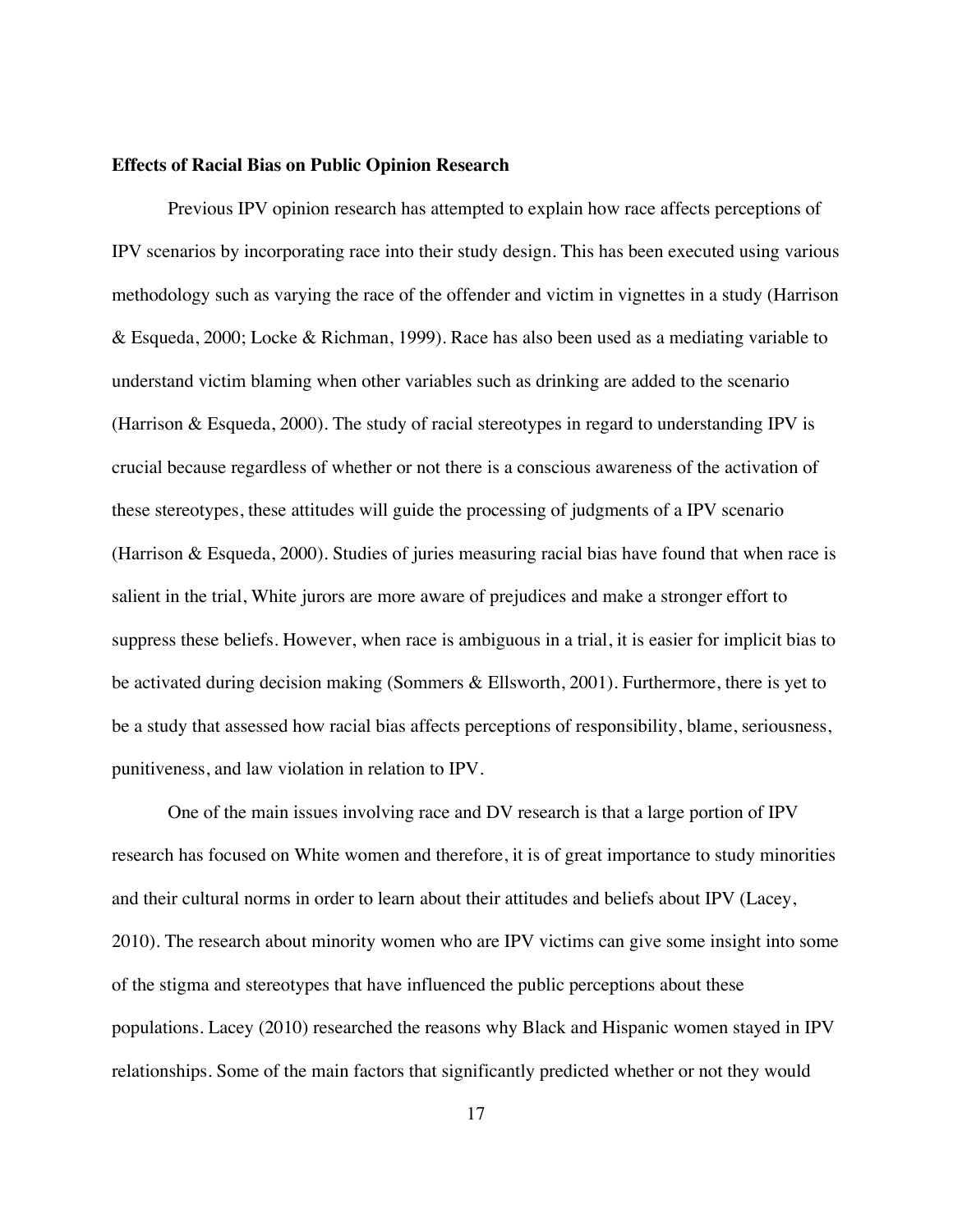**Effects of Racial Bias on Public Opinion Research**

Previous IPV opinion research has attempted to explain how race affects perceptions of IPV scenarios by incorporating race into their study design. This has been executed using various methodology such as varying the race of the offender and victim in vignettes in a study (Harrison & Esqueda, 2000; Locke & Richman, 1999). Race has also been used as a mediating variable to understand victim blaming when other variables such as drinking are added to the scenario (Harrison & Esqueda, 2000). The study of racial stereotypes in regard to understanding IPV is crucial because regardless of whether or not there is a conscious awareness of the activation of these stereotypes, these attitudes will guide the processing of judgments of a IPV scenario (Harrison & Esqueda, 2000). Studies of juries measuring racial bias have found that when race is salient in the trial, White jurors are more aware of prejudices and make a stronger effort to suppress these beliefs. However, when race is ambiguous in a trial, it is easier for implicit bias to be activated during decision making (Sommers & Ellsworth, 2001). Furthermore, there is yet to be a study that assessed how racial bias affects perceptions of responsibility, blame, seriousness, punitiveness, and law violation in relation to IPV.

One of the main issues involving race and DV research is that a large portion of IPV research has focused on White women and therefore, it is of great importance to study minorities and their cultural norms in order to learn about their attitudes and beliefs about IPV (Lacey, 2010). The research about minority women who are IPV victims can give some insight into some of the stigma and stereotypes that have influenced the public perceptions about these populations. Lacey (2010) researched the reasons why Black and Hispanic women stayed in IPV relationships. Some of the main factors that significantly predicted whether or not they would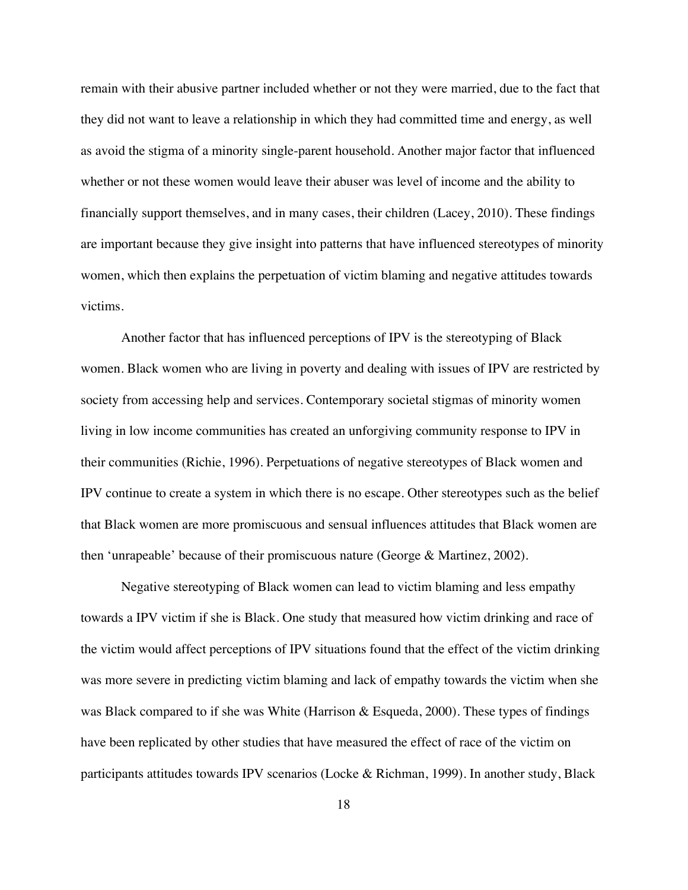remain with their abusive partner included whether or not they were married, due to the fact that they did not want to leave a relationship in which they had committed time and energy, as well as avoid the stigma of a minority single-parent household. Another major factor that influenced whether or not these women would leave their abuser was level of income and the ability to financially support themselves, and in many cases, their children (Lacey, 2010). These findings are important because they give insight into patterns that have influenced stereotypes of minority women, which then explains the perpetuation of victim blaming and negative attitudes towards victims.

Another factor that has influenced perceptions of IPV is the stereotyping of Black women. Black women who are living in poverty and dealing with issues of IPV are restricted by society from accessing help and services. Contemporary societal stigmas of minority women living in low income communities has created an unforgiving community response to IPV in their communities (Richie, 1996). Perpetuations of negative stereotypes of Black women and IPV continue to create a system in which there is no escape. Other stereotypes such as the belief that Black women are more promiscuous and sensual influences attitudes that Black women are then 'unrapeable' because of their promiscuous nature (George & Martinez, 2002).

Negative stereotyping of Black women can lead to victim blaming and less empathy towards a IPV victim if she is Black. One study that measured how victim drinking and race of the victim would affect perceptions of IPV situations found that the effect of the victim drinking was more severe in predicting victim blaming and lack of empathy towards the victim when she was Black compared to if she was White (Harrison & Esqueda, 2000). These types of findings have been replicated by other studies that have measured the effect of race of the victim on participants attitudes towards IPV scenarios (Locke & Richman, 1999). In another study, Black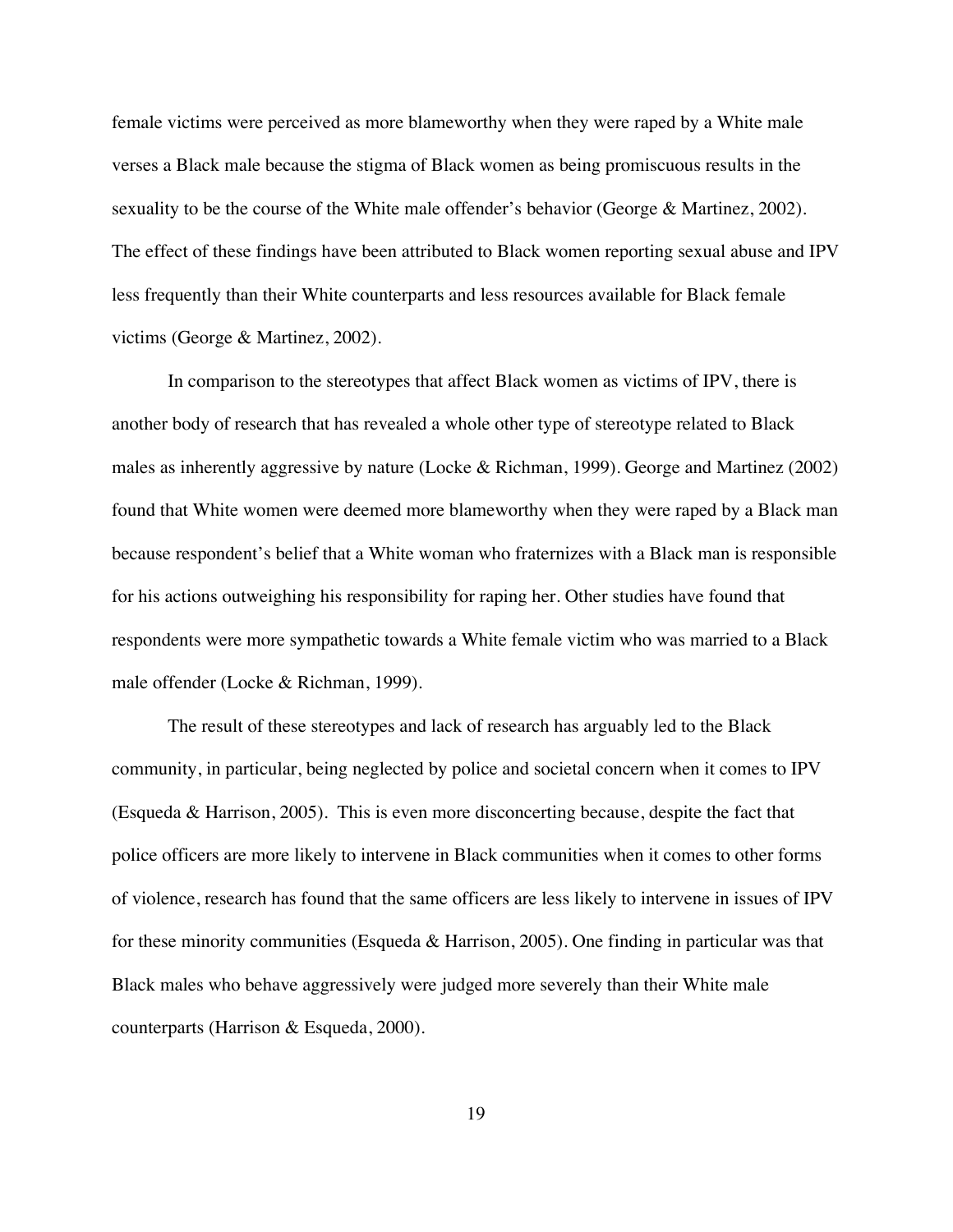female victims were perceived as more blameworthy when they were raped by a White male verses a Black male because the stigma of Black women as being promiscuous results in the sexuality to be the course of the White male offender's behavior (George & Martinez, 2002). The effect of these findings have been attributed to Black women reporting sexual abuse and IPV less frequently than their White counterparts and less resources available for Black female victims (George & Martinez, 2002).

In comparison to the stereotypes that affect Black women as victims of IPV, there is another body of research that has revealed a whole other type of stereotype related to Black males as inherently aggressive by nature (Locke & Richman, 1999). George and Martinez (2002) found that White women were deemed more blameworthy when they were raped by a Black man because respondent's belief that a White woman who fraternizes with a Black man is responsible for his actions outweighing his responsibility for raping her. Other studies have found that respondents were more sympathetic towards a White female victim who was married to a Black male offender (Locke & Richman, 1999).

The result of these stereotypes and lack of research has arguably led to the Black community, in particular, being neglected by police and societal concern when it comes to IPV (Esqueda & Harrison, 2005). This is even more disconcerting because, despite the fact that police officers are more likely to intervene in Black communities when it comes to other forms of violence, research has found that the same officers are less likely to intervene in issues of IPV for these minority communities (Esqueda & Harrison, 2005). One finding in particular was that Black males who behave aggressively were judged more severely than their White male counterparts (Harrison & Esqueda, 2000).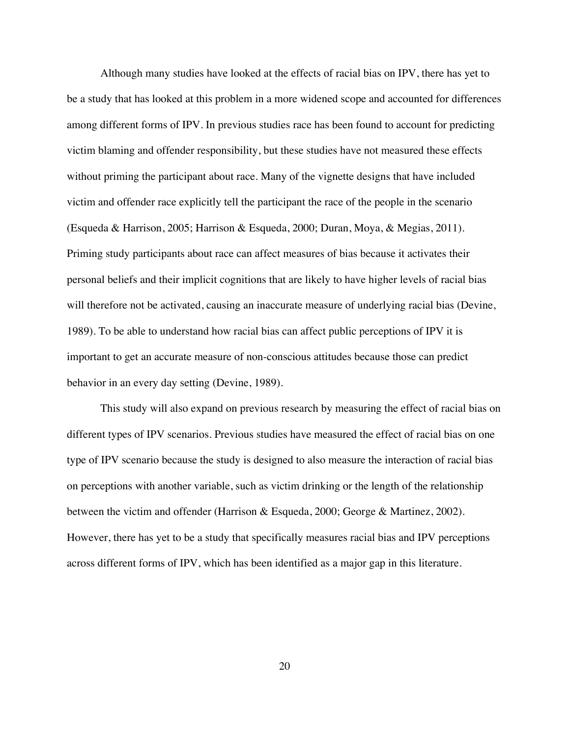Although many studies have looked at the effects of racial bias on IPV, there has yet to be a study that has looked at this problem in a more widened scope and accounted for differences among different forms of IPV. In previous studies race has been found to account for predicting victim blaming and offender responsibility, but these studies have not measured these effects without priming the participant about race. Many of the vignette designs that have included victim and offender race explicitly tell the participant the race of the people in the scenario (Esqueda & Harrison, 2005; Harrison & Esqueda, 2000; Duran, Moya, & Megias, 2011). Priming study participants about race can affect measures of bias because it activates their personal beliefs and their implicit cognitions that are likely to have higher levels of racial bias will therefore not be activated, causing an inaccurate measure of underlying racial bias (Devine, 1989). To be able to understand how racial bias can affect public perceptions of IPV it is important to get an accurate measure of non-conscious attitudes because those can predict behavior in an every day setting (Devine, 1989).

This study will also expand on previous research by measuring the effect of racial bias on different types of IPV scenarios. Previous studies have measured the effect of racial bias on one type of IPV scenario because the study is designed to also measure the interaction of racial bias on perceptions with another variable, such as victim drinking or the length of the relationship between the victim and offender (Harrison & Esqueda, 2000; George & Martinez, 2002). However, there has yet to be a study that specifically measures racial bias and IPV perceptions across different forms of IPV, which has been identified as a major gap in this literature.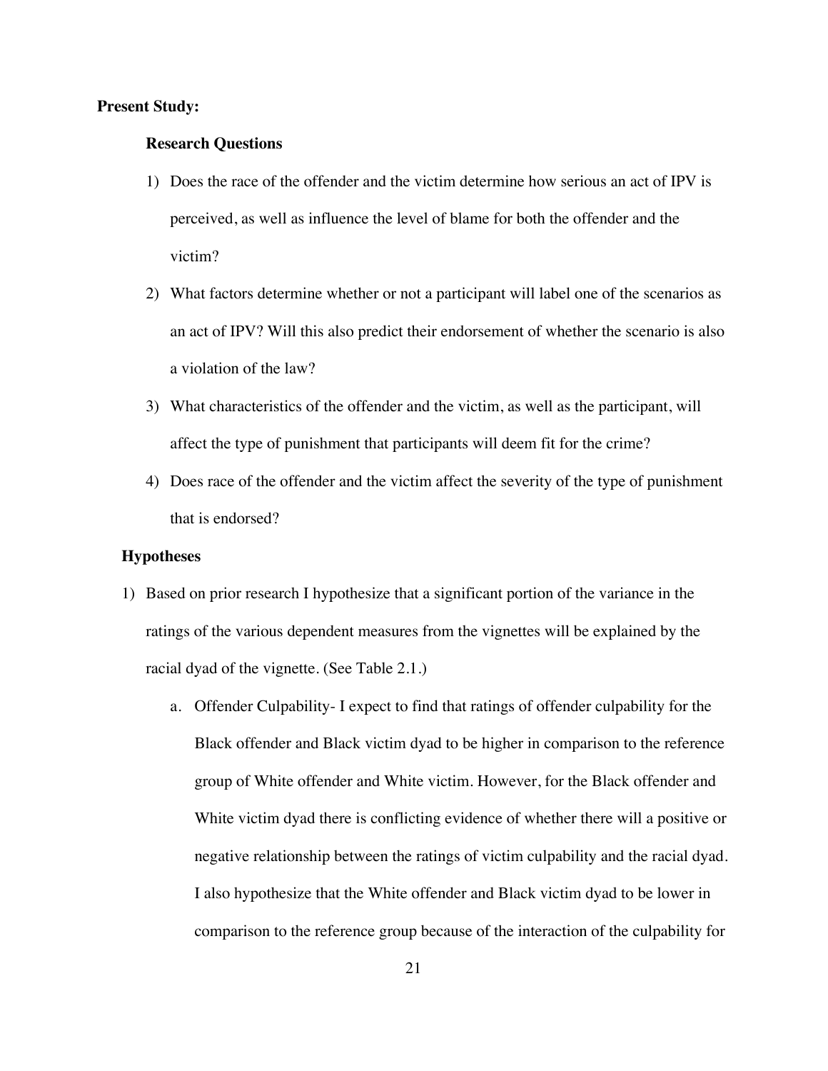**Present Study:**

**Research Questions**

1) Does the race of the offender and the victim determine how serious an act of IPV is perceived, as well as influence the level of blame for both the offender and the victim?
2) What factors determine whether or not a participant will label one of the scenarios as an act of IPV? Will this also predict their endorsement of whether the scenario is also a violation of the law?
3) What characteristics of the offender and the victim, as well as the participant, will affect the type of punishment that participants will deem fit for the crime?
4) Does race of the offender and the victim affect the severity of the type of punishment that is endorsed?

**Hypotheses**

1) Based on prior research I hypothesize that a significant portion of the variance in the ratings of the various dependent measures from the vignettes will be explained by the racial dyad of the vignette. (See Table 2.1.)
   a. Offender Culpability- I expect to find that ratings of offender culpability for the Black offender and Black victim dyad to be higher in comparison to the reference group of White offender and White victim. However, for the Black offender and White victim dyad there is conflicting evidence of whether there will a positive or negative relationship between the ratings of victim culpability and the racial dyad. I also hypothesize that the White offender and Black victim dyad to be lower in comparison to the reference group because of the interaction of the culpability for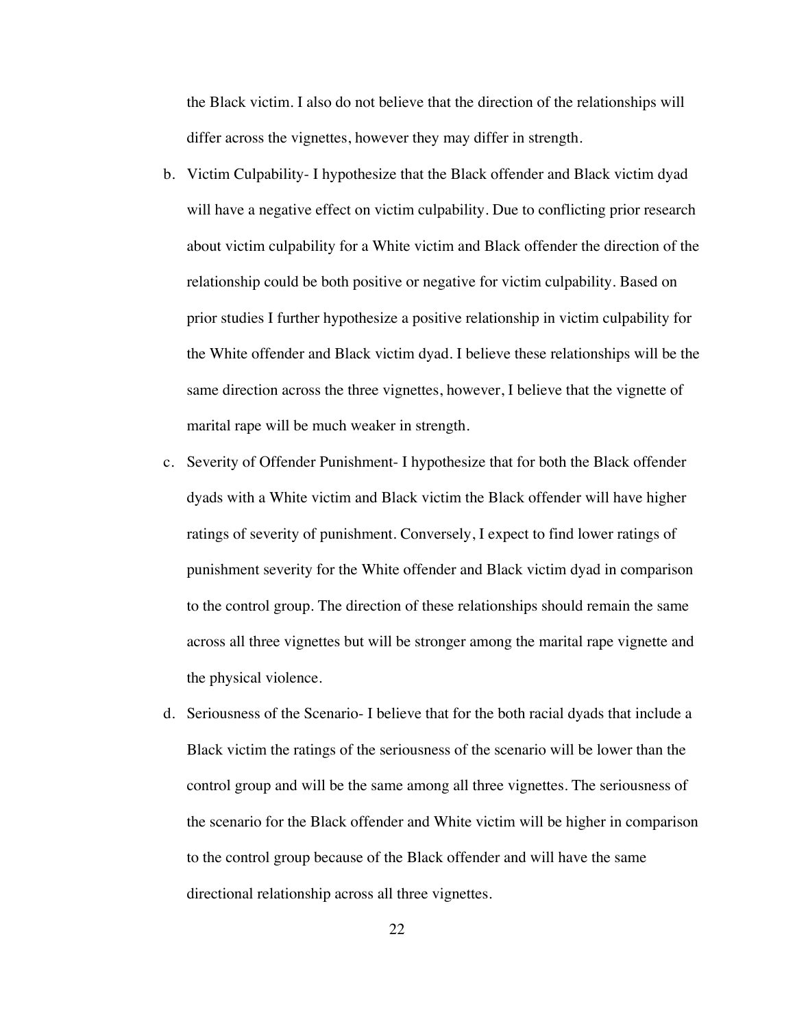the Black victim. I also do not believe that the direction of the relationships will differ across the vignettes, however they may differ in strength.

b. Victim Culpability- I hypothesize that the Black offender and Black victim dyad will have a negative effect on victim culpability. Due to conflicting prior research about victim culpability for a White victim and Black offender the direction of the relationship could be both positive or negative for victim culpability. Based on prior studies I further hypothesize a positive relationship in victim culpability for the White offender and Black victim dyad. I believe these relationships will be the same direction across the three vignettes, however, I believe that the vignette of marital rape will be much weaker in strength.

c. Severity of Offender Punishment- I hypothesize that for both the Black offender dyads with a White victim and Black victim the Black offender will have higher ratings of severity of punishment. Conversely, I expect to find lower ratings of punishment severity for the White offender and Black victim dyad in comparison to the control group. The direction of these relationships should remain the same across all three vignettes but will be stronger among the marital rape vignette and the physical violence.

d. Seriousness of the Scenario- I believe that for the both racial dyads that include a Black victim the ratings of the seriousness of the scenario will be lower than the control group and will be the same among all three vignettes. The seriousness of the scenario for the Black offender and White victim will be higher in comparison to the control group because of the Black offender and will have the same directional relationship across all three vignettes.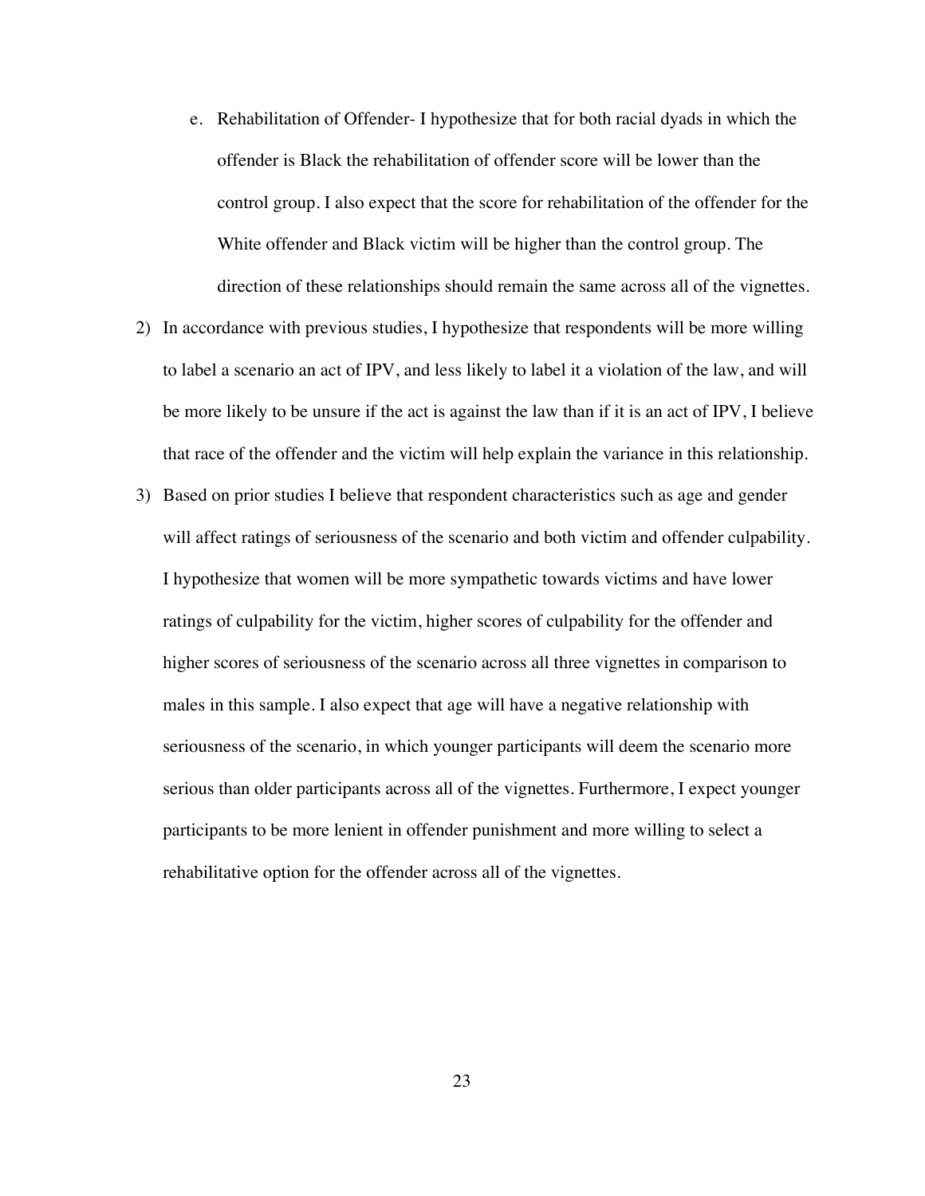e. Rehabilitation of Offender- I hypothesize that for both racial dyads in which the offender is Black the rehabilitation of offender score will be lower than the control group. I also expect that the score for rehabilitation of the offender for the White offender and Black victim will be higher than the control group. The direction of these relationships should remain the same across all of the vignettes.

2) In accordance with previous studies, I hypothesize that respondents will be more willing to label a scenario an act of IPV, and less likely to label it a violation of the law, and will be more likely to be unsure if the act is against the law than if it is an act of IPV, I believe that race of the offender and the victim will help explain the variance in this relationship.

3) Based on prior studies I believe that respondent characteristics such as age and gender will affect ratings of seriousness of the scenario and both victim and offender culpability. I hypothesize that women will be more sympathetic towards victims and have lower ratings of culpability for the victim, higher scores of culpability for the offender and higher scores of seriousness of the scenario across all three vignettes in comparison to males in this sample. I also expect that age will have a negative relationship with seriousness of the scenario, in which younger participants will deem the scenario more serious than older participants across all of the vignettes. Furthermore, I expect younger participants to be more lenient in offender punishment and more willing to select a rehabilitative option for the offender across all of the vignettes.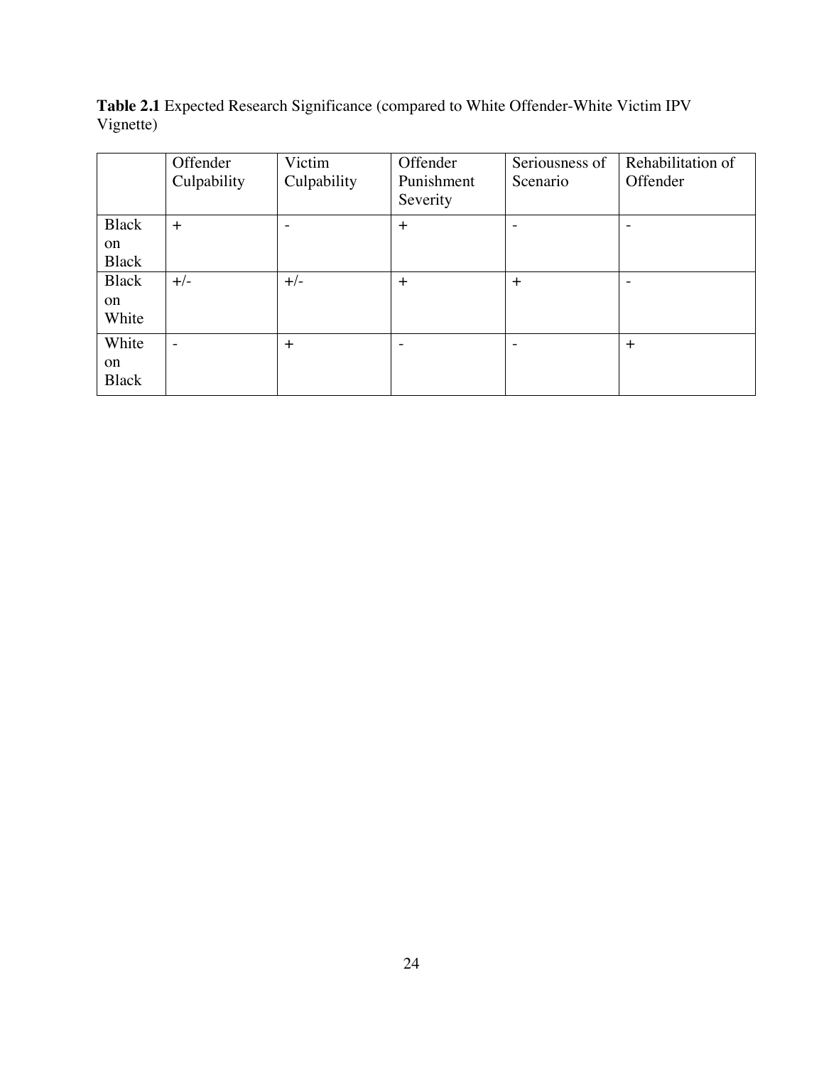**Table 2.1** Expected Research Significance (compared to White Offender-White Victim IPV Vignette)

| | Offender Culpability | Victim Culpability | Offender Punishment Severity | Seriousness of Scenario | Rehabilitation of Offender |
|---|---|---|---|---|---|
| Black on Black | + | - | + | - | - |
| Black on White | +/- | +/- | + | + | - |
| White on Black | - | + | - | - | + |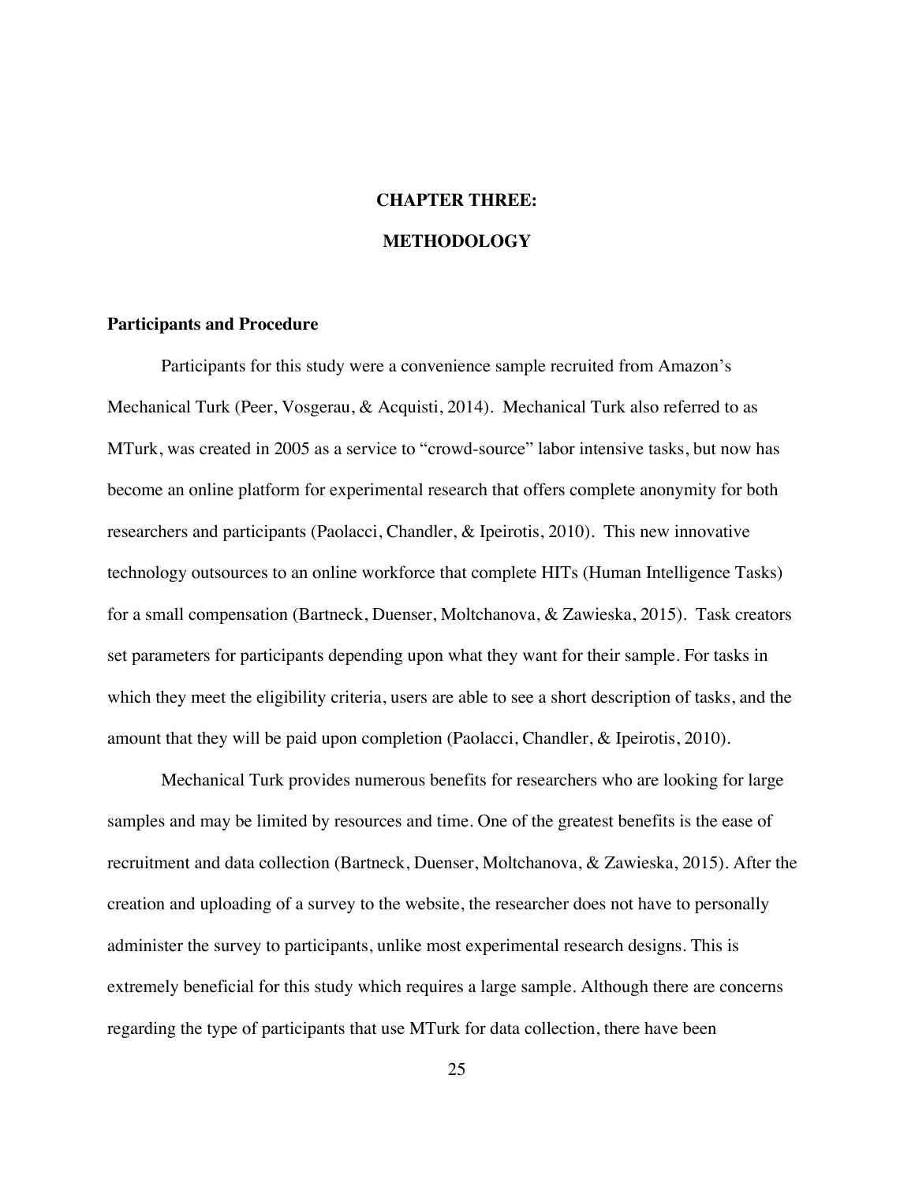# CHAPTER THREE:

# METHODOLOGY

## Participants and Procedure

Participants for this study were a convenience sample recruited from Amazon's Mechanical Turk (Peer, Vosgerau, & Acquisti, 2014). Mechanical Turk also referred to as MTurk, was created in 2005 as a service to "crowd-source" labor intensive tasks, but now has become an online platform for experimental research that offers complete anonymity for both researchers and participants (Paolacci, Chandler, & Ipeirotis, 2010). This new innovative technology outsources to an online workforce that complete HITs (Human Intelligence Tasks) for a small compensation (Bartneck, Duenser, Moltchanova, & Zawieska, 2015). Task creators set parameters for participants depending upon what they want for their sample. For tasks in which they meet the eligibility criteria, users are able to see a short description of tasks, and the amount that they will be paid upon completion (Paolacci, Chandler, & Ipeirotis, 2010).

Mechanical Turk provides numerous benefits for researchers who are looking for large samples and may be limited by resources and time. One of the greatest benefits is the ease of recruitment and data collection (Bartneck, Duenser, Moltchanova, & Zawieska, 2015). After the creation and uploading of a survey to the website, the researcher does not have to personally administer the survey to participants, unlike most experimental research designs. This is extremely beneficial for this study which requires a large sample. Although there are concerns regarding the type of participants that use MTurk for data collection, there have been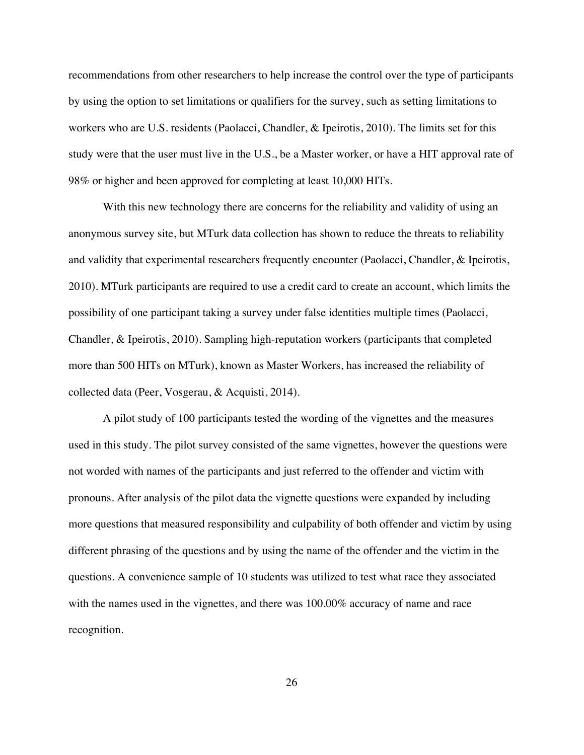recommendations from other researchers to help increase the control over the type of participants by using the option to set limitations or qualifiers for the survey, such as setting limitations to workers who are U.S. residents (Paolacci, Chandler, & Ipeirotis, 2010). The limits set for this study were that the user must live in the U.S., be a Master worker, or have a HIT approval rate of 98% or higher and been approved for completing at least 10,000 HITs.

With this new technology there are concerns for the reliability and validity of using an anonymous survey site, but MTurk data collection has shown to reduce the threats to reliability and validity that experimental researchers frequently encounter (Paolacci, Chandler, & Ipeirotis, 2010). MTurk participants are required to use a credit card to create an account, which limits the possibility of one participant taking a survey under false identities multiple times (Paolacci, Chandler, & Ipeirotis, 2010). Sampling high-reputation workers (participants that completed more than 500 HITs on MTurk), known as Master Workers, has increased the reliability of collected data (Peer, Vosgerau, & Acquisti, 2014).

A pilot study of 100 participants tested the wording of the vignettes and the measures used in this study. The pilot survey consisted of the same vignettes, however the questions were not worded with names of the participants and just referred to the offender and victim with pronouns. After analysis of the pilot data the vignette questions were expanded by including more questions that measured responsibility and culpability of both offender and victim by using different phrasing of the questions and by using the name of the offender and the victim in the questions. A convenience sample of 10 students was utilized to test what race they associated with the names used in the vignettes, and there was 100.00% accuracy of name and race recognition.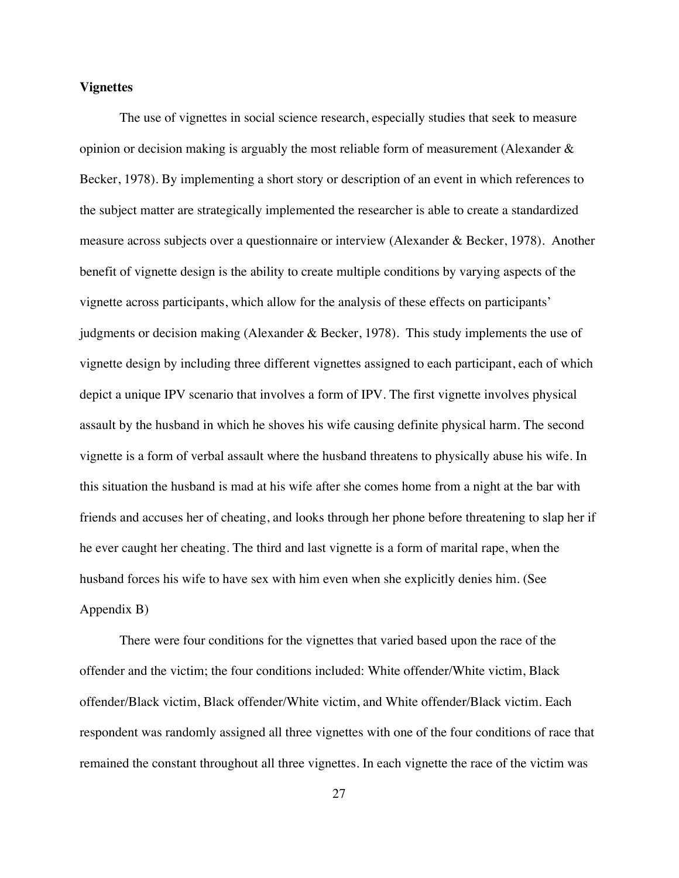**Vignettes**

The use of vignettes in social science research, especially studies that seek to measure opinion or decision making is arguably the most reliable form of measurement (Alexander & Becker, 1978). By implementing a short story or description of an event in which references to the subject matter are strategically implemented the researcher is able to create a standardized measure across subjects over a questionnaire or interview (Alexander & Becker, 1978). Another benefit of vignette design is the ability to create multiple conditions by varying aspects of the vignette across participants, which allow for the analysis of these effects on participants' judgments or decision making (Alexander & Becker, 1978). This study implements the use of vignette design by including three different vignettes assigned to each participant, each of which depict a unique IPV scenario that involves a form of IPV. The first vignette involves physical assault by the husband in which he shoves his wife causing definite physical harm. The second vignette is a form of verbal assault where the husband threatens to physically abuse his wife. In this situation the husband is mad at his wife after she comes home from a night at the bar with friends and accuses her of cheating, and looks through her phone before threatening to slap her if he ever caught her cheating. The third and last vignette is a form of marital rape, when the husband forces his wife to have sex with him even when she explicitly denies him. (See Appendix B)

There were four conditions for the vignettes that varied based upon the race of the offender and the victim; the four conditions included: White offender/White victim, Black offender/Black victim, Black offender/White victim, and White offender/Black victim. Each respondent was randomly assigned all three vignettes with one of the four conditions of race that remained the constant throughout all three vignettes. In each vignette the race of the victim was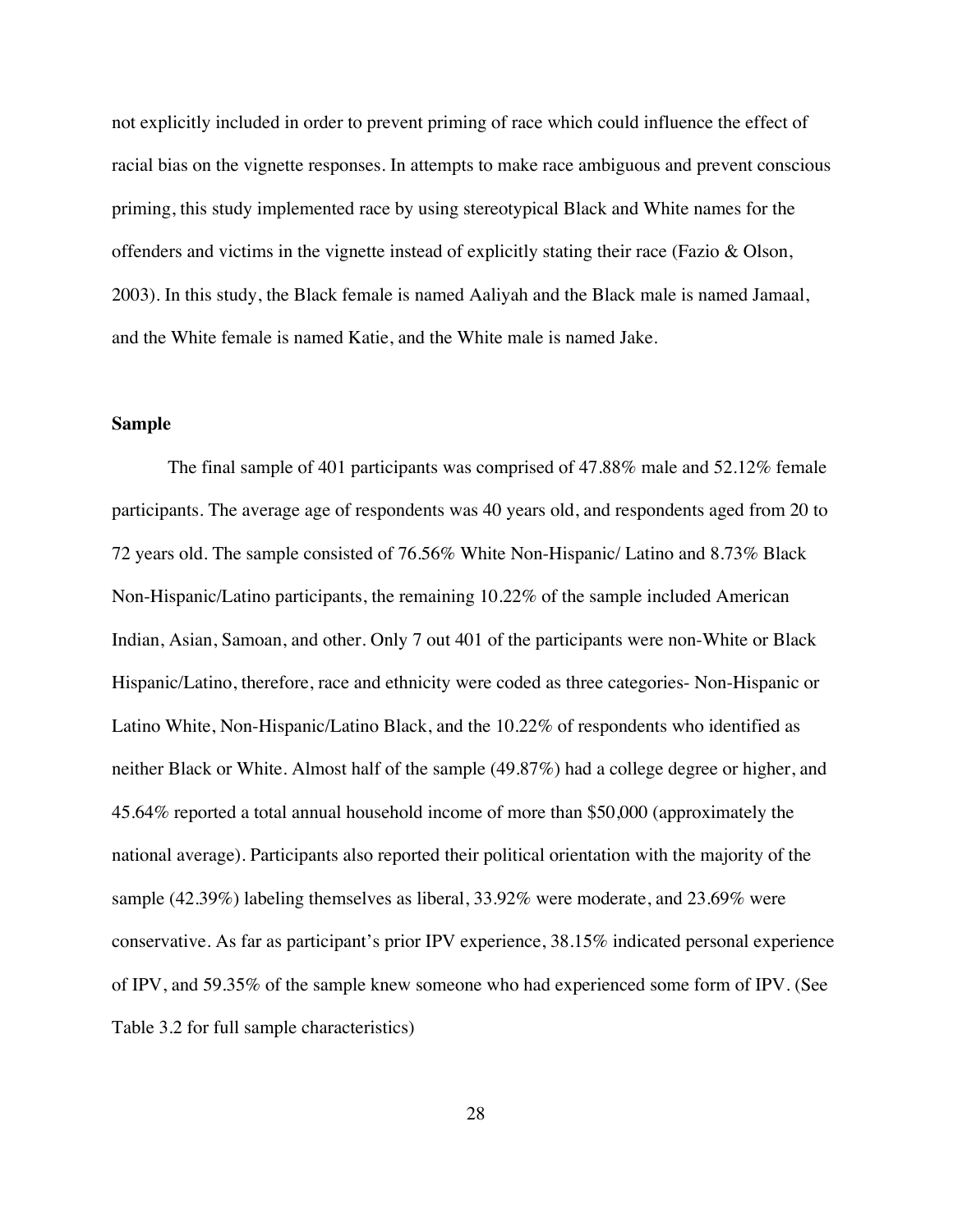not explicitly included in order to prevent priming of race which could influence the effect of racial bias on the vignette responses. In attempts to make race ambiguous and prevent conscious priming, this study implemented race by using stereotypical Black and White names for the offenders and victims in the vignette instead of explicitly stating their race (Fazio & Olson, 2003). In this study, the Black female is named Aaliyah and the Black male is named Jamaal, and the White female is named Katie, and the White male is named Jake.

**Sample**

The final sample of 401 participants was comprised of 47.88% male and 52.12% female participants. The average age of respondents was 40 years old, and respondents aged from 20 to 72 years old. The sample consisted of 76.56% White Non-Hispanic/ Latino and 8.73% Black Non-Hispanic/Latino participants, the remaining 10.22% of the sample included American Indian, Asian, Samoan, and other. Only 7 out 401 of the participants were non-White or Black Hispanic/Latino, therefore, race and ethnicity were coded as three categories- Non-Hispanic or Latino White, Non-Hispanic/Latino Black, and the 10.22% of respondents who identified as neither Black or White. Almost half of the sample (49.87%) had a college degree or higher, and 45.64% reported a total annual household income of more than $50,000 (approximately the national average). Participants also reported their political orientation with the majority of the sample (42.39%) labeling themselves as liberal, 33.92% were moderate, and 23.69% were conservative. As far as participant's prior IPV experience, 38.15% indicated personal experience of IPV, and 59.35% of the sample knew someone who had experienced some form of IPV. (See Table 3.2 for full sample characteristics)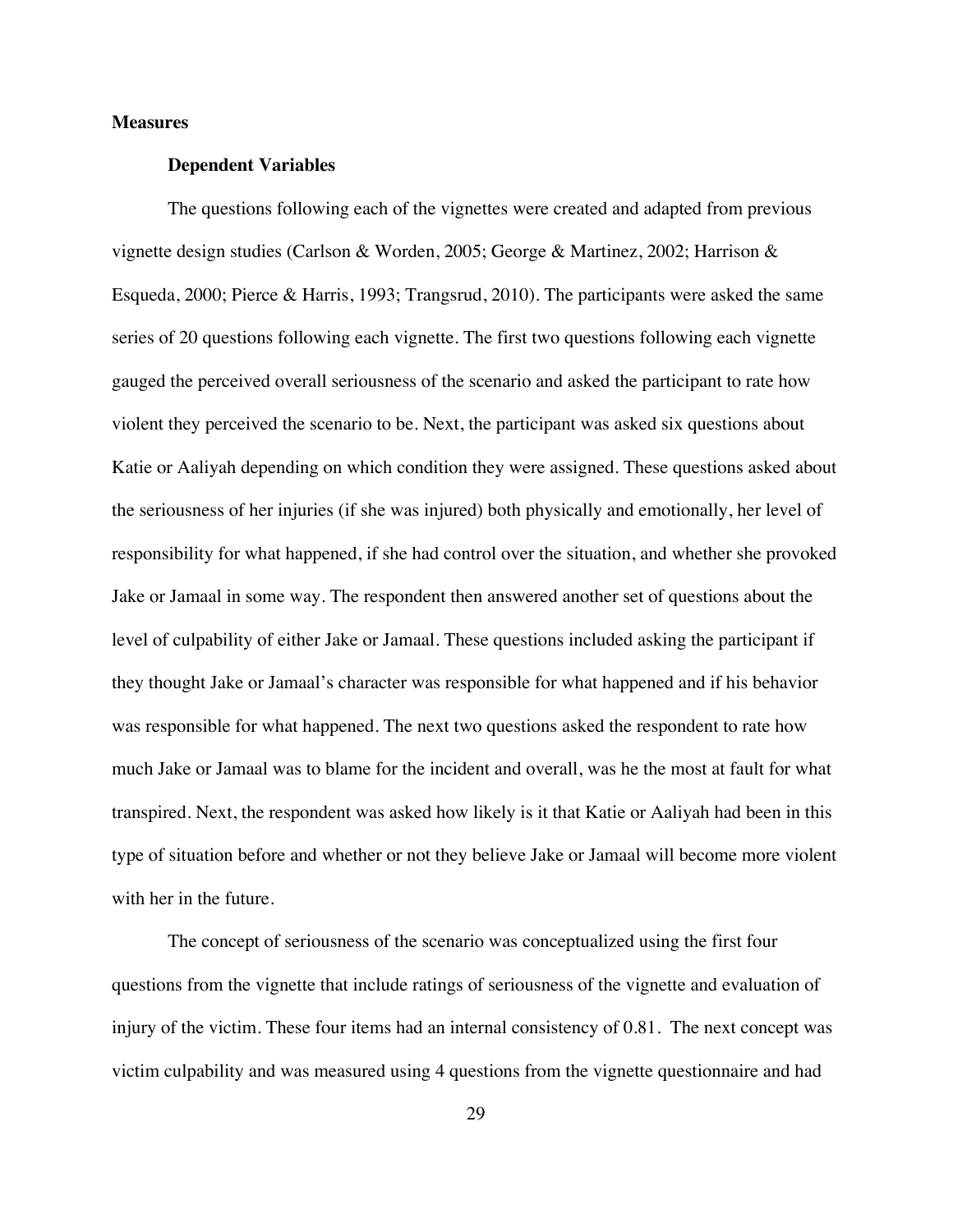## Measures

### Dependent Variables

The questions following each of the vignettes were created and adapted from previous vignette design studies (Carlson & Worden, 2005; George & Martinez, 2002; Harrison & Esqueda, 2000; Pierce & Harris, 1993; Trangsrud, 2010). The participants were asked the same series of 20 questions following each vignette. The first two questions following each vignette gauged the perceived overall seriousness of the scenario and asked the participant to rate how violent they perceived the scenario to be. Next, the participant was asked six questions about Katie or Aaliyah depending on which condition they were assigned. These questions asked about the seriousness of her injuries (if she was injured) both physically and emotionally, her level of responsibility for what happened, if she had control over the situation, and whether she provoked Jake or Jamaal in some way. The respondent then answered another set of questions about the level of culpability of either Jake or Jamaal. These questions included asking the participant if they thought Jake or Jamaal's character was responsible for what happened and if his behavior was responsible for what happened. The next two questions asked the respondent to rate how much Jake or Jamaal was to blame for the incident and overall, was he the most at fault for what transpired. Next, the respondent was asked how likely is it that Katie or Aaliyah had been in this type of situation before and whether or not they believe Jake or Jamaal will become more violent with her in the future.

The concept of seriousness of the scenario was conceptualized using the first four questions from the vignette that include ratings of seriousness of the vignette and evaluation of injury of the victim. These four items had an internal consistency of 0.81. The next concept was victim culpability and was measured using 4 questions from the vignette questionnaire and had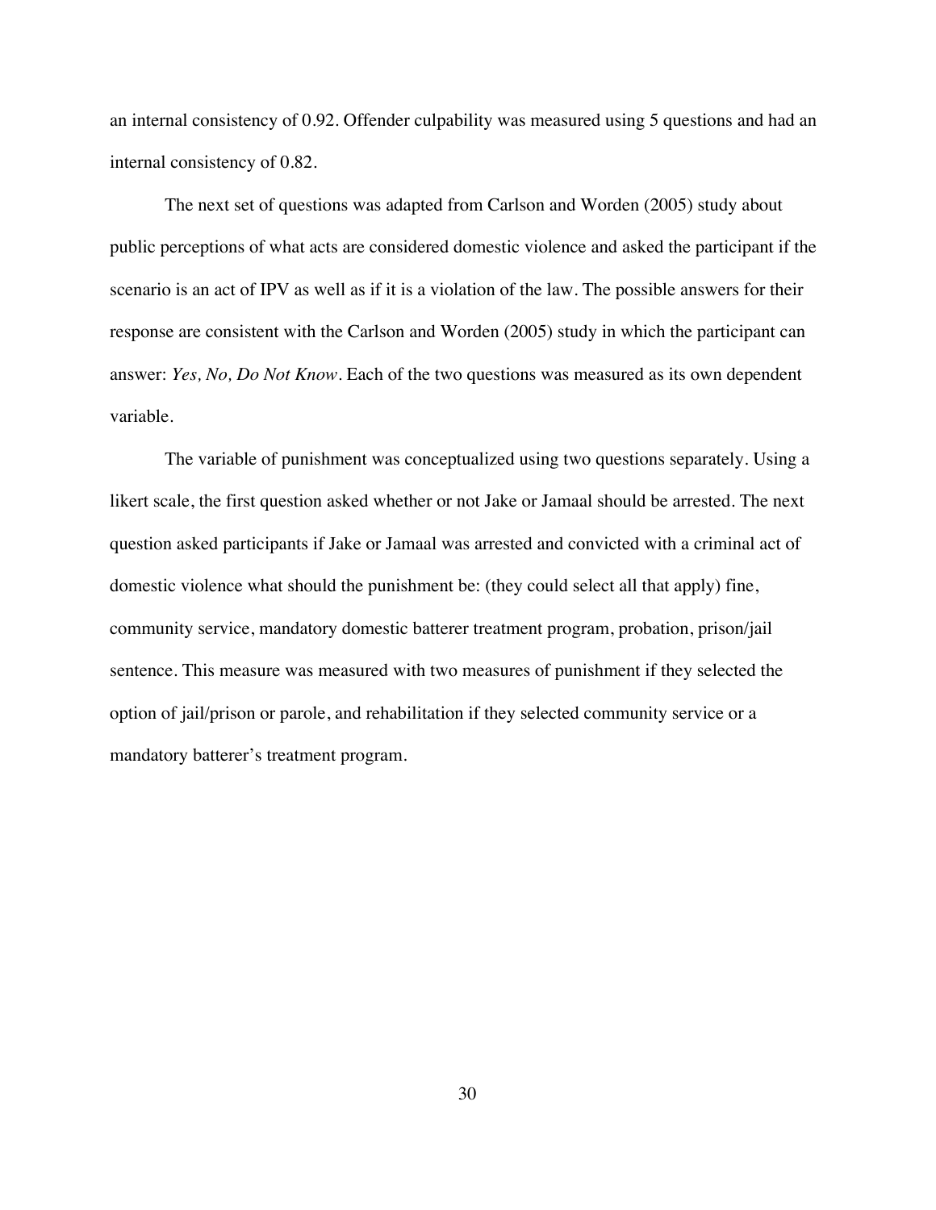an internal consistency of 0.92. Offender culpability was measured using 5 questions and had an internal consistency of 0.82.

The next set of questions was adapted from Carlson and Worden (2005) study about public perceptions of what acts are considered domestic violence and asked the participant if the scenario is an act of IPV as well as if it is a violation of the law. The possible answers for their response are consistent with the Carlson and Worden (2005) study in which the participant can answer: *Yes, No, Do Not Know*. Each of the two questions was measured as its own dependent variable.

The variable of punishment was conceptualized using two questions separately. Using a likert scale, the first question asked whether or not Jake or Jamaal should be arrested. The next question asked participants if Jake or Jamaal was arrested and convicted with a criminal act of domestic violence what should the punishment be: (they could select all that apply) fine, community service, mandatory domestic batterer treatment program, probation, prison/jail sentence. This measure was measured with two measures of punishment if they selected the option of jail/prison or parole, and rehabilitation if they selected community service or a mandatory batterer's treatment program.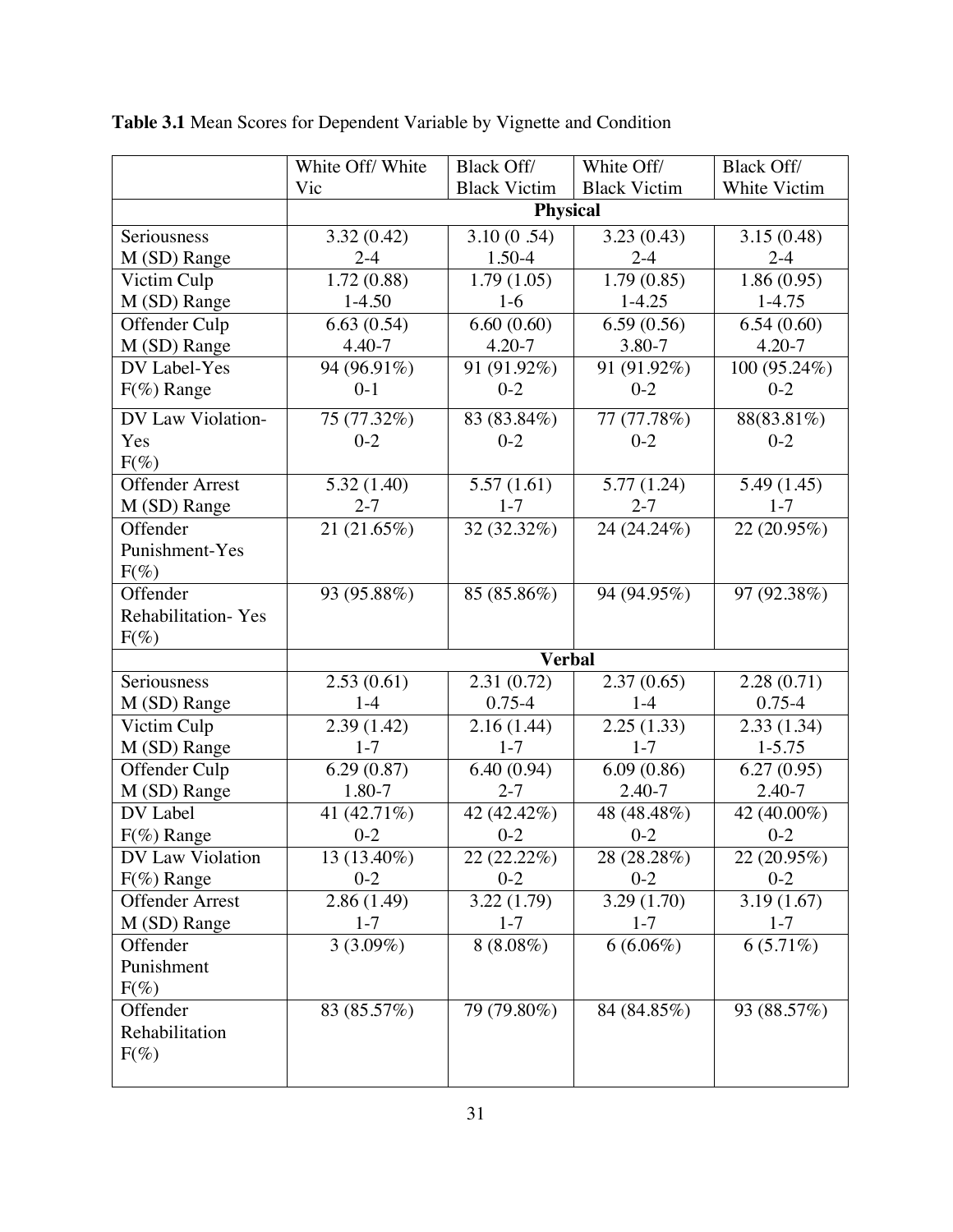**Table 3.1** Mean Scores for Dependent Variable by Vignette and Condition

| | White Off/ White Vic | Black Off/ Black Victim | White Off/ Black Victim | Black Off/ White Victim |
|---|---|---|---|---|
| | **Physical** | | | |
| Seriousness M (SD) Range | 3.32 (0.42) 2-4 | 3.10 (0 .54) 1.50-4 | 3.23 (0.43) 2-4 | 3.15 (0.48) 2-4 |
| Victim Culp M (SD) Range | 1.72 (0.88) 1-4.50 | 1.79 (1.05) 1-6 | 1.79 (0.85) 1-4.25 | 1.86 (0.95) 1-4.75 |
| Offender Culp M (SD) Range | 6.63 (0.54) 4.40-7 | 6.60 (0.60) 4.20-7 | 6.59 (0.56) 3.80-7 | 6.54 (0.60) 4.20-7 |
| DV Label-Yes F(%) Range | 94 (96.91%) 0-1 | 91 (91.92%) 0-2 | 91 (91.92%) 0-2 | 100 (95.24%) 0-2 |
| DV Law Violation-Yes F(%) | 75 (77.32%) 0-2 | 83 (83.84%) 0-2 | 77 (77.78%) 0-2 | 88(83.81%) 0-2 |
| Offender Arrest M (SD) Range | 5.32 (1.40) 2-7 | 5.57 (1.61) 1-7 | 5.77 (1.24) 2-7 | 5.49 (1.45) 1-7 |
| Offender Punishment-Yes F(%) | 21 (21.65%) | 32 (32.32%) | 24 (24.24%) | 22 (20.95%) |
| Offender Rehabilitation- Yes F(%) | 93 (95.88%) | 85 (85.86%) | 94 (94.95%) | 97 (92.38%) |
| | **Verbal** | | | |
| Seriousness M (SD) Range | 2.53 (0.61) 1-4 | 2.31 (0.72) 0.75-4 | 2.37 (0.65) 1-4 | 2.28 (0.71) 0.75-4 |
| Victim Culp M (SD) Range | 2.39 (1.42) 1-7 | 2.16 (1.44) 1-7 | 2.25 (1.33) 1-7 | 2.33 (1.34) 1-5.75 |
| Offender Culp M (SD) Range | 6.29 (0.87) 1.80-7 | 6.40 (0.94) 2-7 | 6.09 (0.86) 2.40-7 | 6.27 (0.95) 2.40-7 |
| DV Label F(%) Range | 41 (42.71%) 0-2 | 42 (42.42%) 0-2 | 48 (48.48%) 0-2 | 42 (40.00%) 0-2 |
| DV Law Violation F(%) Range | 13 (13.40%) 0-2 | 22 (22.22%) 0-2 | 28 (28.28%) 0-2 | 22 (20.95%) 0-2 |
| Offender Arrest M (SD) Range | 2.86 (1.49) 1-7 | 3.22 (1.79) 1-7 | 3.29 (1.70) 1-7 | 3.19 (1.67) 1-7 |
| Offender Punishment F(%) | 3 (3.09%) | 8 (8.08%) | 6 (6.06%) | 6 (5.71%) |
| Offender Rehabilitation F(%) | 83 (85.57%) | 79 (79.80%) | 84 (84.85%) | 93 (88.57%) |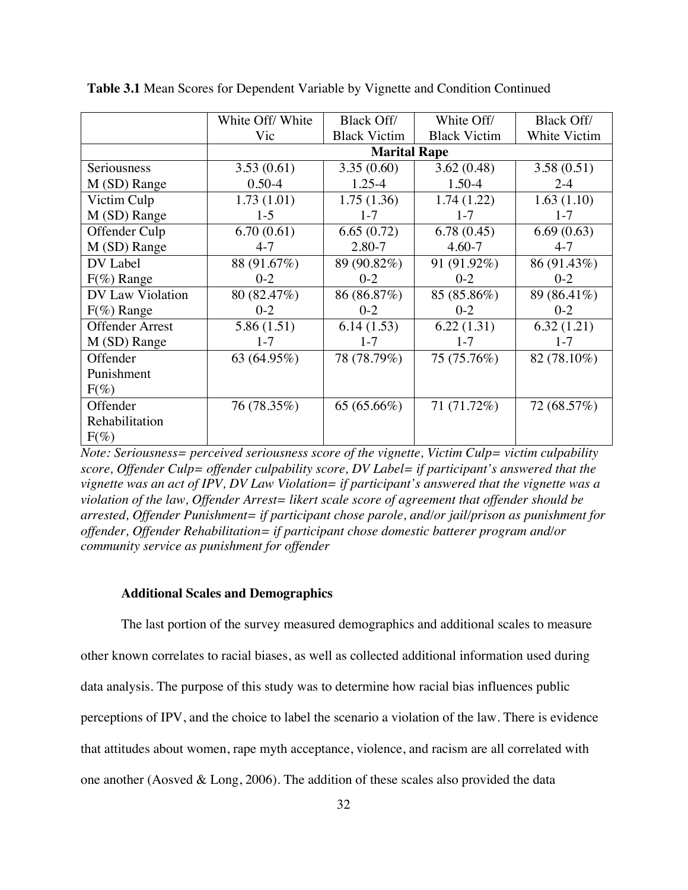**Table 3.1** Mean Scores for Dependent Variable by Vignette and Condition Continued

| | White Off/ White Vic | Black Off/ Black Victim | White Off/ Black Victim | Black Off/ White Victim |
|---|---|---|---|---|
| | **Marital Rape** | | | |
| Seriousness M (SD) Range | 3.53 (0.61) 0.50-4 | 3.35 (0.60) 1.25-4 | 3.62 (0.48) 1.50-4 | 3.58 (0.51) 2-4 |
| Victim Culp M (SD) Range | 1.73 (1.01) 1-5 | 1.75 (1.36) 1-7 | 1.74 (1.22) 1-7 | 1.63 (1.10) 1-7 |
| Offender Culp M (SD) Range | 6.70 (0.61) 4-7 | 6.65 (0.72) 2.80-7 | 6.78 (0.45) 4.60-7 | 6.69 (0.63) 4-7 |
| DV Label F(%) Range | 88 (91.67%) 0-2 | 89 (90.82%) 0-2 | 91 (91.92%) 0-2 | 86 (91.43%) 0-2 |
| DV Law Violation F(%) Range | 80 (82.47%) 0-2 | 86 (86.87%) 0-2 | 85 (85.86%) 0-2 | 89 (86.41%) 0-2 |
| Offender Arrest M (SD) Range | 5.86 (1.51) 1-7 | 6.14 (1.53) 1-7 | 6.22 (1.31) 1-7 | 6.32 (1.21) 1-7 |
| Offender Punishment F(%) | 63 (64.95%) | 78 (78.79%) | 75 (75.76%) | 82 (78.10%) |
| Offender Rehabilitation F(%) | 76 (78.35%) | 65 (65.66%) | 71 (71.72%) | 72 (68.57%) |

*Note: Seriousness= perceived seriousness score of the vignette, Victim Culp= victim culpability score, Offender Culp= offender culpability score, DV Label= if participant's answered that the vignette was an act of IPV, DV Law Violation= if participant's answered that the vignette was a violation of the law, Offender Arrest= likert scale score of agreement that offender should be arrested, Offender Punishment= if participant chose parole, and/or jail/prison as punishment for offender, Offender Rehabilitation= if participant chose domestic batterer program and/or community service as punishment for offender*

### Additional Scales and Demographics

The last portion of the survey measured demographics and additional scales to measure other known correlates to racial biases, as well as collected additional information used during data analysis. The purpose of this study was to determine how racial bias influences public perceptions of IPV, and the choice to label the scenario a violation of the law. There is evidence that attitudes about women, rape myth acceptance, violence, and racism are all correlated with one another (Aosved & Long, 2006). The addition of these scales also provided the data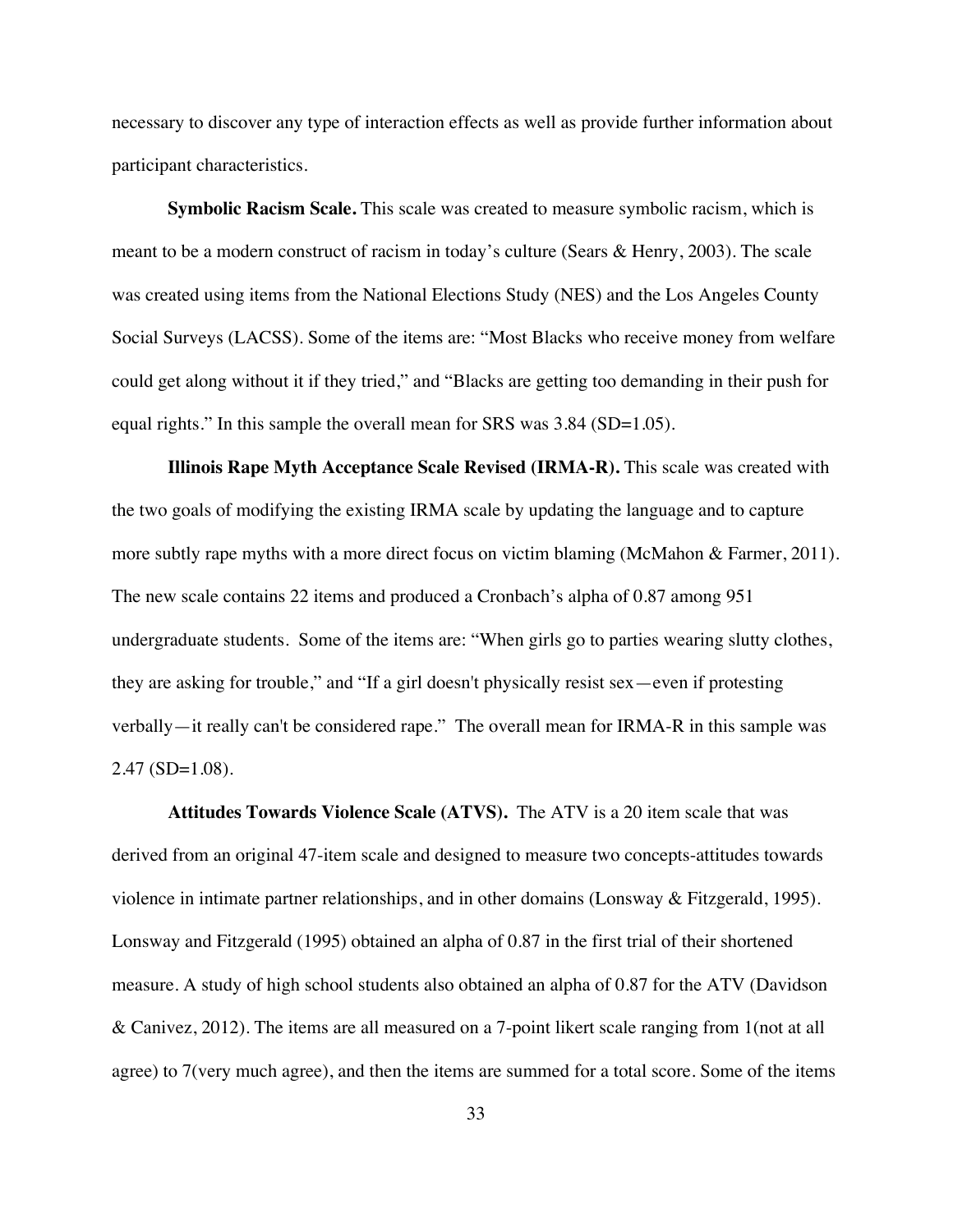necessary to discover any type of interaction effects as well as provide further information about participant characteristics.

**Symbolic Racism Scale.** This scale was created to measure symbolic racism, which is meant to be a modern construct of racism in today's culture (Sears & Henry, 2003). The scale was created using items from the National Elections Study (NES) and the Los Angeles County Social Surveys (LACSS). Some of the items are: "Most Blacks who receive money from welfare could get along without it if they tried," and "Blacks are getting too demanding in their push for equal rights." In this sample the overall mean for SRS was 3.84 (SD=1.05).

**Illinois Rape Myth Acceptance Scale Revised (IRMA-R).** This scale was created with the two goals of modifying the existing IRMA scale by updating the language and to capture more subtly rape myths with a more direct focus on victim blaming (McMahon & Farmer, 2011). The new scale contains 22 items and produced a Cronbach's alpha of 0.87 among 951 undergraduate students. Some of the items are: "When girls go to parties wearing slutty clothes, they are asking for trouble," and "If a girl doesn't physically resist sex—even if protesting verbally—it really can't be considered rape." The overall mean for IRMA-R in this sample was 2.47 (SD=1.08).

**Attitudes Towards Violence Scale (ATVS).** The ATV is a 20 item scale that was derived from an original 47-item scale and designed to measure two concepts-attitudes towards violence in intimate partner relationships, and in other domains (Lonsway & Fitzgerald, 1995). Lonsway and Fitzgerald (1995) obtained an alpha of 0.87 in the first trial of their shortened measure. A study of high school students also obtained an alpha of 0.87 for the ATV (Davidson & Canivez, 2012). The items are all measured on a 7-point likert scale ranging from 1(not at all agree) to 7(very much agree), and then the items are summed for a total score. Some of the items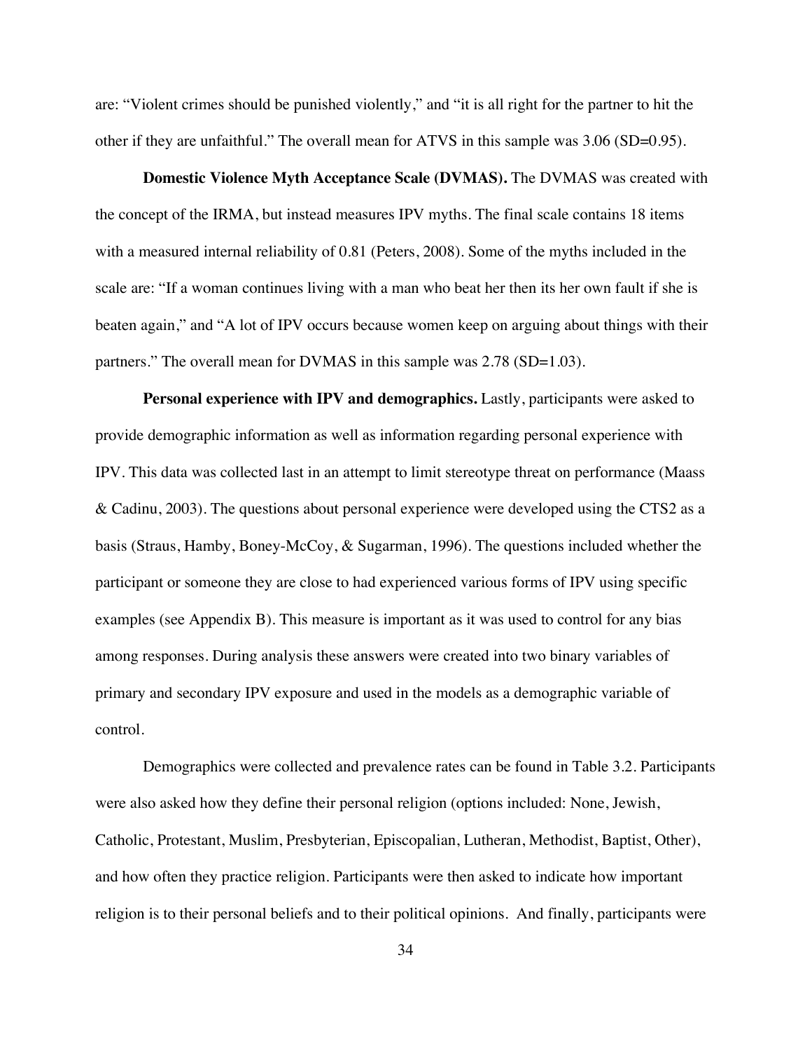are: “Violent crimes should be punished violently,” and “it is all right for the partner to hit the other if they are unfaithful.” The overall mean for ATVS in this sample was 3.06 (SD=0.95).

**Domestic Violence Myth Acceptance Scale (DVMAS).** The DVMAS was created with the concept of the IRMA, but instead measures IPV myths. The final scale contains 18 items with a measured internal reliability of 0.81 (Peters, 2008). Some of the myths included in the scale are: “If a woman continues living with a man who beat her then its her own fault if she is beaten again,” and “A lot of IPV occurs because women keep on arguing about things with their partners.” The overall mean for DVMAS in this sample was 2.78 (SD=1.03).

**Personal experience with IPV and demographics.** Lastly, participants were asked to provide demographic information as well as information regarding personal experience with IPV. This data was collected last in an attempt to limit stereotype threat on performance (Maass & Cadinu, 2003). The questions about personal experience were developed using the CTS2 as a basis (Straus, Hamby, Boney-McCoy, & Sugarman, 1996). The questions included whether the participant or someone they are close to had experienced various forms of IPV using specific examples (see Appendix B). This measure is important as it was used to control for any bias among responses. During analysis these answers were created into two binary variables of primary and secondary IPV exposure and used in the models as a demographic variable of control.

Demographics were collected and prevalence rates can be found in Table 3.2. Participants were also asked how they define their personal religion (options included: None, Jewish, Catholic, Protestant, Muslim, Presbyterian, Episcopalian, Lutheran, Methodist, Baptist, Other), and how often they practice religion. Participants were then asked to indicate how important religion is to their personal beliefs and to their political opinions. And finally, participants were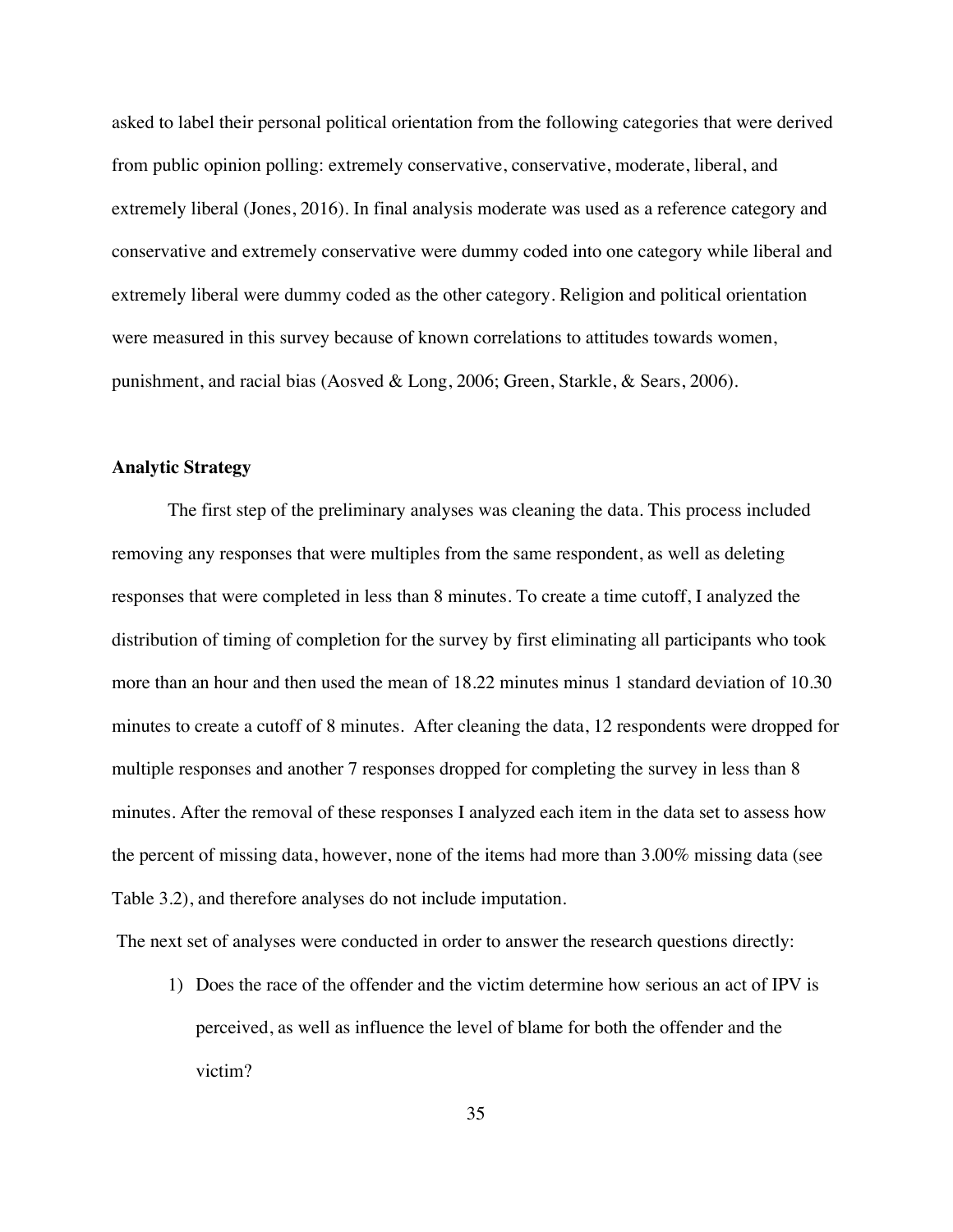asked to label their personal political orientation from the following categories that were derived from public opinion polling: extremely conservative, conservative, moderate, liberal, and extremely liberal (Jones, 2016). In final analysis moderate was used as a reference category and conservative and extremely conservative were dummy coded into one category while liberal and extremely liberal were dummy coded as the other category. Religion and political orientation were measured in this survey because of known correlations to attitudes towards women, punishment, and racial bias (Aosved & Long, 2006; Green, Starkle, & Sears, 2006).

**Analytic Strategy**

The first step of the preliminary analyses was cleaning the data. This process included removing any responses that were multiples from the same respondent, as well as deleting responses that were completed in less than 8 minutes. To create a time cutoff, I analyzed the distribution of timing of completion for the survey by first eliminating all participants who took more than an hour and then used the mean of 18.22 minutes minus 1 standard deviation of 10.30 minutes to create a cutoff of 8 minutes. After cleaning the data, 12 respondents were dropped for multiple responses and another 7 responses dropped for completing the survey in less than 8 minutes. After the removal of these responses I analyzed each item in the data set to assess how the percent of missing data, however, none of the items had more than 3.00% missing data (see Table 3.2), and therefore analyses do not include imputation.

The next set of analyses were conducted in order to answer the research questions directly:

1) Does the race of the offender and the victim determine how serious an act of IPV is perceived, as well as influence the level of blame for both the offender and the victim?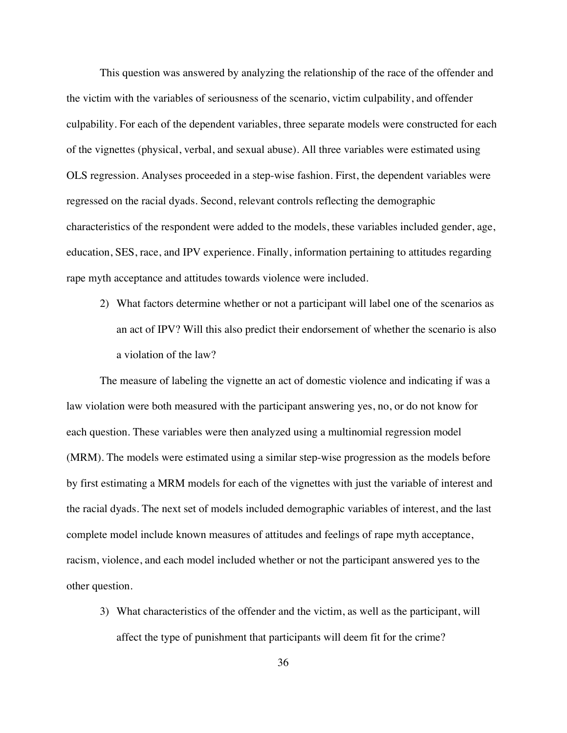This question was answered by analyzing the relationship of the race of the offender and the victim with the variables of seriousness of the scenario, victim culpability, and offender culpability. For each of the dependent variables, three separate models were constructed for each of the vignettes (physical, verbal, and sexual abuse). All three variables were estimated using OLS regression. Analyses proceeded in a step-wise fashion. First, the dependent variables were regressed on the racial dyads. Second, relevant controls reflecting the demographic characteristics of the respondent were added to the models, these variables included gender, age, education, SES, race, and IPV experience. Finally, information pertaining to attitudes regarding rape myth acceptance and attitudes towards violence were included.

2) What factors determine whether or not a participant will label one of the scenarios as an act of IPV? Will this also predict their endorsement of whether the scenario is also a violation of the law?

The measure of labeling the vignette an act of domestic violence and indicating if was a law violation were both measured with the participant answering yes, no, or do not know for each question. These variables were then analyzed using a multinomial regression model (MRM). The models were estimated using a similar step-wise progression as the models before by first estimating a MRM models for each of the vignettes with just the variable of interest and the racial dyads. The next set of models included demographic variables of interest, and the last complete model include known measures of attitudes and feelings of rape myth acceptance, racism, violence, and each model included whether or not the participant answered yes to the other question.

3) What characteristics of the offender and the victim, as well as the participant, will affect the type of punishment that participants will deem fit for the crime?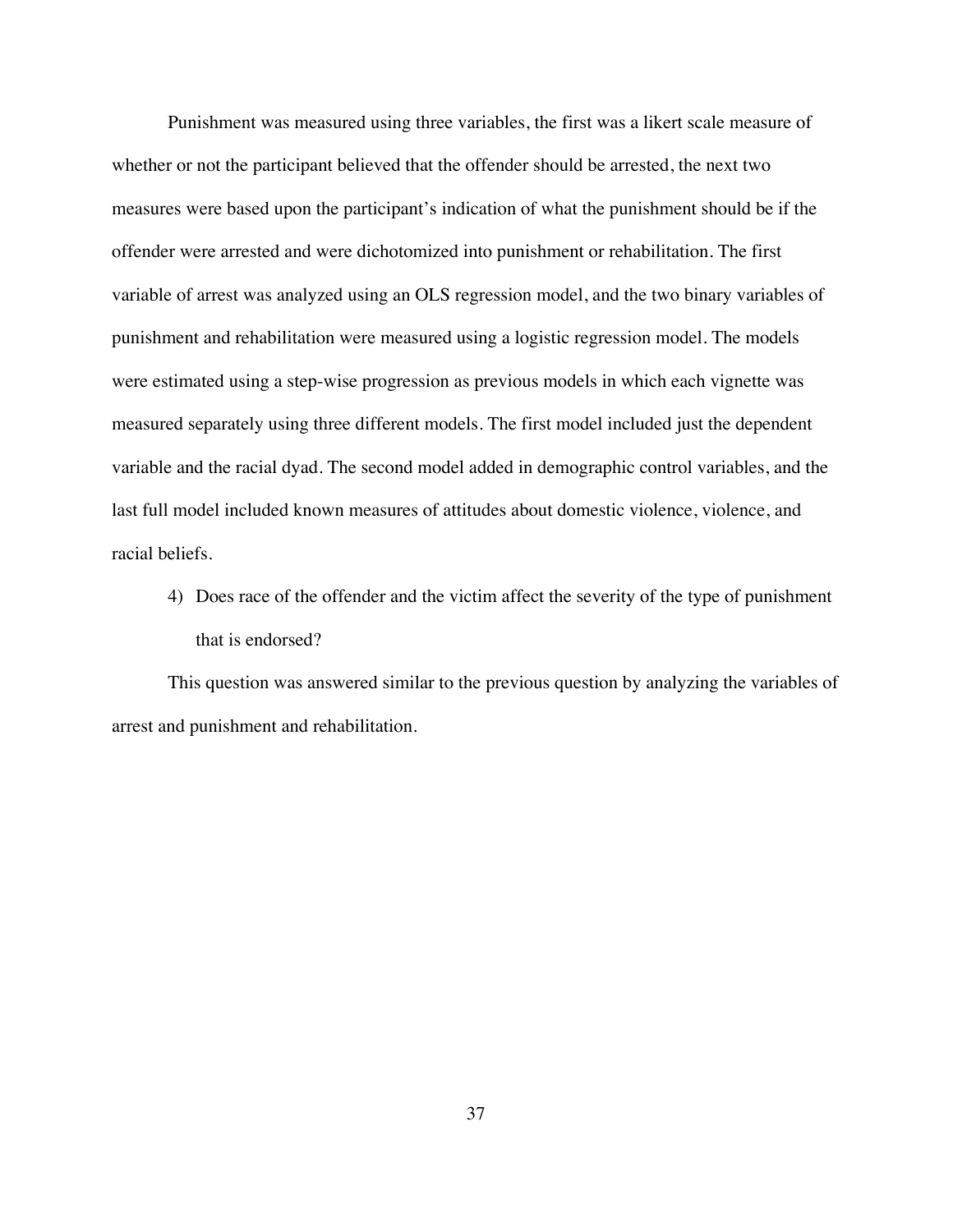Punishment was measured using three variables, the first was a likert scale measure of whether or not the participant believed that the offender should be arrested, the next two measures were based upon the participant's indication of what the punishment should be if the offender were arrested and were dichotomized into punishment or rehabilitation. The first variable of arrest was analyzed using an OLS regression model, and the two binary variables of punishment and rehabilitation were measured using a logistic regression model. The models were estimated using a step-wise progression as previous models in which each vignette was measured separately using three different models. The first model included just the dependent variable and the racial dyad. The second model added in demographic control variables, and the last full model included known measures of attitudes about domestic violence, violence, and racial beliefs.

4) Does race of the offender and the victim affect the severity of the type of punishment that is endorsed?

This question was answered similar to the previous question by analyzing the variables of arrest and punishment and rehabilitation.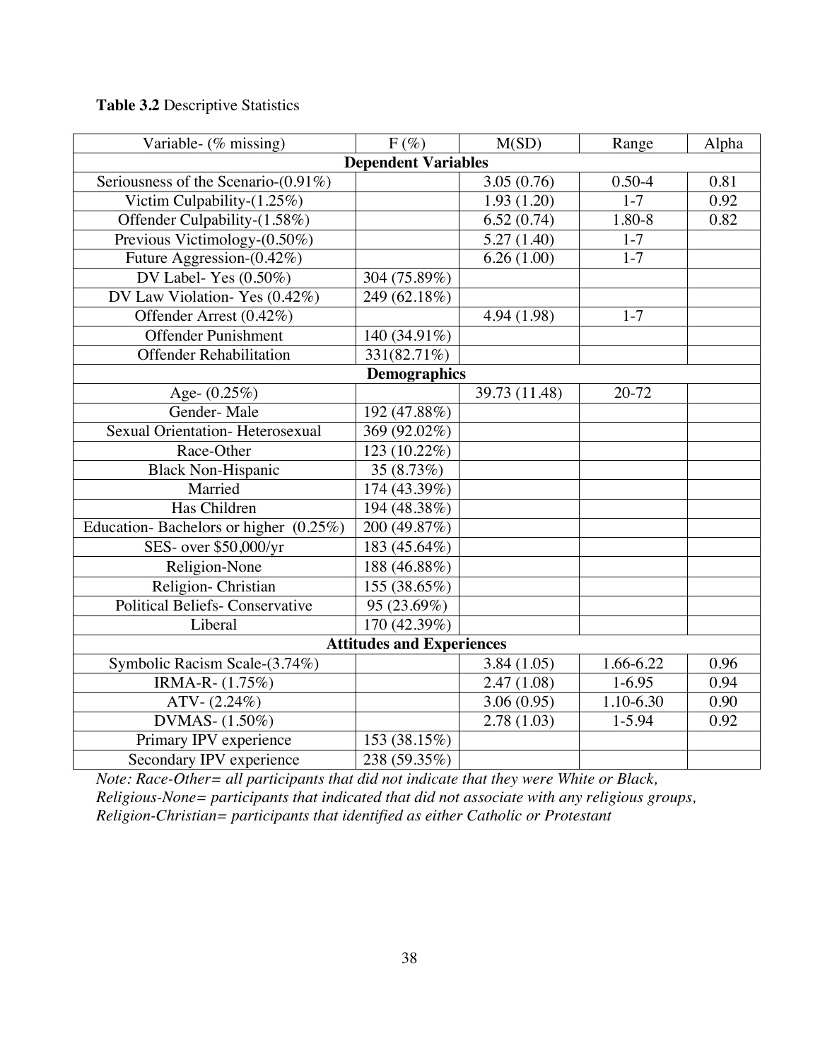**Table 3.2** Descriptive Statistics

| Variable- (% missing) | F (%) | M(SD) | Range | Alpha |
|---|---|---|---|---|
| **Dependent Variables** | | | | |
| Seriousness of the Scenario-(0.91%) | | 3.05 (0.76) | 0.50-4 | 0.81 |
| Victim Culpability-(1.25%) | | 1.93 (1.20) | 1-7 | 0.92 |
| Offender Culpability-(1.58%) | | 6.52 (0.74) | 1.80-8 | 0.82 |
| Previous Victimology-(0.50%) | | 5.27 (1.40) | 1-7 | |
| Future Aggression-(0.42%) | | 6.26 (1.00) | 1-7 | |
| DV Label- Yes (0.50%) | 304 (75.89%) | | | |
| DV Law Violation- Yes (0.42%) | 249 (62.18%) | | | |
| Offender Arrest (0.42%) | | 4.94 (1.98) | 1-7 | |
| Offender Punishment | 140 (34.91%) | | | |
| Offender Rehabilitation | 331(82.71%) | | | |
| **Demographics** | | | | |
| Age- (0.25%) | | 39.73 (11.48) | 20-72 | |
| Gender- Male | 192 (47.88%) | | | |
| Sexual Orientation- Heterosexual | 369 (92.02%) | | | |
| Race-Other | 123 (10.22%) | | | |
| Black Non-Hispanic | 35 (8.73%) | | | |
| Married | 174 (43.39%) | | | |
| Has Children | 194 (48.38%) | | | |
| Education- Bachelors or higher (0.25%) | 200 (49.87%) | | | |
| SES- over $50,000/yr | 183 (45.64%) | | | |
| Religion-None | 188 (46.88%) | | | |
| Religion- Christian | 155 (38.65%) | | | |
| Political Beliefs- Conservative | 95 (23.69%) | | | |
| Liberal | 170 (42.39%) | | | |
| **Attitudes and Experiences** | | | | |
| Symbolic Racism Scale-(3.74%) | | 3.84 (1.05) | 1.66-6.22 | 0.96 |
| IRMA-R- (1.75%) | | 2.47 (1.08) | 1-6.95 | 0.94 |
| ATV- (2.24%) | | 3.06 (0.95) | 1.10-6.30 | 0.90 |
| DVMAS- (1.50%) | | 2.78 (1.03) | 1-5.94 | 0.92 |
| Primary IPV experience | 153 (38.15%) | | | |
| Secondary IPV experience | 238 (59.35%) | | | |

*Note: Race-Other= all participants that did not indicate that they were White or Black, Religious-None= participants that indicated that did not associate with any religious groups, Religion-Christian= participants that identified as either Catholic or Protestant*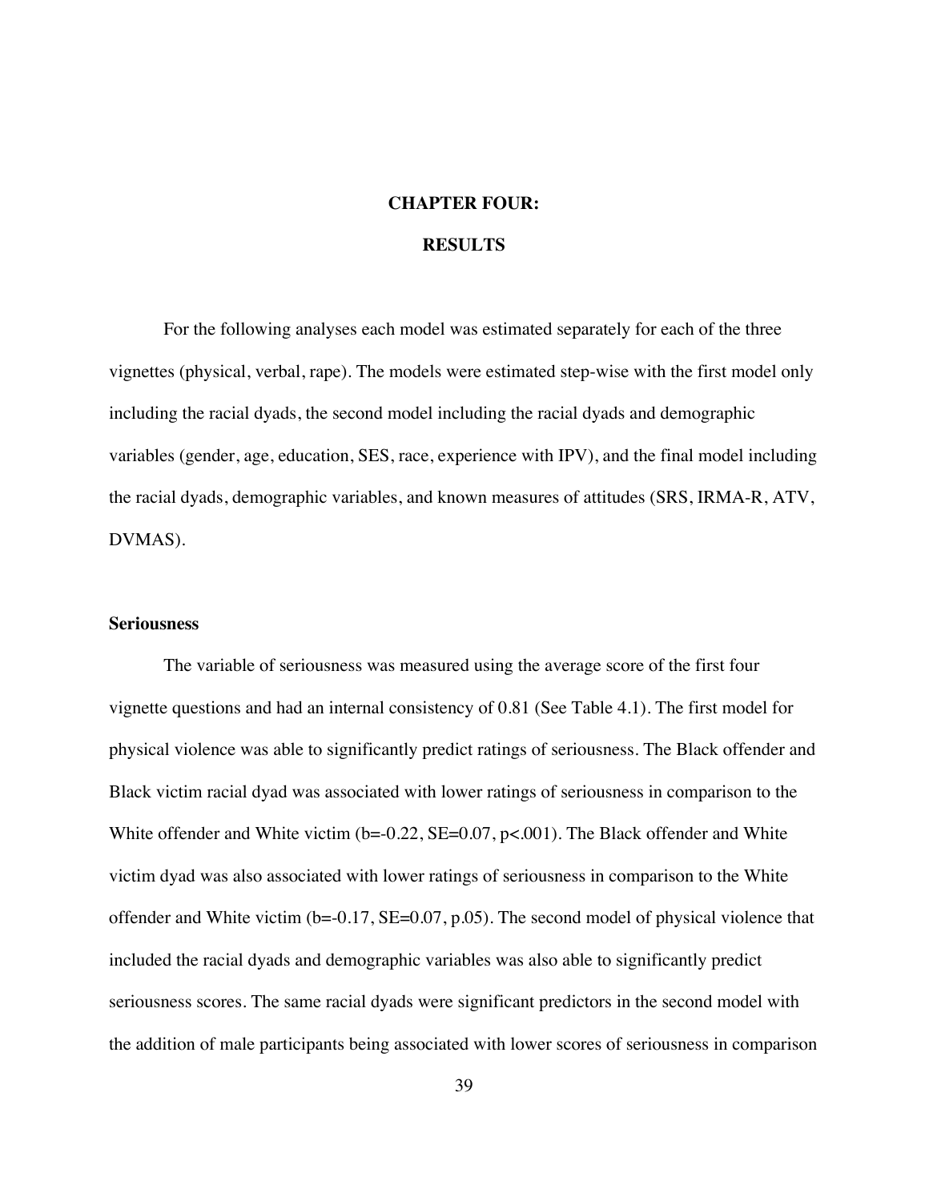# CHAPTER FOUR:

# RESULTS

For the following analyses each model was estimated separately for each of the three vignettes (physical, verbal, rape). The models were estimated step-wise with the first model only including the racial dyads, the second model including the racial dyads and demographic variables (gender, age, education, SES, race, experience with IPV), and the final model including the racial dyads, demographic variables, and known measures of attitudes (SRS, IRMA-R, ATV, DVMAS).

## Seriousness

The variable of seriousness was measured using the average score of the first four vignette questions and had an internal consistency of 0.81 (See Table 4.1). The first model for physical violence was able to significantly predict ratings of seriousness. The Black offender and Black victim racial dyad was associated with lower ratings of seriousness in comparison to the White offender and White victim (b=-0.22, SE=0.07, p<.001). The Black offender and White victim dyad was also associated with lower ratings of seriousness in comparison to the White offender and White victim (b=-0.17, SE=0.07, p.05). The second model of physical violence that included the racial dyads and demographic variables was also able to significantly predict seriousness scores. The same racial dyads were significant predictors in the second model with the addition of male participants being associated with lower scores of seriousness in comparison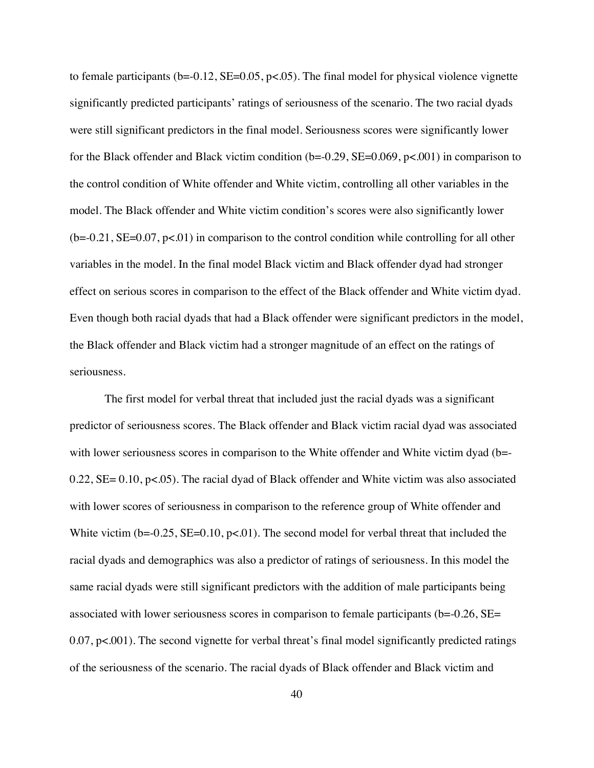to female participants ($b=-0.12$, $SE=0.05$, $p<.05$). The final model for physical violence vignette significantly predicted participants' ratings of seriousness of the scenario. The two racial dyads were still significant predictors in the final model. Seriousness scores were significantly lower for the Black offender and Black victim condition ($b=-0.29$, $SE=0.069$, $p<.001$) in comparison to the control condition of White offender and White victim, controlling all other variables in the model. The Black offender and White victim condition's scores were also significantly lower ($b=-0.21$, $SE=0.07$, $p<.01$) in comparison to the control condition while controlling for all other variables in the model. In the final model Black victim and Black offender dyad had stronger effect on serious scores in comparison to the effect of the Black offender and White victim dyad. Even though both racial dyads that had a Black offender were significant predictors in the model, the Black offender and Black victim had a stronger magnitude of an effect on the ratings of seriousness.

The first model for verbal threat that included just the racial dyads was a significant predictor of seriousness scores. The Black offender and Black victim racial dyad was associated with lower seriousness scores in comparison to the White offender and White victim dyad ($b=-0.22$, $SE= 0.10$, $p<.05$). The racial dyad of Black offender and White victim was also associated with lower scores of seriousness in comparison to the reference group of White offender and White victim ($b=-0.25$, $SE=0.10$, $p<.01$). The second model for verbal threat that included the racial dyads and demographics was also a predictor of ratings of seriousness. In this model the same racial dyads were still significant predictors with the addition of male participants being associated with lower seriousness scores in comparison to female participants ($b=-0.26$, $SE= 0.07$, $p<.001$). The second vignette for verbal threat's final model significantly predicted ratings of the seriousness of the scenario. The racial dyads of Black offender and Black victim and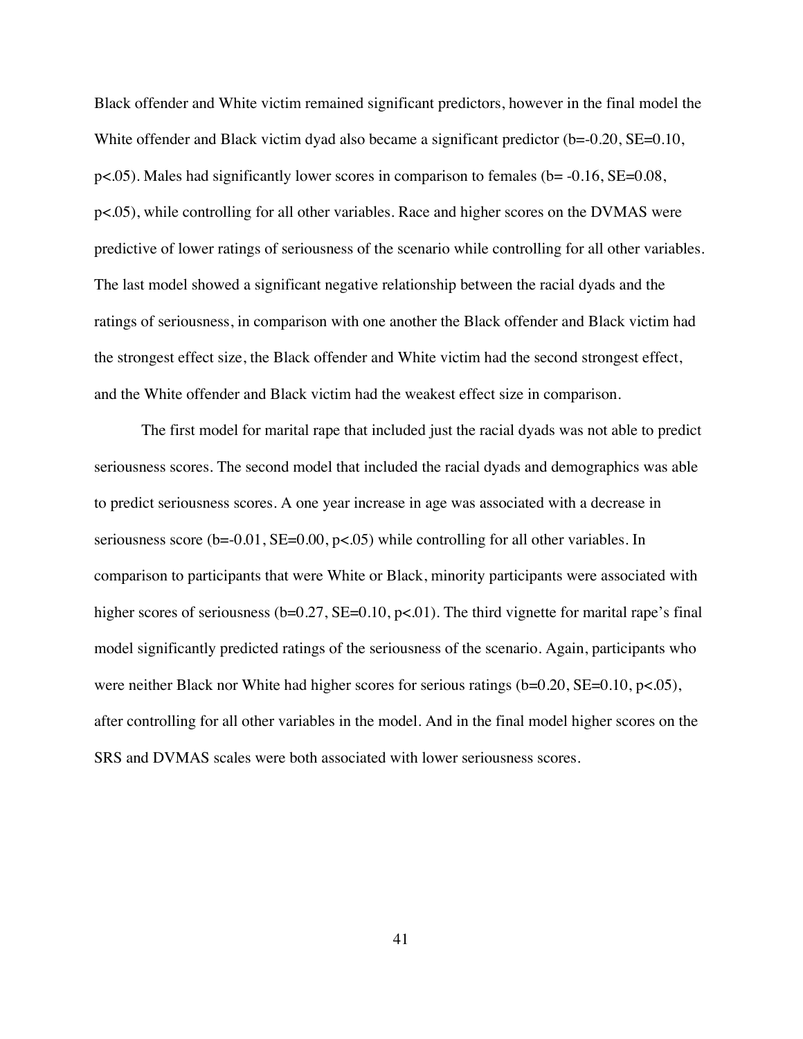Black offender and White victim remained significant predictors, however in the final model the White offender and Black victim dyad also became a significant predictor (b=-0.20, SE=0.10, p<.05). Males had significantly lower scores in comparison to females (b= -0.16, SE=0.08, p<.05), while controlling for all other variables. Race and higher scores on the DVMAS were predictive of lower ratings of seriousness of the scenario while controlling for all other variables. The last model showed a significant negative relationship between the racial dyads and the ratings of seriousness, in comparison with one another the Black offender and Black victim had the strongest effect size, the Black offender and White victim had the second strongest effect, and the White offender and Black victim had the weakest effect size in comparison.

The first model for marital rape that included just the racial dyads was not able to predict seriousness scores. The second model that included the racial dyads and demographics was able to predict seriousness scores. A one year increase in age was associated with a decrease in seriousness score (b=-0.01, SE=0.00, p<.05) while controlling for all other variables. In comparison to participants that were White or Black, minority participants were associated with higher scores of seriousness (b=0.27, SE=0.10, p<.01). The third vignette for marital rape's final model significantly predicted ratings of the seriousness of the scenario. Again, participants who were neither Black nor White had higher scores for serious ratings (b=0.20, SE=0.10, p<.05), after controlling for all other variables in the model. And in the final model higher scores on the SRS and DVMAS scales were both associated with lower seriousness scores.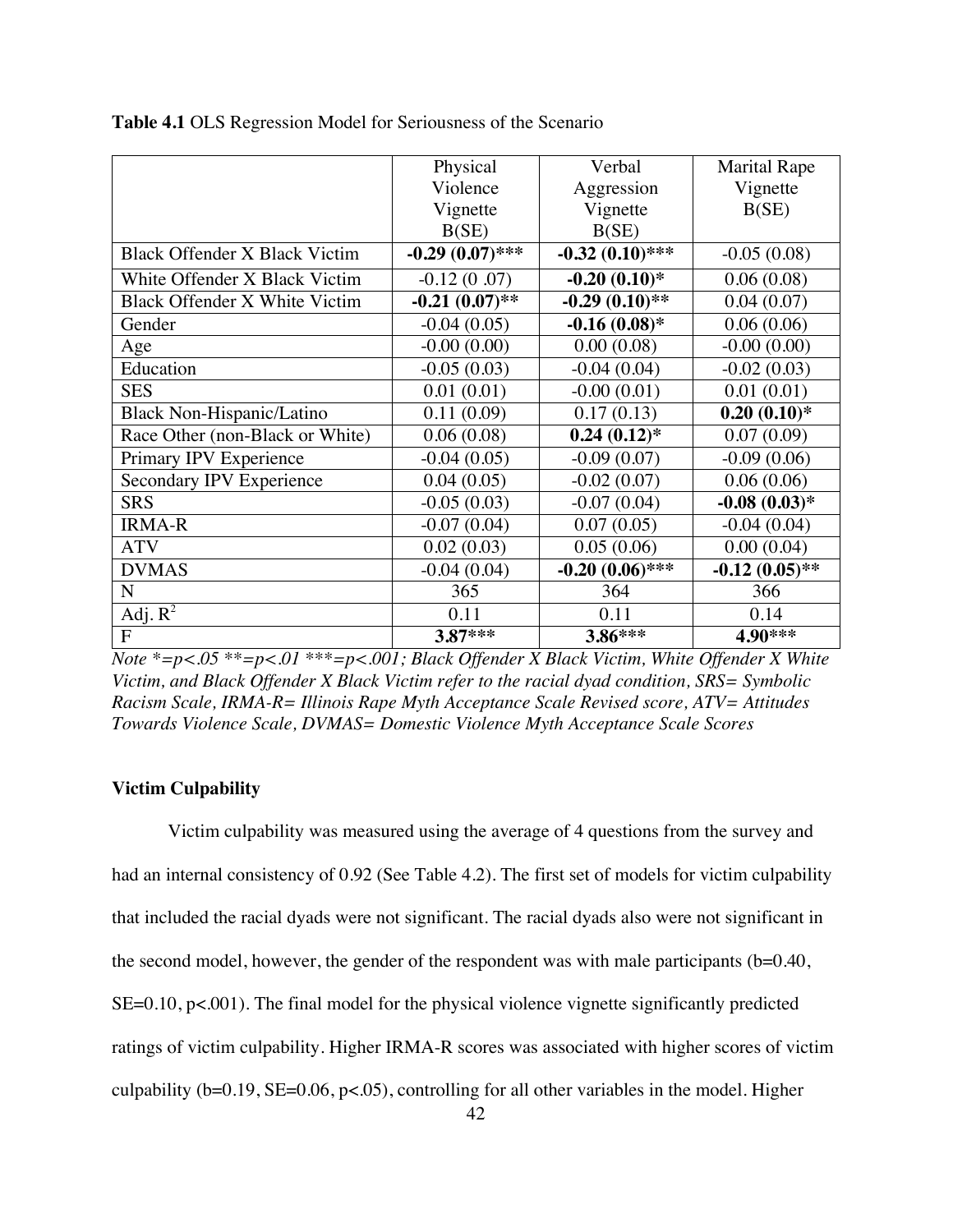**Table 4.1** OLS Regression Model for Seriousness of the Scenario

| | Physical Violence Vignette B(SE) | Verbal Aggression Vignette B(SE) | Marital Rape Vignette B(SE) |
|---|---|---|---|
| Black Offender X Black Victim | **-0.29 (0.07)*** ** | **-0.32 (0.10)*** ** | -0.05 (0.08) |
| White Offender X Black Victim | -0.12 (0 .07) | **-0.20 (0.10)*** | 0.06 (0.08) |
| Black Offender X White Victim | **-0.21 (0.07)** ** | **-0.29 (0.10)** ** | 0.04 (0.07) |
| Gender | -0.04 (0.05) | **-0.16 (0.08)*** | 0.06 (0.06) |
| Age | -0.00 (0.00) | 0.00 (0.08) | -0.00 (0.00) |
| Education | -0.05 (0.03) | -0.04 (0.04) | -0.02 (0.03) |
| SES | 0.01 (0.01) | -0.00 (0.01) | 0.01 (0.01) |
| Black Non-Hispanic/Latino | 0.11 (0.09) | 0.17 (0.13) | **0.20 (0.10)*** |
| Race Other (non-Black or White) | 0.06 (0.08) | **0.24 (0.12)*** | 0.07 (0.09) |
| Primary IPV Experience | -0.04 (0.05) | -0.09 (0.07) | -0.09 (0.06) |
| Secondary IPV Experience | 0.04 (0.05) | -0.02 (0.07) | 0.06 (0.06) |
| SRS | -0.05 (0.03) | -0.07 (0.04) | **-0.08 (0.03)*** |
| IRMA-R | -0.07 (0.04) | 0.07 (0.05) | -0.04 (0.04) |
| ATV | 0.02 (0.03) | 0.05 (0.06) | 0.00 (0.04) |
| DVMAS | -0.04 (0.04) | **-0.20 (0.06)*** ** | **-0.12 (0.05)** ** |
| N | 365 | 364 | 366 |
| Adj. $R^2$ | 0.11 | 0.11 | 0.14 |
| F | **3.87*** ** | **3.86*** ** | **4.90*** ** |

*Note *=p<.05 **=p<.01 ***=p<.001; Black Offender X Black Victim, White Offender X White Victim, and Black Offender X Black Victim refer to the racial dyad condition, SRS= Symbolic Racism Scale, IRMA-R= Illinois Rape Myth Acceptance Scale Revised score, ATV= Attitudes Towards Violence Scale, DVMAS= Domestic Violence Myth Acceptance Scale Scores*

**Victim Culpability**

Victim culpability was measured using the average of 4 questions from the survey and had an internal consistency of 0.92 (See Table 4.2). The first set of models for victim culpability that included the racial dyads were not significant. The racial dyads also were not significant in the second model, however, the gender of the respondent was with male participants (b=0.40, SE=0.10, p<.001). The final model for the physical violence vignette significantly predicted ratings of victim culpability. Higher IRMA-R scores was associated with higher scores of victim culpability (b=0.19, SE=0.06, p<.05), controlling for all other variables in the model. Higher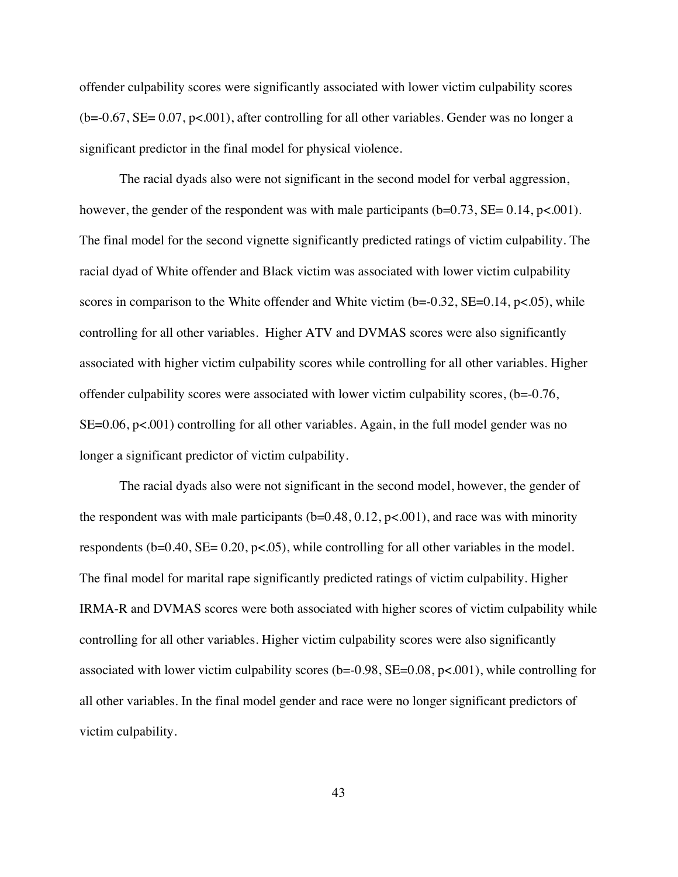offender culpability scores were significantly associated with lower victim culpability scores ($b=-0.67$, $SE= 0.07$, $p<.001$), after controlling for all other variables. Gender was no longer a significant predictor in the final model for physical violence.

The racial dyads also were not significant in the second model for verbal aggression, however, the gender of the respondent was with male participants ($b=0.73$, $SE= 0.14$, $p<.001$). The final model for the second vignette significantly predicted ratings of victim culpability. The racial dyad of White offender and Black victim was associated with lower victim culpability scores in comparison to the White offender and White victim ($b=-0.32$, $SE=0.14$, $p<.05$), while controlling for all other variables. Higher ATV and DVMAS scores were also significantly associated with higher victim culpability scores while controlling for all other variables. Higher offender culpability scores were associated with lower victim culpability scores, ($b=-0.76$, $SE=0.06$, $p<.001$) controlling for all other variables. Again, in the full model gender was no longer a significant predictor of victim culpability.

The racial dyads also were not significant in the second model, however, the gender of the respondent was with male participants ($b=0.48$, $0.12$, $p<.001$), and race was with minority respondents ($b=0.40$, $SE= 0.20$, $p<.05$), while controlling for all other variables in the model. The final model for marital rape significantly predicted ratings of victim culpability. Higher IRMA-R and DVMAS scores were both associated with higher scores of victim culpability while controlling for all other variables. Higher victim culpability scores were also significantly associated with lower victim culpability scores ($b=-0.98$, $SE=0.08$, $p<.001$), while controlling for all other variables. In the final model gender and race were no longer significant predictors of victim culpability.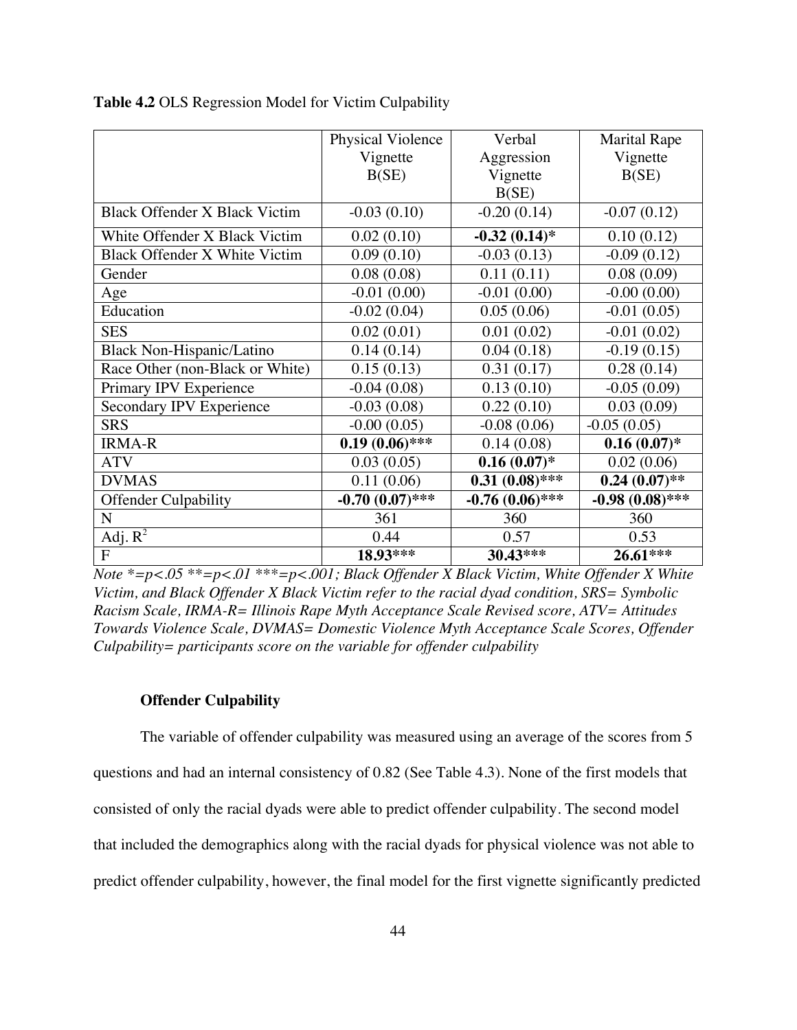**Table 4.2** OLS Regression Model for Victim Culpability

| | Physical Violence Vignette B(SE) | Verbal Aggression Vignette B(SE) | Marital Rape Vignette B(SE) |
|---|---|---|---|
| Black Offender X Black Victim | -0.03 (0.10) | -0.20 (0.14) | -0.07 (0.12) |
| White Offender X Black Victim | 0.02 (0.10) | **-0.32 (0.14)*** | 0.10 (0.12) |
| Black Offender X White Victim | 0.09 (0.10) | -0.03 (0.13) | -0.09 (0.12) |
| Gender | 0.08 (0.08) | 0.11 (0.11) | 0.08 (0.09) |
| Age | -0.01 (0.00) | -0.01 (0.00) | -0.00 (0.00) |
| Education | -0.02 (0.04) | 0.05 (0.06) | -0.01 (0.05) |
| SES | 0.02 (0.01) | 0.01 (0.02) | -0.01 (0.02) |
| Black Non-Hispanic/Latino | 0.14 (0.14) | 0.04 (0.18) | -0.19 (0.15) |
| Race Other (non-Black or White) | 0.15 (0.13) | 0.31 (0.17) | 0.28 (0.14) |
| Primary IPV Experience | -0.04 (0.08) | 0.13 (0.10) | -0.05 (0.09) |
| Secondary IPV Experience | -0.03 (0.08) | 0.22 (0.10) | 0.03 (0.09) |
| SRS | -0.00 (0.05) | -0.08 (0.06) | -0.05 (0.05) |
| IRMA-R | **0.19 (0.06)***** | 0.14 (0.08) | **0.16 (0.07)*** |
| ATV | 0.03 (0.05) | **0.16 (0.07)*** | 0.02 (0.06) |
| DVMAS | 0.11 (0.06) | **0.31 (0.08)***** | **0.24 (0.07)**** |
| Offender Culpability | **-0.70 (0.07)***** | **-0.76 (0.06)***** | **-0.98 (0.08)***** |
| N | 361 | 360 | 360 |
| Adj. $R^2$ | 0.44 | 0.57 | 0.53 |
| F | **18.93***** | **30.43***** | **26.61***** |

*Note *=p<.05 **=p<.01 ***=p<.001; Black Offender X Black Victim, White Offender X White Victim, and Black Offender X Black Victim refer to the racial dyad condition, SRS= Symbolic Racism Scale, IRMA-R= Illinois Rape Myth Acceptance Scale Revised score, ATV= Attitudes Towards Violence Scale, DVMAS= Domestic Violence Myth Acceptance Scale Scores, Offender Culpability= participants score on the variable for offender culpability*

**Offender Culpability**

The variable of offender culpability was measured using an average of the scores from 5 questions and had an internal consistency of 0.82 (See Table 4.3). None of the first models that consisted of only the racial dyads were able to predict offender culpability. The second model that included the demographics along with the racial dyads for physical violence was not able to predict offender culpability, however, the final model for the first vignette significantly predicted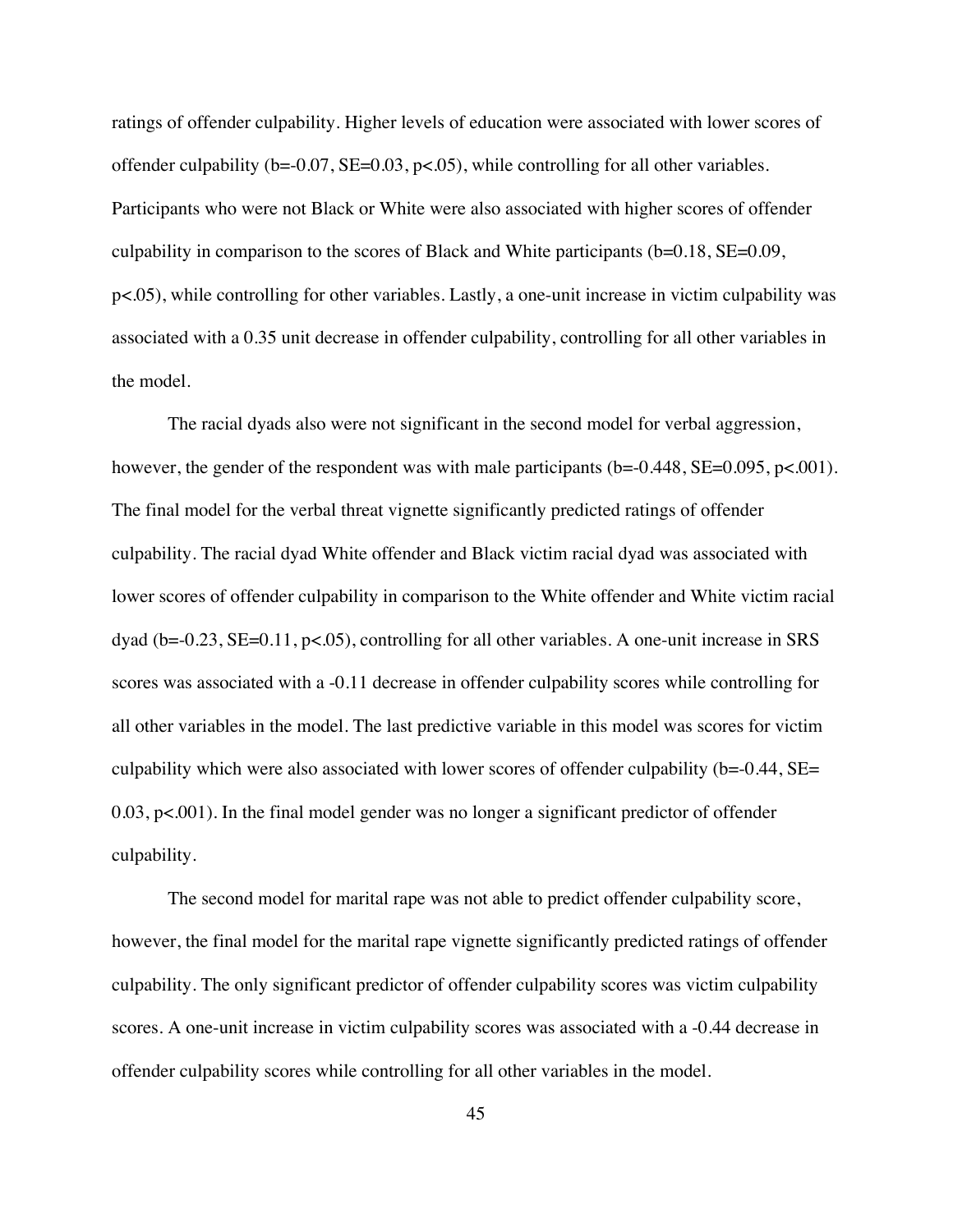ratings of offender culpability. Higher levels of education were associated with lower scores of offender culpability ($b=-0.07$, $SE=0.03$, $p<.05$), while controlling for all other variables. Participants who were not Black or White were also associated with higher scores of offender culpability in comparison to the scores of Black and White participants ($b=0.18$, $SE=0.09$, $p<.05$), while controlling for other variables. Lastly, a one-unit increase in victim culpability was associated with a 0.35 unit decrease in offender culpability, controlling for all other variables in the model.

The racial dyads also were not significant in the second model for verbal aggression, however, the gender of the respondent was with male participants ($b=-0.448$, $SE=0.095$, $p<.001$). The final model for the verbal threat vignette significantly predicted ratings of offender culpability. The racial dyad White offender and Black victim racial dyad was associated with lower scores of offender culpability in comparison to the White offender and White victim racial dyad ($b=-0.23$, $SE=0.11$, $p<.05$), controlling for all other variables. A one-unit increase in SRS scores was associated with a -0.11 decrease in offender culpability scores while controlling for all other variables in the model. The last predictive variable in this model was scores for victim culpability which were also associated with lower scores of offender culpability ($b=-0.44$, $SE=0.03$, $p<.001$). In the final model gender was no longer a significant predictor of offender culpability.

The second model for marital rape was not able to predict offender culpability score, however, the final model for the marital rape vignette significantly predicted ratings of offender culpability. The only significant predictor of offender culpability scores was victim culpability scores. A one-unit increase in victim culpability scores was associated with a -0.44 decrease in offender culpability scores while controlling for all other variables in the model.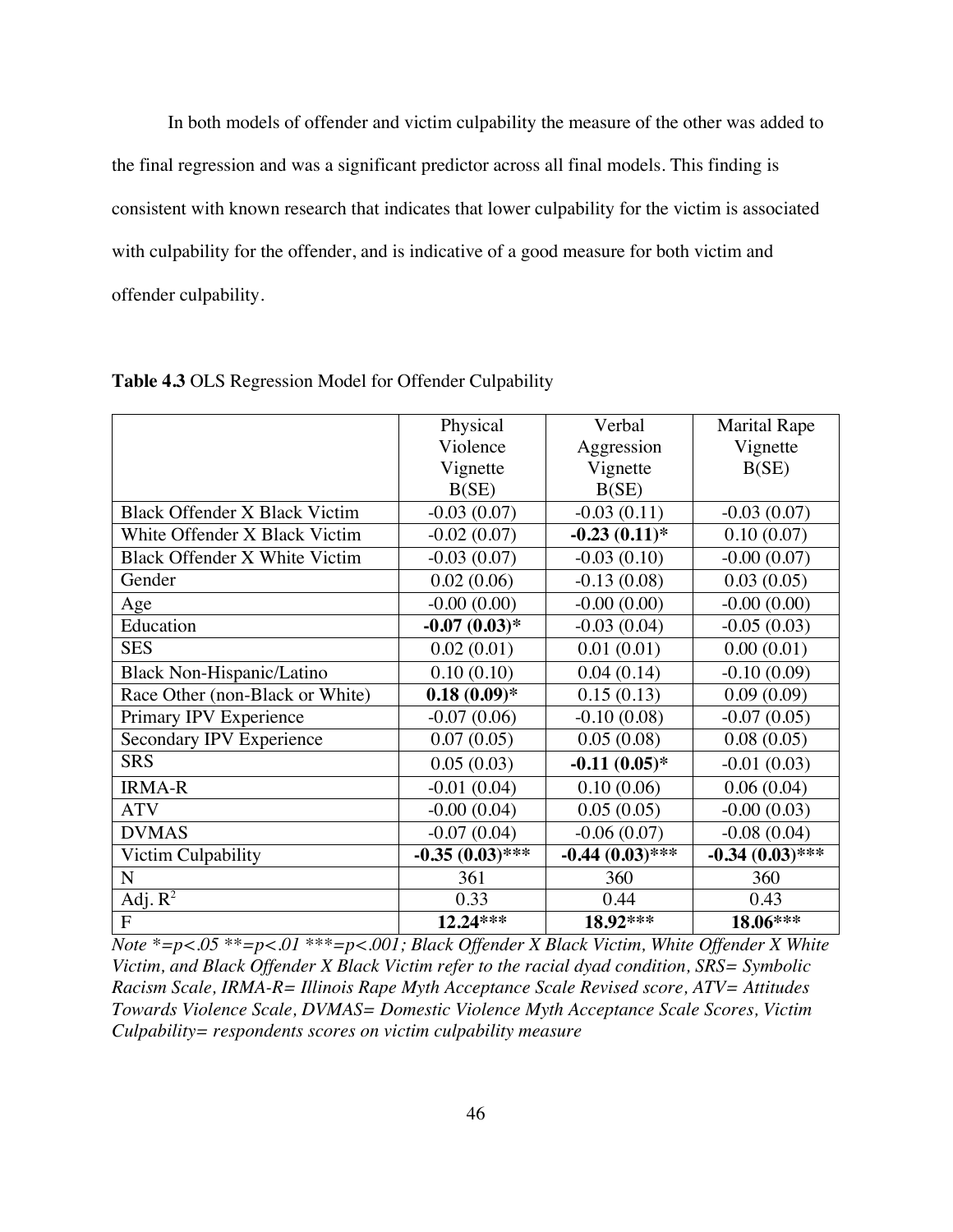In both models of offender and victim culpability the measure of the other was added to the final regression and was a significant predictor across all final models. This finding is consistent with known research that indicates that lower culpability for the victim is associated with culpability for the offender, and is indicative of a good measure for both victim and offender culpability.

**Table 4.3** OLS Regression Model for Offender Culpability

| | Physical Violence Vignette B(SE) | Verbal Aggression Vignette B(SE) | Marital Rape Vignette B(SE) |
|---|---|---|---|
| Black Offender X Black Victim | -0.03 (0.07) | -0.03 (0.11) | -0.03 (0.07) |
| White Offender X Black Victim | -0.02 (0.07) | **-0.23 (0.11)*** | 0.10 (0.07) |
| Black Offender X White Victim | -0.03 (0.07) | -0.03 (0.10) | -0.00 (0.07) |
| Gender | 0.02 (0.06) | -0.13 (0.08) | 0.03 (0.05) |
| Age | -0.00 (0.00) | -0.00 (0.00) | -0.00 (0.00) |
| Education | **-0.07 (0.03)*** | -0.03 (0.04) | -0.05 (0.03) |
| SES | 0.02 (0.01) | 0.01 (0.01) | 0.00 (0.01) |
| Black Non-Hispanic/Latino | 0.10 (0.10) | 0.04 (0.14) | -0.10 (0.09) |
| Race Other (non-Black or White) | **0.18 (0.09)*** | 0.15 (0.13) | 0.09 (0.09) |
| Primary IPV Experience | -0.07 (0.06) | -0.10 (0.08) | -0.07 (0.05) |
| Secondary IPV Experience | 0.07 (0.05) | 0.05 (0.08) | 0.08 (0.05) |
| SRS | 0.05 (0.03) | **-0.11 (0.05)*** | -0.01 (0.03) |
| IRMA-R | -0.01 (0.04) | 0.10 (0.06) | 0.06 (0.04) |
| ATV | -0.00 (0.04) | 0.05 (0.05) | -0.00 (0.03) |
| DVMAS | -0.07 (0.04) | -0.06 (0.07) | -0.08 (0.04) |
| Victim Culpability | **-0.35 (0.03)***** | **-0.44 (0.03)***** | **-0.34 (0.03)***** |
| N | 361 | 360 | 360 |
| Adj. $R^2$ | 0.33 | 0.44 | 0.43 |
| F | **12.24***** | **18.92***** | **18.06***** |

*Note *=p<.05 **=p<.01 ***=p<.001; Black Offender X Black Victim, White Offender X White Victim, and Black Offender X Black Victim refer to the racial dyad condition, SRS= Symbolic Racism Scale, IRMA-R= Illinois Rape Myth Acceptance Scale Revised score, ATV= Attitudes Towards Violence Scale, DVMAS= Domestic Violence Myth Acceptance Scale Scores, Victim Culpability= respondents scores on victim culpability measure*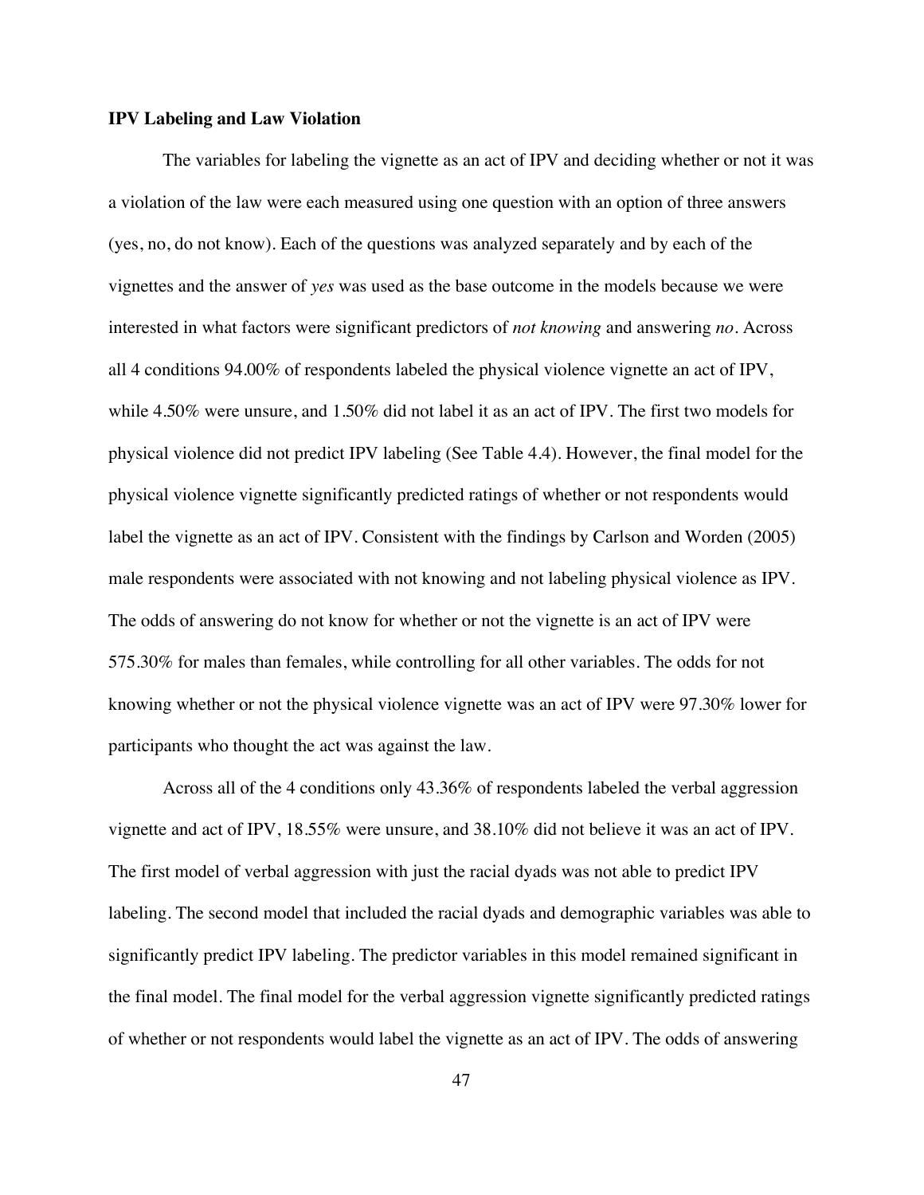### IPV Labeling and Law Violation

The variables for labeling the vignette as an act of IPV and deciding whether or not it was a violation of the law were each measured using one question with an option of three answers (yes, no, do not know). Each of the questions was analyzed separately and by each of the vignettes and the answer of *yes* was used as the base outcome in the models because we were interested in what factors were significant predictors of *not knowing* and answering *no*. Across all 4 conditions 94.00% of respondents labeled the physical violence vignette an act of IPV, while 4.50% were unsure, and 1.50% did not label it as an act of IPV. The first two models for physical violence did not predict IPV labeling (See Table 4.4). However, the final model for the physical violence vignette significantly predicted ratings of whether or not respondents would label the vignette as an act of IPV. Consistent with the findings by Carlson and Worden (2005) male respondents were associated with not knowing and not labeling physical violence as IPV. The odds of answering do not know for whether or not the vignette is an act of IPV were 575.30% for males than females, while controlling for all other variables. The odds for not knowing whether or not the physical violence vignette was an act of IPV were 97.30% lower for participants who thought the act was against the law.

Across all of the 4 conditions only 43.36% of respondents labeled the verbal aggression vignette and act of IPV, 18.55% were unsure, and 38.10% did not believe it was an act of IPV. The first model of verbal aggression with just the racial dyads was not able to predict IPV labeling. The second model that included the racial dyads and demographic variables was able to significantly predict IPV labeling. The predictor variables in this model remained significant in the final model. The final model for the verbal aggression vignette significantly predicted ratings of whether or not respondents would label the vignette as an act of IPV. The odds of answering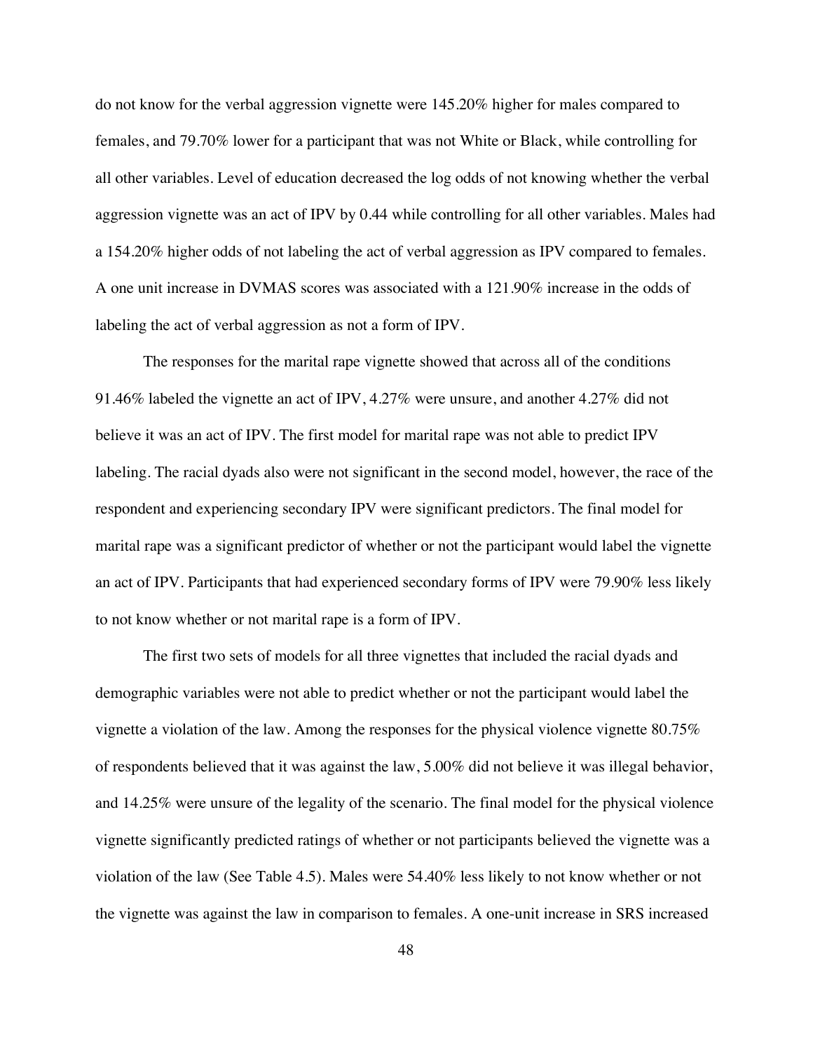do not know for the verbal aggression vignette were 145.20% higher for males compared to females, and 79.70% lower for a participant that was not White or Black, while controlling for all other variables. Level of education decreased the log odds of not knowing whether the verbal aggression vignette was an act of IPV by 0.44 while controlling for all other variables. Males had a 154.20% higher odds of not labeling the act of verbal aggression as IPV compared to females. A one unit increase in DVMAS scores was associated with a 121.90% increase in the odds of labeling the act of verbal aggression as not a form of IPV.

The responses for the marital rape vignette showed that across all of the conditions 91.46% labeled the vignette an act of IPV, 4.27% were unsure, and another 4.27% did not believe it was an act of IPV. The first model for marital rape was not able to predict IPV labeling. The racial dyads also were not significant in the second model, however, the race of the respondent and experiencing secondary IPV were significant predictors. The final model for marital rape was a significant predictor of whether or not the participant would label the vignette an act of IPV. Participants that had experienced secondary forms of IPV were 79.90% less likely to not know whether or not marital rape is a form of IPV.

The first two sets of models for all three vignettes that included the racial dyads and demographic variables were not able to predict whether or not the participant would label the vignette a violation of the law. Among the responses for the physical violence vignette 80.75% of respondents believed that it was against the law, 5.00% did not believe it was illegal behavior, and 14.25% were unsure of the legality of the scenario. The final model for the physical violence vignette significantly predicted ratings of whether or not participants believed the vignette was a violation of the law (See Table 4.5). Males were 54.40% less likely to not know whether or not the vignette was against the law in comparison to females. A one-unit increase in SRS increased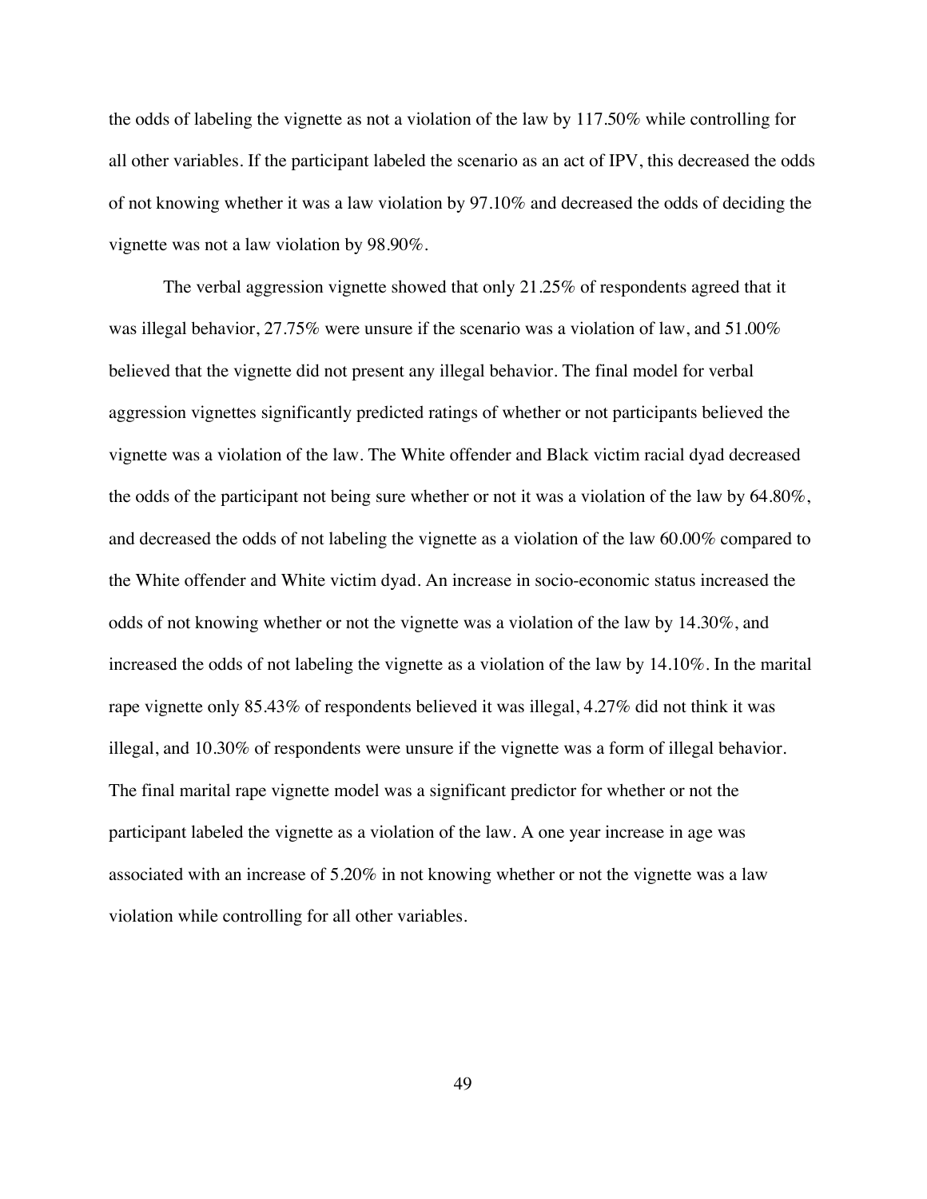the odds of labeling the vignette as not a violation of the law by 117.50% while controlling for all other variables. If the participant labeled the scenario as an act of IPV, this decreased the odds of not knowing whether it was a law violation by 97.10% and decreased the odds of deciding the vignette was not a law violation by 98.90%.

The verbal aggression vignette showed that only 21.25% of respondents agreed that it was illegal behavior, 27.75% were unsure if the scenario was a violation of law, and 51.00% believed that the vignette did not present any illegal behavior. The final model for verbal aggression vignettes significantly predicted ratings of whether or not participants believed the vignette was a violation of the law. The White offender and Black victim racial dyad decreased the odds of the participant not being sure whether or not it was a violation of the law by 64.80%, and decreased the odds of not labeling the vignette as a violation of the law 60.00% compared to the White offender and White victim dyad. An increase in socio-economic status increased the odds of not knowing whether or not the vignette was a violation of the law by 14.30%, and increased the odds of not labeling the vignette as a violation of the law by 14.10%. In the marital rape vignette only 85.43% of respondents believed it was illegal, 4.27% did not think it was illegal, and 10.30% of respondents were unsure if the vignette was a form of illegal behavior. The final marital rape vignette model was a significant predictor for whether or not the participant labeled the vignette as a violation of the law. A one year increase in age was associated with an increase of 5.20% in not knowing whether or not the vignette was a law violation while controlling for all other variables.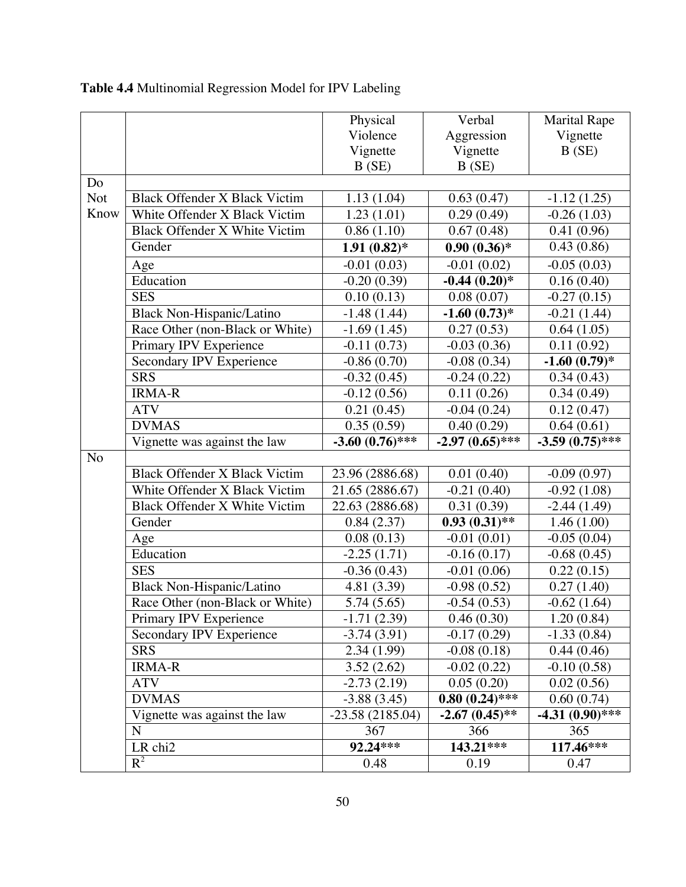**Table 4.4** Multinomial Regression Model for IPV Labeling

| | | Physical Violence Vignette B (SE) | Verbal Aggression Vignette B (SE) | Marital Rape Vignette B (SE) |
|---|---|---|---|---|
| Do Not Know | | | | |
| | Black Offender X Black Victim | 1.13 (1.04) | 0.63 (0.47) | -1.12 (1.25) |
| | White Offender X Black Victim | 1.23 (1.01) | 0.29 (0.49) | -0.26 (1.03) |
| | Black Offender X White Victim | 0.86 (1.10) | 0.67 (0.48) | 0.41 (0.96) |
| | Gender | **1.91 (0.82)*** | **0.90 (0.36)*** | 0.43 (0.86) |
| | Age | -0.01 (0.03) | -0.01 (0.02) | -0.05 (0.03) |
| | Education | -0.20 (0.39) | **-0.44 (0.20)*** | 0.16 (0.40) |
| | SES | 0.10 (0.13) | 0.08 (0.07) | -0.27 (0.15) |
| | Black Non-Hispanic/Latino | -1.48 (1.44) | **-1.60 (0.73)*** | -0.21 (1.44) |
| | Race Other (non-Black or White) | -1.69 (1.45) | 0.27 (0.53) | 0.64 (1.05) |
| | Primary IPV Experience | -0.11 (0.73) | -0.03 (0.36) | 0.11 (0.92) |
| | Secondary IPV Experience | -0.86 (0.70) | -0.08 (0.34) | **-1.60 (0.79)*** |
| | SRS | -0.32 (0.45) | -0.24 (0.22) | 0.34 (0.43) |
| | IRMA-R | -0.12 (0.56) | 0.11 (0.26) | 0.34 (0.49) |
| | ATV | 0.21 (0.45) | -0.04 (0.24) | 0.12 (0.47) |
| | DVMAS | 0.35 (0.59) | 0.40 (0.29) | 0.64 (0.61) |
| | Vignette was against the law | **-3.60 (0.76)***** | **-2.97 (0.65)***** | **-3.59 (0.75)***** |
| No | | | | |
| | Black Offender X Black Victim | 23.96 (2886.68) | 0.01 (0.40) | -0.09 (0.97) |
| | White Offender X Black Victim | 21.65 (2886.67) | -0.21 (0.40) | -0.92 (1.08) |
| | Black Offender X White Victim | 22.63 (2886.68) | 0.31 (0.39) | -2.44 (1.49) |
| | Gender | 0.84 (2.37) | **0.93 (0.31)**** | 1.46 (1.00) |
| | Age | 0.08 (0.13) | -0.01 (0.01) | -0.05 (0.04) |
| | Education | -2.25 (1.71) | -0.16 (0.17) | -0.68 (0.45) |
| | SES | -0.36 (0.43) | -0.01 (0.06) | 0.22 (0.15) |
| | Black Non-Hispanic/Latino | 4.81 (3.39) | -0.98 (0.52) | 0.27 (1.40) |
| | Race Other (non-Black or White) | 5.74 (5.65) | -0.54 (0.53) | -0.62 (1.64) |
| | Primary IPV Experience | -1.71 (2.39) | 0.46 (0.30) | 1.20 (0.84) |
| | Secondary IPV Experience | -3.74 (3.91) | -0.17 (0.29) | -1.33 (0.84) |
| | SRS | 2.34 (1.99) | -0.08 (0.18) | 0.44 (0.46) |
| | IRMA-R | 3.52 (2.62) | -0.02 (0.22) | -0.10 (0.58) |
| | ATV | -2.73 (2.19) | 0.05 (0.20) | 0.02 (0.56) |
| | DVMAS | -3.88 (3.45) | **0.80 (0.24)***** | 0.60 (0.74) |
| | Vignette was against the law | -23.58 (2185.04) | **-2.67 (0.45)**** | **-4.31 (0.90)***** |
| | N | 367 | 366 | 365 |
| | LR chi2 | **92.24***** | **143.21***** | **117.46***** |
| | $R^2$ | 0.48 | 0.19 | 0.47 |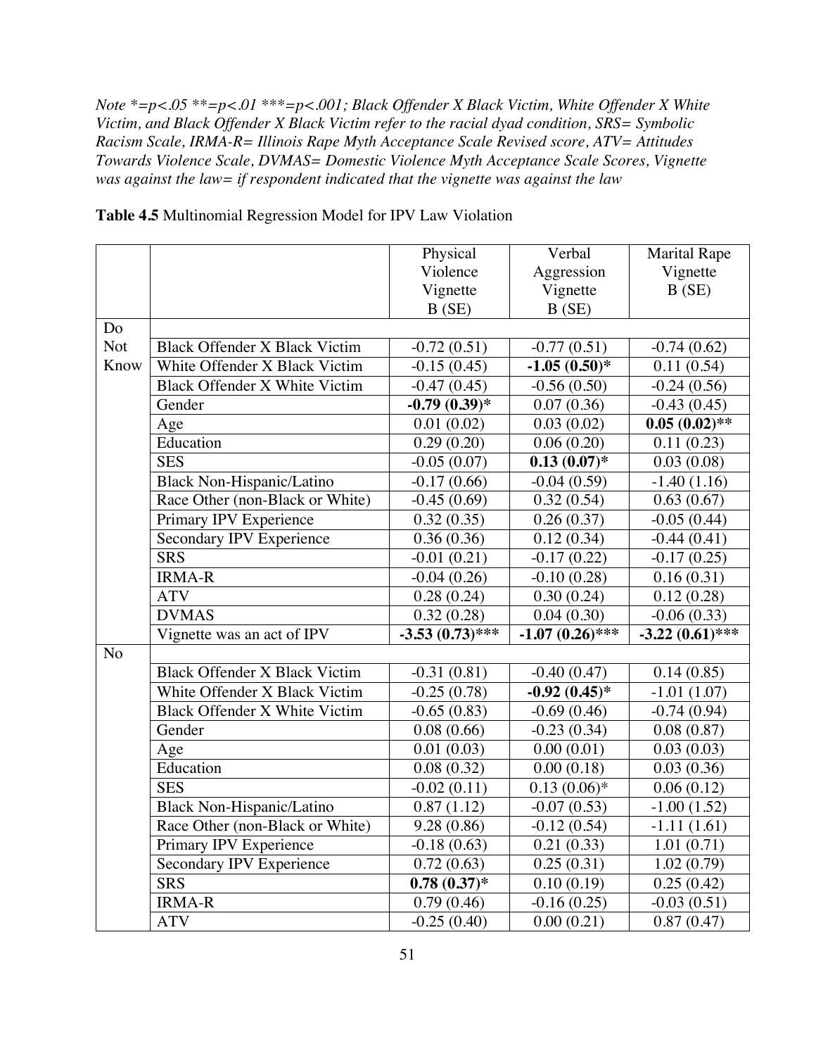*Note \*=p<.05 \*\*=p<.01 \*\*\*=p<.001; Black Offender X Black Victim, White Offender X White Victim, and Black Offender X Black Victim refer to the racial dyad condition, SRS= Symbolic Racism Scale, IRMA-R= Illinois Rape Myth Acceptance Scale Revised score, ATV= Attitudes Towards Violence Scale, DVMAS= Domestic Violence Myth Acceptance Scale Scores, Vignette was against the law= if respondent indicated that the vignette was against the law*

**Table 4.5** Multinomial Regression Model for IPV Law Violation

| | | Physical Violence Vignette B (SE) | Verbal Aggression Vignette B (SE) | Marital Rape Vignette B (SE) |
|---|---|---|---|---|
| Do Not Know | | | | |
| | Black Offender X Black Victim | -0.72 (0.51) | -0.77 (0.51) | -0.74 (0.62) |
| | White Offender X Black Victim | -0.15 (0.45) | **-1.05 (0.50)\*** | 0.11 (0.54) |
| | Black Offender X White Victim | -0.47 (0.45) | -0.56 (0.50) | -0.24 (0.56) |
| | Gender | **-0.79 (0.39)\*** | 0.07 (0.36) | -0.43 (0.45) |
| | Age | 0.01 (0.02) | 0.03 (0.02) | **0.05 (0.02)\*\*** |
| | Education | 0.29 (0.20) | 0.06 (0.20) | 0.11 (0.23) |
| | SES | -0.05 (0.07) | **0.13 (0.07)\*** | 0.03 (0.08) |
| | Black Non-Hispanic/Latino | -0.17 (0.66) | -0.04 (0.59) | -1.40 (1.16) |
| | Race Other (non-Black or White) | -0.45 (0.69) | 0.32 (0.54) | 0.63 (0.67) |
| | Primary IPV Experience | 0.32 (0.35) | 0.26 (0.37) | -0.05 (0.44) |
| | Secondary IPV Experience | 0.36 (0.36) | 0.12 (0.34) | -0.44 (0.41) |
| | SRS | -0.01 (0.21) | -0.17 (0.22) | -0.17 (0.25) |
| | IRMA-R | -0.04 (0.26) | -0.10 (0.28) | 0.16 (0.31) |
| | ATV | 0.28 (0.24) | 0.30 (0.24) | 0.12 (0.28) |
| | DVMAS | 0.32 (0.28) | 0.04 (0.30) | -0.06 (0.33) |
| | Vignette was an act of IPV | **-3.53 (0.73)\*\*\*** | **-1.07 (0.26)\*\*\*** | **-3.22 (0.61)\*\*\*** |
| No | | | | |
| | Black Offender X Black Victim | -0.31 (0.81) | -0.40 (0.47) | 0.14 (0.85) |
| | White Offender X Black Victim | -0.25 (0.78) | **-0.92 (0.45)\*** | -1.01 (1.07) |
| | Black Offender X White Victim | -0.65 (0.83) | -0.69 (0.46) | -0.74 (0.94) |
| | Gender | 0.08 (0.66) | -0.23 (0.34) | 0.08 (0.87) |
| | Age | 0.01 (0.03) | 0.00 (0.01) | 0.03 (0.03) |
| | Education | 0.08 (0.32) | 0.00 (0.18) | 0.03 (0.36) |
| | SES | -0.02 (0.11) | 0.13 (0.06)\* | 0.06 (0.12) |
| | Black Non-Hispanic/Latino | 0.87 (1.12) | -0.07 (0.53) | -1.00 (1.52) |
| | Race Other (non-Black or White) | 9.28 (0.86) | -0.12 (0.54) | -1.11 (1.61) |
| | Primary IPV Experience | -0.18 (0.63) | 0.21 (0.33) | 1.01 (0.71) |
| | Secondary IPV Experience | 0.72 (0.63) | 0.25 (0.31) | 1.02 (0.79) |
| | SRS | **0.78 (0.37)\*** | 0.10 (0.19) | 0.25 (0.42) |
| | IRMA-R | 0.79 (0.46) | -0.16 (0.25) | -0.03 (0.51) |
| | ATV | -0.25 (0.40) | 0.00 (0.21) | 0.87 (0.47) |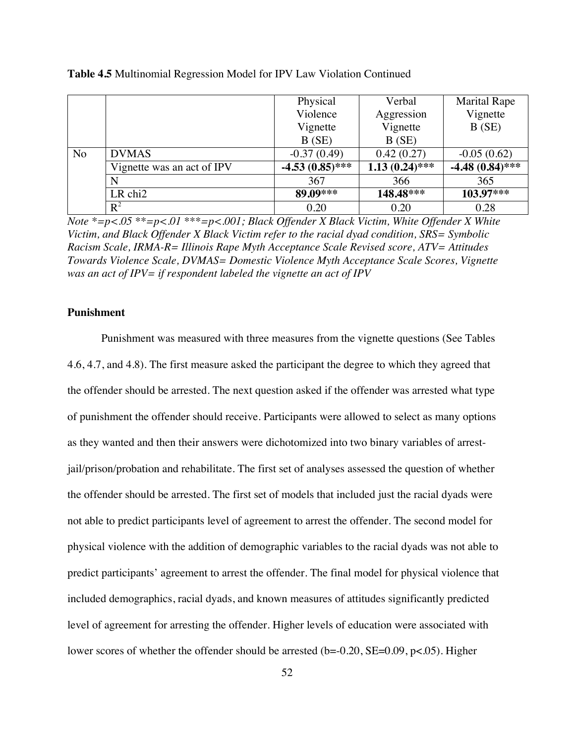**Table 4.5** Multinomial Regression Model for IPV Law Violation Continued

| | | Physical Violence Vignette B (SE) | Verbal Aggression Vignette B (SE) | Marital Rape Vignette B (SE) |
|---|---|---|---|---|
| No | DVMAS | -0.37 (0.49) | 0.42 (0.27) | -0.05 (0.62) |
| | Vignette was an act of IPV | **-4.53 (0.85)*** ** | **1.13 (0.24)*** ** | **-4.48 (0.84)*** ** |
| | N | 367 | 366 | 365 |
| | LR chi2 | **89.09*** ** | **148.48*** ** | **103.97*** ** |
| | $R^2$ | 0.20 | 0.20 | 0.28 |

*Note *=p<.05 **=p<.01 ***=p<.001; Black Offender X Black Victim, White Offender X White Victim, and Black Offender X Black Victim refer to the racial dyad condition, SRS= Symbolic Racism Scale, IRMA-R= Illinois Rape Myth Acceptance Scale Revised score, ATV= Attitudes Towards Violence Scale, DVMAS= Domestic Violence Myth Acceptance Scale Scores, Vignette was an act of IPV= if respondent labeled the vignette an act of IPV*

**Punishment**

Punishment was measured with three measures from the vignette questions (See Tables 4.6, 4.7, and 4.8). The first measure asked the participant the degree to which they agreed that the offender should be arrested. The next question asked if the offender was arrested what type of punishment the offender should receive. Participants were allowed to select as many options as they wanted and then their answers were dichotomized into two binary variables of arrest-jail/prison/probation and rehabilitate. The first set of analyses assessed the question of whether the offender should be arrested. The first set of models that included just the racial dyads were not able to predict participants level of agreement to arrest the offender. The second model for physical violence with the addition of demographic variables to the racial dyads was not able to predict participants' agreement to arrest the offender. The final model for physical violence that included demographics, racial dyads, and known measures of attitudes significantly predicted level of agreement for arresting the offender. Higher levels of education were associated with lower scores of whether the offender should be arrested (b=-0.20, SE=0.09, p<.05). Higher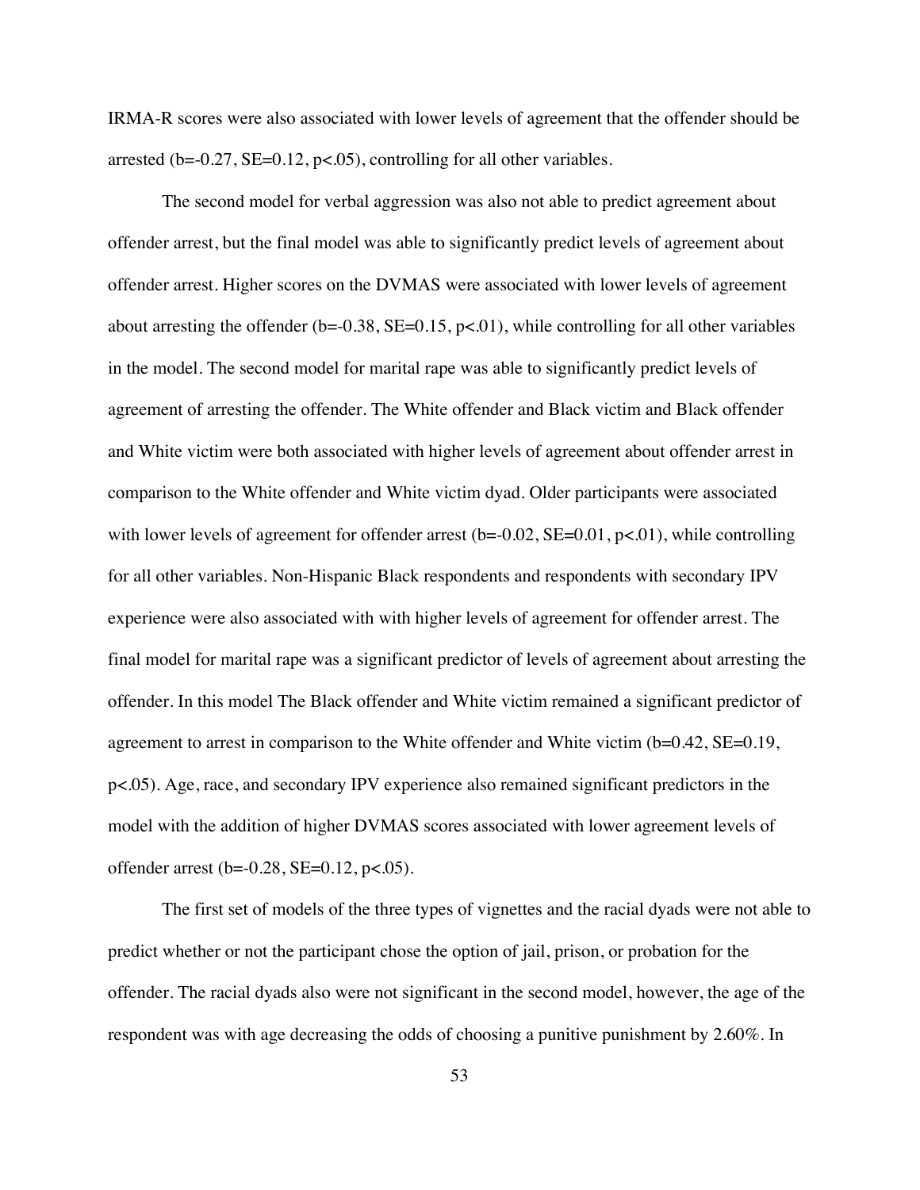IRMA-R scores were also associated with lower levels of agreement that the offender should be arrested ($b=-0.27$, $SE=0.12$, $p<.05$), controlling for all other variables.

The second model for verbal aggression was also not able to predict agreement about offender arrest, but the final model was able to significantly predict levels of agreement about offender arrest. Higher scores on the DVMAS were associated with lower levels of agreement about arresting the offender ($b=-0.38$, $SE=0.15$, $p<.01$), while controlling for all other variables in the model. The second model for marital rape was able to significantly predict levels of agreement of arresting the offender. The White offender and Black victim and Black offender and White victim were both associated with higher levels of agreement about offender arrest in comparison to the White offender and White victim dyad. Older participants were associated with lower levels of agreement for offender arrest ($b=-0.02$, $SE=0.01$, $p<.01$), while controlling for all other variables. Non-Hispanic Black respondents and respondents with secondary IPV experience were also associated with with higher levels of agreement for offender arrest. The final model for marital rape was a significant predictor of levels of agreement about arresting the offender. In this model The Black offender and White victim remained a significant predictor of agreement to arrest in comparison to the White offender and White victim ($b=0.42$, $SE=0.19$, $p<.05$). Age, race, and secondary IPV experience also remained significant predictors in the model with the addition of higher DVMAS scores associated with lower agreement levels of offender arrest ($b=-0.28$, $SE=0.12$, $p<.05$).

The first set of models of the three types of vignettes and the racial dyads were not able to predict whether or not the participant chose the option of jail, prison, or probation for the offender. The racial dyads also were not significant in the second model, however, the age of the respondent was with age decreasing the odds of choosing a punitive punishment by 2.60%. In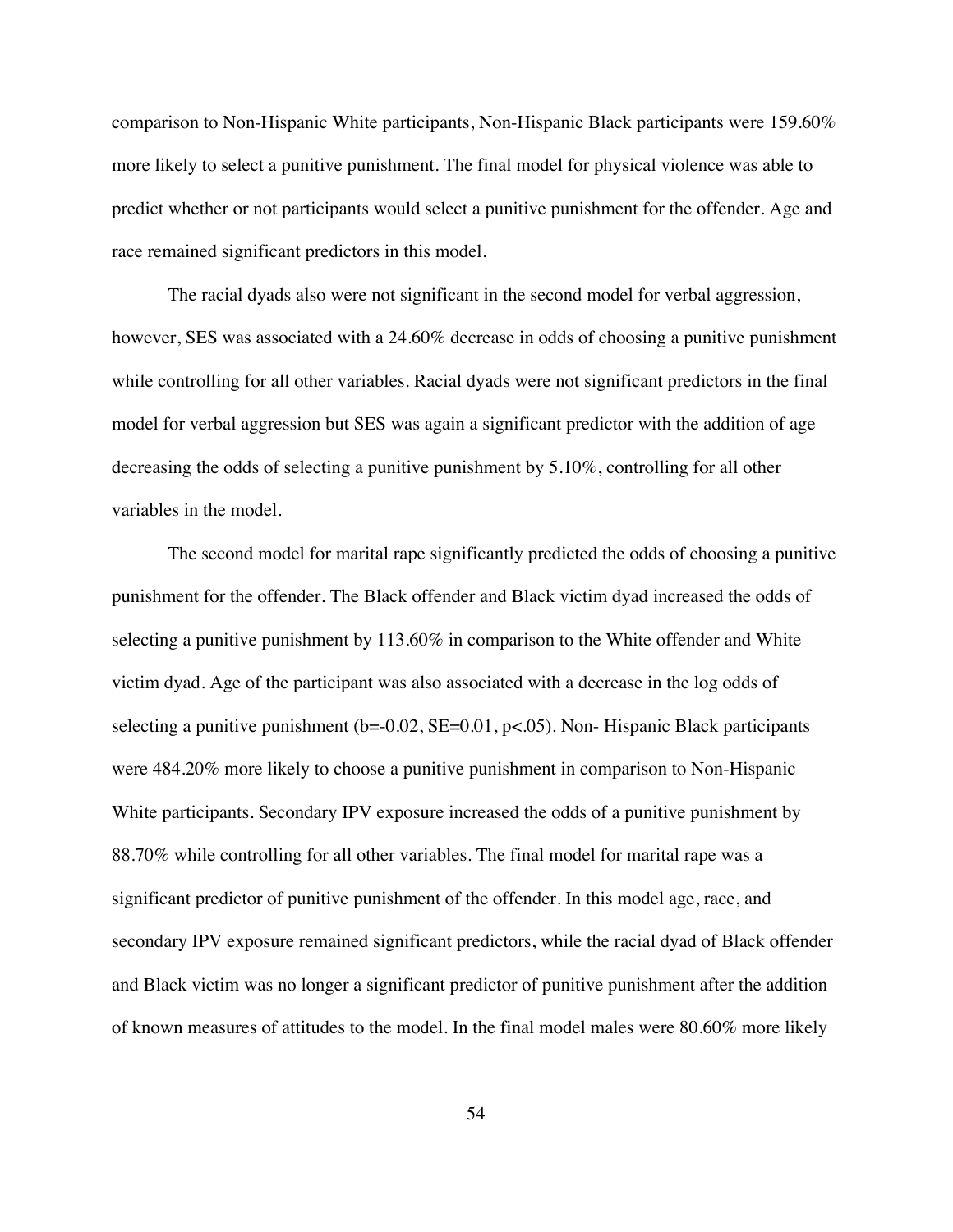comparison to Non-Hispanic White participants, Non-Hispanic Black participants were 159.60% more likely to select a punitive punishment. The final model for physical violence was able to predict whether or not participants would select a punitive punishment for the offender. Age and race remained significant predictors in this model.

The racial dyads also were not significant in the second model for verbal aggression, however, SES was associated with a 24.60% decrease in odds of choosing a punitive punishment while controlling for all other variables. Racial dyads were not significant predictors in the final model for verbal aggression but SES was again a significant predictor with the addition of age decreasing the odds of selecting a punitive punishment by 5.10%, controlling for all other variables in the model.

The second model for marital rape significantly predicted the odds of choosing a punitive punishment for the offender. The Black offender and Black victim dyad increased the odds of selecting a punitive punishment by 113.60% in comparison to the White offender and White victim dyad. Age of the participant was also associated with a decrease in the log odds of selecting a punitive punishment ($b=-0.02$, $SE=0.01$, $p<.05$). Non- Hispanic Black participants were 484.20% more likely to choose a punitive punishment in comparison to Non-Hispanic White participants. Secondary IPV exposure increased the odds of a punitive punishment by 88.70% while controlling for all other variables. The final model for marital rape was a significant predictor of punitive punishment of the offender. In this model age, race, and secondary IPV exposure remained significant predictors, while the racial dyad of Black offender and Black victim was no longer a significant predictor of punitive punishment after the addition of known measures of attitudes to the model. In the final model males were 80.60% more likely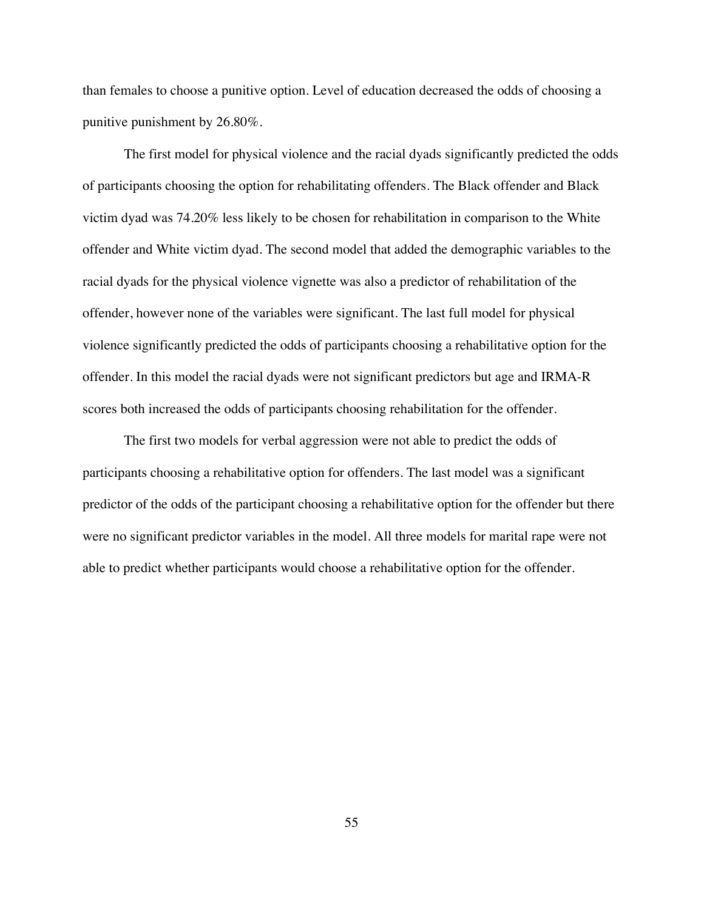than females to choose a punitive option. Level of education decreased the odds of choosing a punitive punishment by 26.80%.

The first model for physical violence and the racial dyads significantly predicted the odds of participants choosing the option for rehabilitating offenders. The Black offender and Black victim dyad was 74.20% less likely to be chosen for rehabilitation in comparison to the White offender and White victim dyad. The second model that added the demographic variables to the racial dyads for the physical violence vignette was also a predictor of rehabilitation of the offender, however none of the variables were significant. The last full model for physical violence significantly predicted the odds of participants choosing a rehabilitative option for the offender. In this model the racial dyads were not significant predictors but age and IRMA-R scores both increased the odds of participants choosing rehabilitation for the offender.

The first two models for verbal aggression were not able to predict the odds of participants choosing a rehabilitative option for offenders. The last model was a significant predictor of the odds of the participant choosing a rehabilitative option for the offender but there were no significant predictor variables in the model. All three models for marital rape were not able to predict whether participants would choose a rehabilitative option for the offender.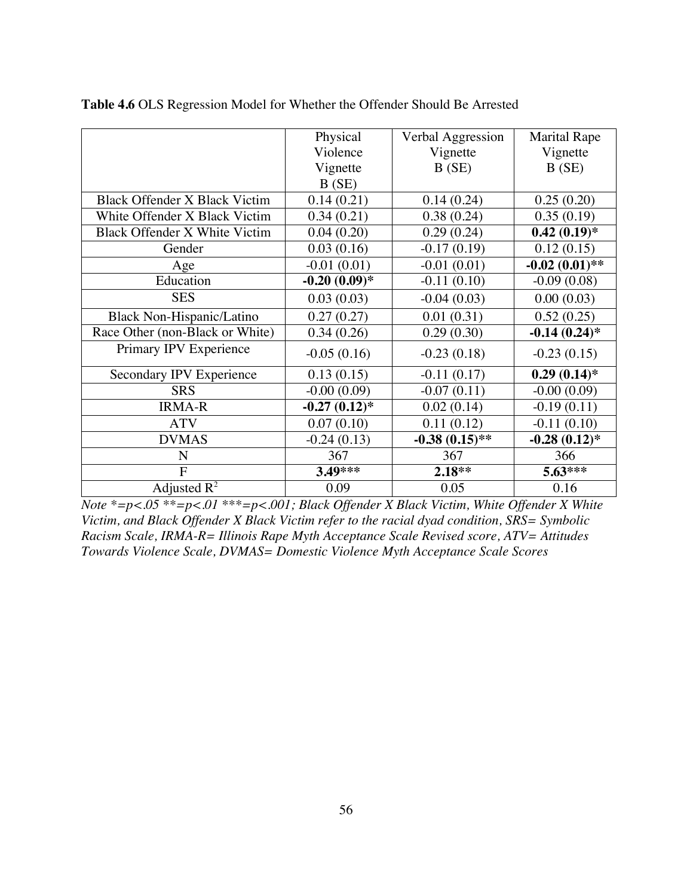**Table 4.6** OLS Regression Model for Whether the Offender Should Be Arrested

| | Physical Violence Vignette B (SE) | Verbal Aggression Vignette B (SE) | Marital Rape Vignette B (SE) |
|---|---|---|---|
| Black Offender X Black Victim | 0.14 (0.21) | 0.14 (0.24) | 0.25 (0.20) |
| White Offender X Black Victim | 0.34 (0.21) | 0.38 (0.24) | 0.35 (0.19) |
| Black Offender X White Victim | 0.04 (0.20) | 0.29 (0.24) | **0.42 (0.19)*** |
| Gender | 0.03 (0.16) | -0.17 (0.19) | 0.12 (0.15) |
| Age | -0.01 (0.01) | -0.01 (0.01) | **-0.02 (0.01)**** |
| Education | **-0.20 (0.09)*** | -0.11 (0.10) | -0.09 (0.08) |
| SES | 0.03 (0.03) | -0.04 (0.03) | 0.00 (0.03) |
| Black Non-Hispanic/Latino | 0.27 (0.27) | 0.01 (0.31) | 0.52 (0.25) |
| Race Other (non-Black or White) | 0.34 (0.26) | 0.29 (0.30) | **-0.14 (0.24)*** |
| Primary IPV Experience | -0.05 (0.16) | -0.23 (0.18) | -0.23 (0.15) |
| Secondary IPV Experience | 0.13 (0.15) | -0.11 (0.17) | **0.29 (0.14)*** |
| SRS | -0.00 (0.09) | -0.07 (0.11) | -0.00 (0.09) |
| IRMA-R | **-0.27 (0.12)*** | 0.02 (0.14) | -0.19 (0.11) |
| ATV | 0.07 (0.10) | 0.11 (0.12) | -0.11 (0.10) |
| DVMAS | -0.24 (0.13) | **-0.38 (0.15)**** | **-0.28 (0.12)*** |
| N | 367 | 367 | 366 |
| F | **3.49***** | **2.18**** | **5.63***** |
| Adjusted $R^2$ | 0.09 | 0.05 | 0.16 |

*Note *=p<.05 **=p<.01 ***=p<.001; Black Offender X Black Victim, White Offender X White Victim, and Black Offender X Black Victim refer to the racial dyad condition, SRS= Symbolic Racism Scale, IRMA-R= Illinois Rape Myth Acceptance Scale Revised score, ATV= Attitudes Towards Violence Scale, DVMAS= Domestic Violence Myth Acceptance Scale Scores*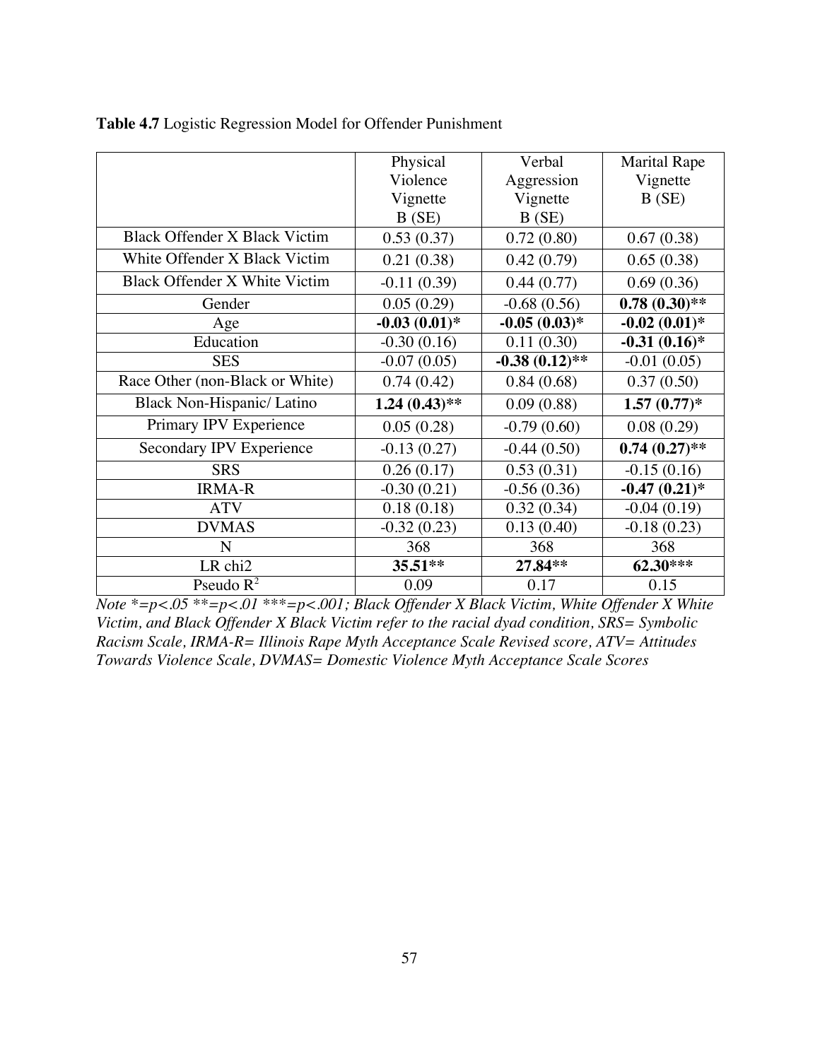**Table 4.7** Logistic Regression Model for Offender Punishment

| | Physical Violence Vignette B (SE) | Verbal Aggression Vignette B (SE) | Marital Rape Vignette B (SE) |
|---|---|---|---|
| Black Offender X Black Victim | 0.53 (0.37) | 0.72 (0.80) | 0.67 (0.38) |
| White Offender X Black Victim | 0.21 (0.38) | 0.42 (0.79) | 0.65 (0.38) |
| Black Offender X White Victim | -0.11 (0.39) | 0.44 (0.77) | 0.69 (0.36) |
| Gender | 0.05 (0.29) | -0.68 (0.56) | **0.78 (0.30)\*\*** |
| Age | **-0.03 (0.01)\*** | **-0.05 (0.03)\*** | **-0.02 (0.01)\*** |
| Education | -0.30 (0.16) | 0.11 (0.30) | **-0.31 (0.16)\*** |
| SES | -0.07 (0.05) | **-0.38 (0.12)\*\*** | -0.01 (0.05) |
| Race Other (non-Black or White) | 0.74 (0.42) | 0.84 (0.68) | 0.37 (0.50) |
| Black Non-Hispanic/ Latino | **1.24 (0.43)\*\*** | 0.09 (0.88) | **1.57 (0.77)\*** |
| Primary IPV Experience | 0.05 (0.28) | -0.79 (0.60) | 0.08 (0.29) |
| Secondary IPV Experience | -0.13 (0.27) | -0.44 (0.50) | **0.74 (0.27)\*\*** |
| SRS | 0.26 (0.17) | 0.53 (0.31) | -0.15 (0.16) |
| IRMA-R | -0.30 (0.21) | -0.56 (0.36) | **-0.47 (0.21)\*** |
| ATV | 0.18 (0.18) | 0.32 (0.34) | -0.04 (0.19) |
| DVMAS | -0.32 (0.23) | 0.13 (0.40) | -0.18 (0.23) |
| N | 368 | 368 | 368 |
| LR chi2 | **35.51\*\*** | **27.84\*\*** | **62.30\*\*\*** |
| Pseudo $R^2$ | 0.09 | 0.17 | 0.15 |

*Note \*=p<.05 \*\*=p<.01 \*\*\*=p<.001; Black Offender X Black Victim, White Offender X White Victim, and Black Offender X Black Victim refer to the racial dyad condition, SRS= Symbolic Racism Scale, IRMA-R= Illinois Rape Myth Acceptance Scale Revised score, ATV= Attitudes Towards Violence Scale, DVMAS= Domestic Violence Myth Acceptance Scale Scores*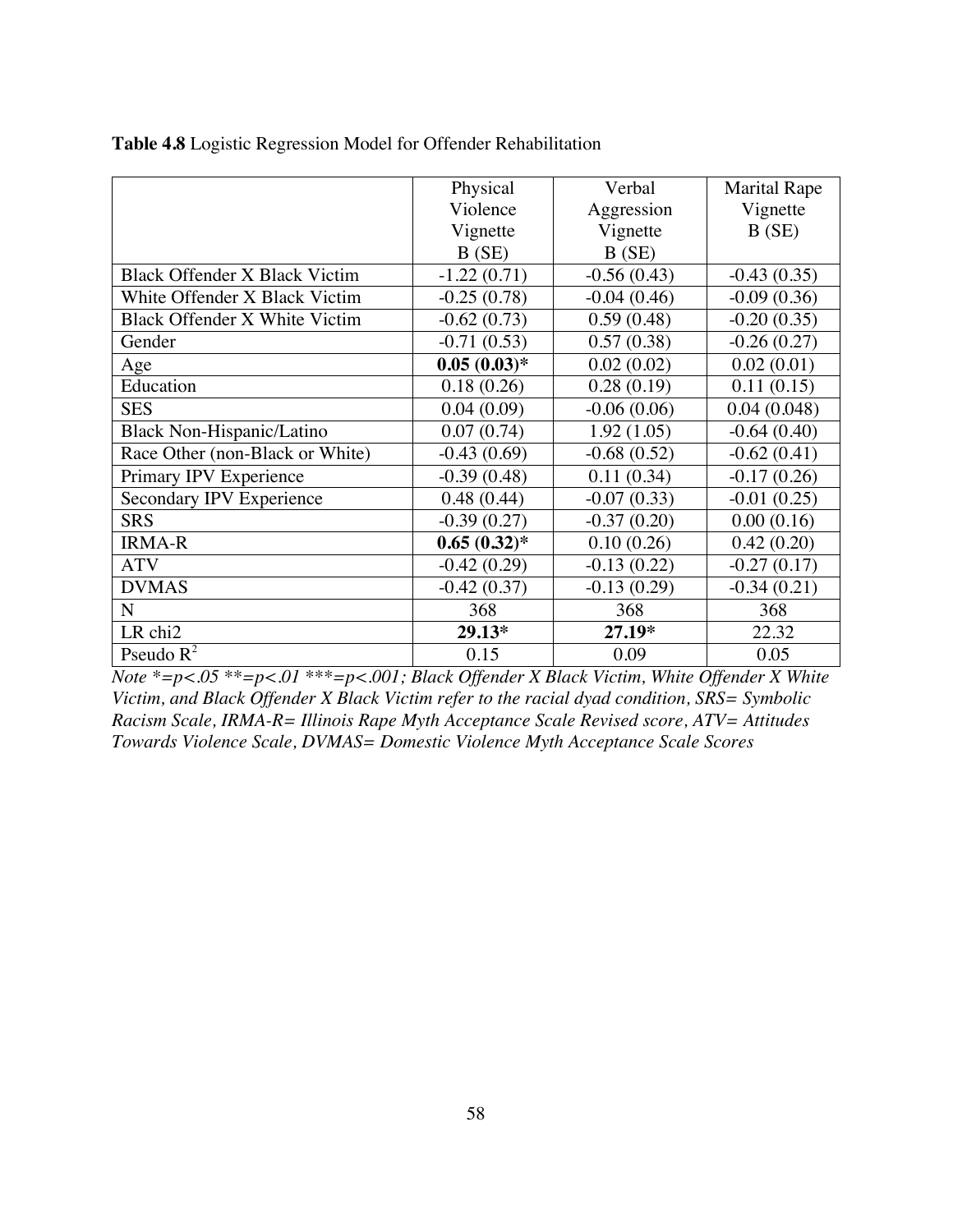**Table 4.8** Logistic Regression Model for Offender Rehabilitation

| | Physical Violence Vignette B (SE) | Verbal Aggression Vignette B (SE) | Marital Rape Vignette B (SE) |
|---|---|---|---|
| Black Offender X Black Victim | -1.22 (0.71) | -0.56 (0.43) | -0.43 (0.35) |
| White Offender X Black Victim | -0.25 (0.78) | -0.04 (0.46) | -0.09 (0.36) |
| Black Offender X White Victim | -0.62 (0.73) | 0.59 (0.48) | -0.20 (0.35) |
| Gender | -0.71 (0.53) | 0.57 (0.38) | -0.26 (0.27) |
| Age | **0.05 (0.03)*** | 0.02 (0.02) | 0.02 (0.01) |
| Education | 0.18 (0.26) | 0.28 (0.19) | 0.11 (0.15) |
| SES | 0.04 (0.09) | -0.06 (0.06) | 0.04 (0.048) |
| Black Non-Hispanic/Latino | 0.07 (0.74) | 1.92 (1.05) | -0.64 (0.40) |
| Race Other (non-Black or White) | -0.43 (0.69) | -0.68 (0.52) | -0.62 (0.41) |
| Primary IPV Experience | -0.39 (0.48) | 0.11 (0.34) | -0.17 (0.26) |
| Secondary IPV Experience | 0.48 (0.44) | -0.07 (0.33) | -0.01 (0.25) |
| SRS | -0.39 (0.27) | -0.37 (0.20) | 0.00 (0.16) |
| IRMA-R | **0.65 (0.32)*** | 0.10 (0.26) | 0.42 (0.20) |
| ATV | -0.42 (0.29) | -0.13 (0.22) | -0.27 (0.17) |
| DVMAS | -0.42 (0.37) | -0.13 (0.29) | -0.34 (0.21) |
| N | 368 | 368 | 368 |
| LR chi2 | **29.13*** | **27.19*** | 22.32 |
| Pseudo $R^2$ | 0.15 | 0.09 | 0.05 |

*Note *=p<.05 **=p<.01 ***=p<.001; Black Offender X Black Victim, White Offender X White Victim, and Black Offender X Black Victim refer to the racial dyad condition, SRS= Symbolic Racism Scale, IRMA-R= Illinois Rape Myth Acceptance Scale Revised score, ATV= Attitudes Towards Violence Scale, DVMAS= Domestic Violence Myth Acceptance Scale Scores*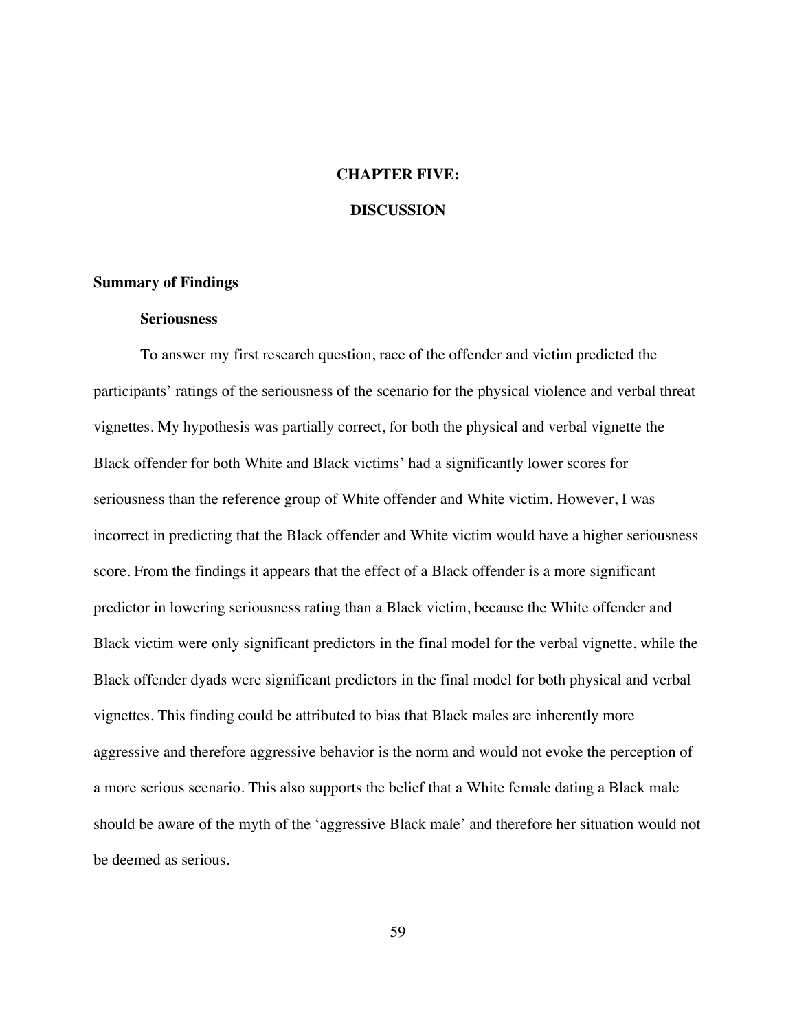# CHAPTER FIVE:

# DISCUSSION

## Summary of Findings

### Seriousness

To answer my first research question, race of the offender and victim predicted the participants' ratings of the seriousness of the scenario for the physical violence and verbal threat vignettes. My hypothesis was partially correct, for both the physical and verbal vignette the Black offender for both White and Black victims' had a significantly lower scores for seriousness than the reference group of White offender and White victim. However, I was incorrect in predicting that the Black offender and White victim would have a higher seriousness score. From the findings it appears that the effect of a Black offender is a more significant predictor in lowering seriousness rating than a Black victim, because the White offender and Black victim were only significant predictors in the final model for the verbal vignette, while the Black offender dyads were significant predictors in the final model for both physical and verbal vignettes. This finding could be attributed to bias that Black males are inherently more aggressive and therefore aggressive behavior is the norm and would not evoke the perception of a more serious scenario. This also supports the belief that a White female dating a Black male should be aware of the myth of the 'aggressive Black male' and therefore her situation would not be deemed as serious.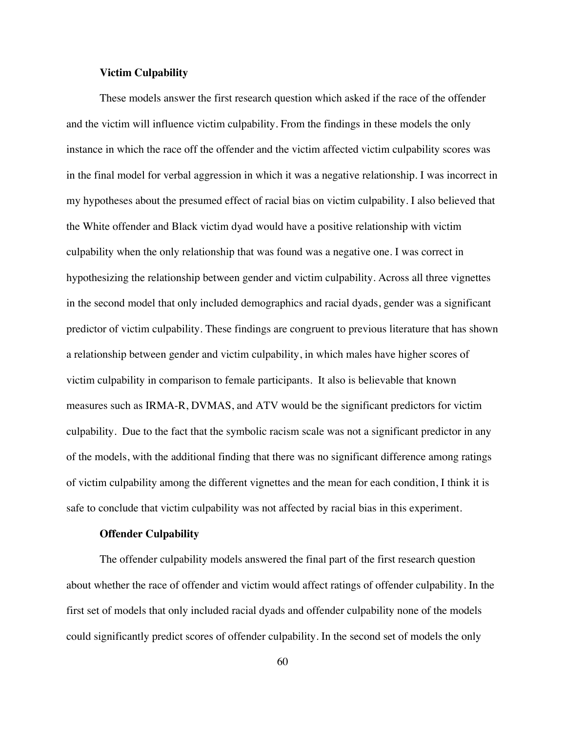### Victim Culpability

These models answer the first research question which asked if the race of the offender and the victim will influence victim culpability. From the findings in these models the only instance in which the race off the offender and the victim affected victim culpability scores was in the final model for verbal aggression in which it was a negative relationship. I was incorrect in my hypotheses about the presumed effect of racial bias on victim culpability. I also believed that the White offender and Black victim dyad would have a positive relationship with victim culpability when the only relationship that was found was a negative one. I was correct in hypothesizing the relationship between gender and victim culpability. Across all three vignettes in the second model that only included demographics and racial dyads, gender was a significant predictor of victim culpability. These findings are congruent to previous literature that has shown a relationship between gender and victim culpability, in which males have higher scores of victim culpability in comparison to female participants. It also is believable that known measures such as IRMA-R, DVMAS, and ATV would be the significant predictors for victim culpability. Due to the fact that the symbolic racism scale was not a significant predictor in any of the models, with the additional finding that there was no significant difference among ratings of victim culpability among the different vignettes and the mean for each condition, I think it is safe to conclude that victim culpability was not affected by racial bias in this experiment.

### Offender Culpability

The offender culpability models answered the final part of the first research question about whether the race of offender and victim would affect ratings of offender culpability. In the first set of models that only included racial dyads and offender culpability none of the models could significantly predict scores of offender culpability. In the second set of models the only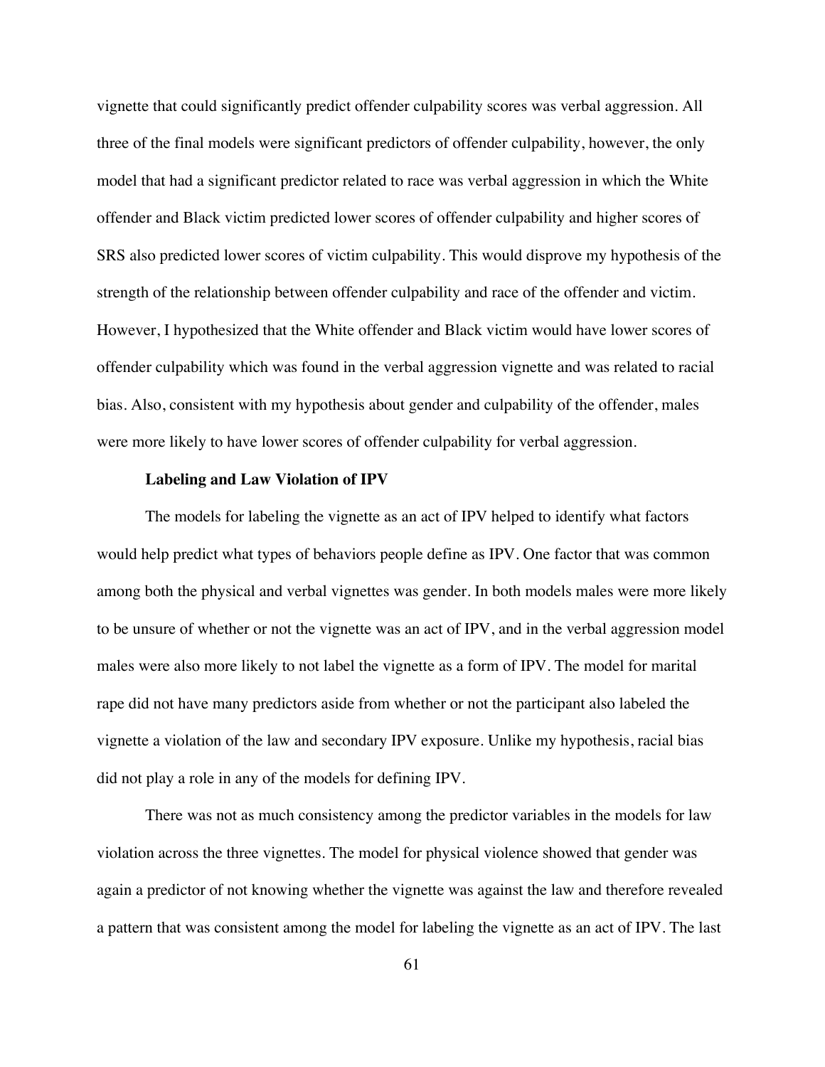vignette that could significantly predict offender culpability scores was verbal aggression. All three of the final models were significant predictors of offender culpability, however, the only model that had a significant predictor related to race was verbal aggression in which the White offender and Black victim predicted lower scores of offender culpability and higher scores of SRS also predicted lower scores of victim culpability. This would disprove my hypothesis of the strength of the relationship between offender culpability and race of the offender and victim. However, I hypothesized that the White offender and Black victim would have lower scores of offender culpability which was found in the verbal aggression vignette and was related to racial bias. Also, consistent with my hypothesis about gender and culpability of the offender, males were more likely to have lower scores of offender culpability for verbal aggression.

**Labeling and Law Violation of IPV**

The models for labeling the vignette as an act of IPV helped to identify what factors would help predict what types of behaviors people define as IPV. One factor that was common among both the physical and verbal vignettes was gender. In both models males were more likely to be unsure of whether or not the vignette was an act of IPV, and in the verbal aggression model males were also more likely to not label the vignette as a form of IPV. The model for marital rape did not have many predictors aside from whether or not the participant also labeled the vignette a violation of the law and secondary IPV exposure. Unlike my hypothesis, racial bias did not play a role in any of the models for defining IPV.

There was not as much consistency among the predictor variables in the models for law violation across the three vignettes. The model for physical violence showed that gender was again a predictor of not knowing whether the vignette was against the law and therefore revealed a pattern that was consistent among the model for labeling the vignette as an act of IPV. The last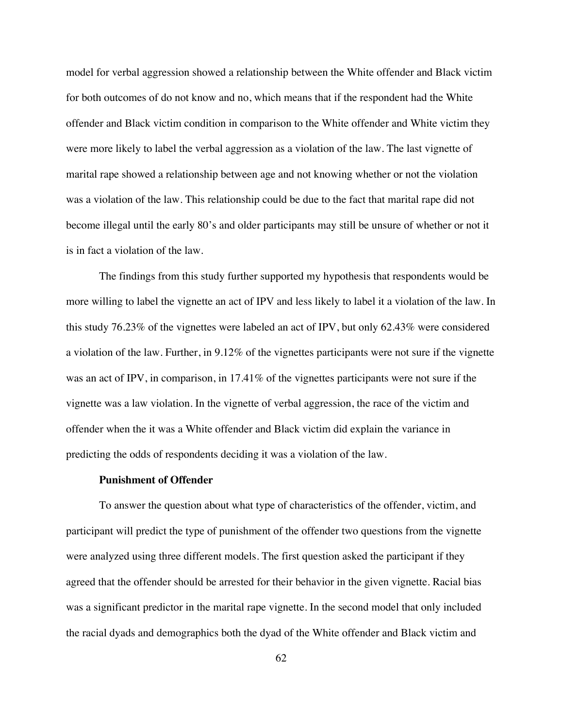model for verbal aggression showed a relationship between the White offender and Black victim for both outcomes of do not know and no, which means that if the respondent had the White offender and Black victim condition in comparison to the White offender and White victim they were more likely to label the verbal aggression as a violation of the law. The last vignette of marital rape showed a relationship between age and not knowing whether or not the violation was a violation of the law. This relationship could be due to the fact that marital rape did not become illegal until the early 80's and older participants may still be unsure of whether or not it is in fact a violation of the law.

The findings from this study further supported my hypothesis that respondents would be more willing to label the vignette an act of IPV and less likely to label it a violation of the law. In this study 76.23% of the vignettes were labeled an act of IPV, but only 62.43% were considered a violation of the law. Further, in 9.12% of the vignettes participants were not sure if the vignette was an act of IPV, in comparison, in 17.41% of the vignettes participants were not sure if the vignette was a law violation. In the vignette of verbal aggression, the race of the victim and offender when the it was a White offender and Black victim did explain the variance in predicting the odds of respondents deciding it was a violation of the law.

**Punishment of Offender**

To answer the question about what type of characteristics of the offender, victim, and participant will predict the type of punishment of the offender two questions from the vignette were analyzed using three different models. The first question asked the participant if they agreed that the offender should be arrested for their behavior in the given vignette. Racial bias was a significant predictor in the marital rape vignette. In the second model that only included the racial dyads and demographics both the dyad of the White offender and Black victim and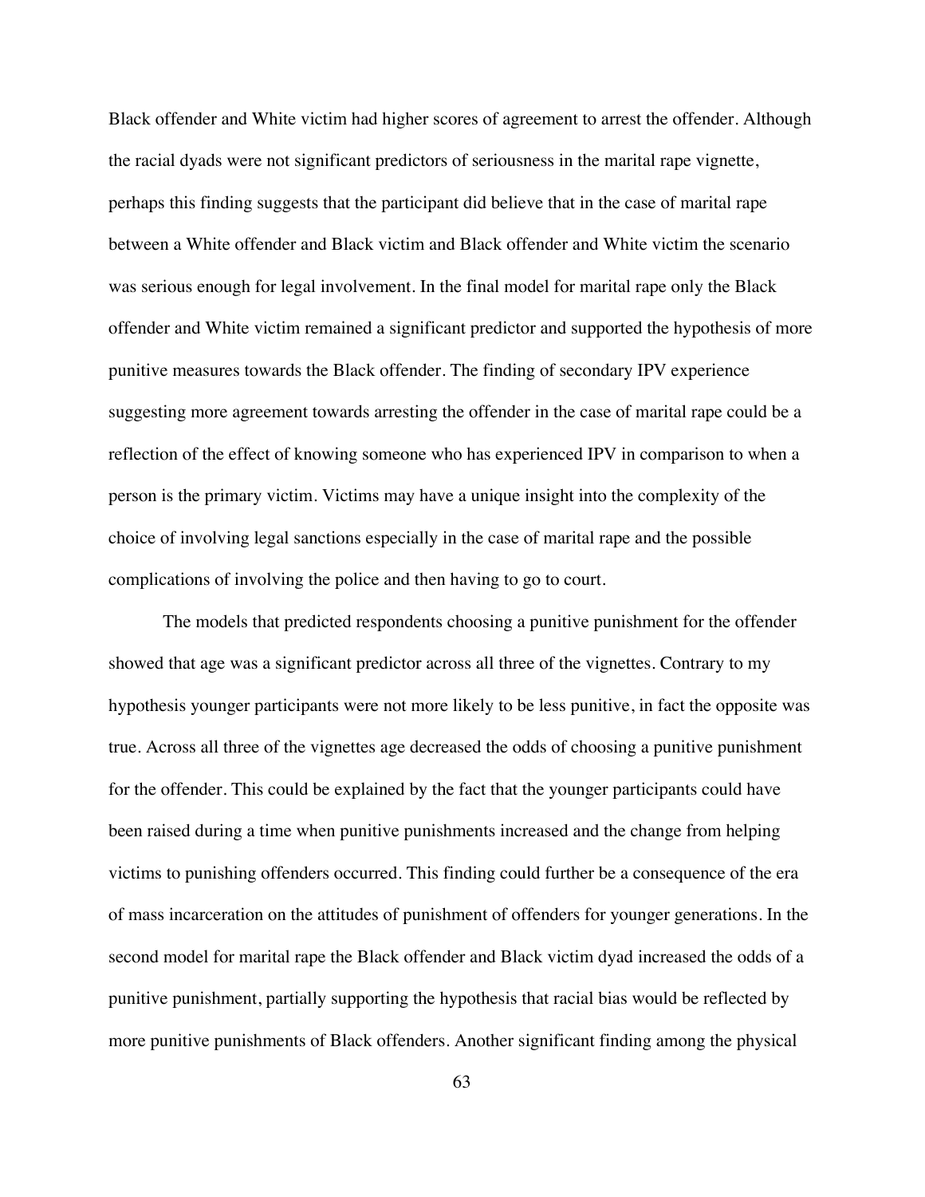Black offender and White victim had higher scores of agreement to arrest the offender. Although the racial dyads were not significant predictors of seriousness in the marital rape vignette, perhaps this finding suggests that the participant did believe that in the case of marital rape between a White offender and Black victim and Black offender and White victim the scenario was serious enough for legal involvement. In the final model for marital rape only the Black offender and White victim remained a significant predictor and supported the hypothesis of more punitive measures towards the Black offender. The finding of secondary IPV experience suggesting more agreement towards arresting the offender in the case of marital rape could be a reflection of the effect of knowing someone who has experienced IPV in comparison to when a person is the primary victim. Victims may have a unique insight into the complexity of the choice of involving legal sanctions especially in the case of marital rape and the possible complications of involving the police and then having to go to court.

The models that predicted respondents choosing a punitive punishment for the offender showed that age was a significant predictor across all three of the vignettes. Contrary to my hypothesis younger participants were not more likely to be less punitive, in fact the opposite was true. Across all three of the vignettes age decreased the odds of choosing a punitive punishment for the offender. This could be explained by the fact that the younger participants could have been raised during a time when punitive punishments increased and the change from helping victims to punishing offenders occurred. This finding could further be a consequence of the era of mass incarceration on the attitudes of punishment of offenders for younger generations. In the second model for marital rape the Black offender and Black victim dyad increased the odds of a punitive punishment, partially supporting the hypothesis that racial bias would be reflected by more punitive punishments of Black offenders. Another significant finding among the physical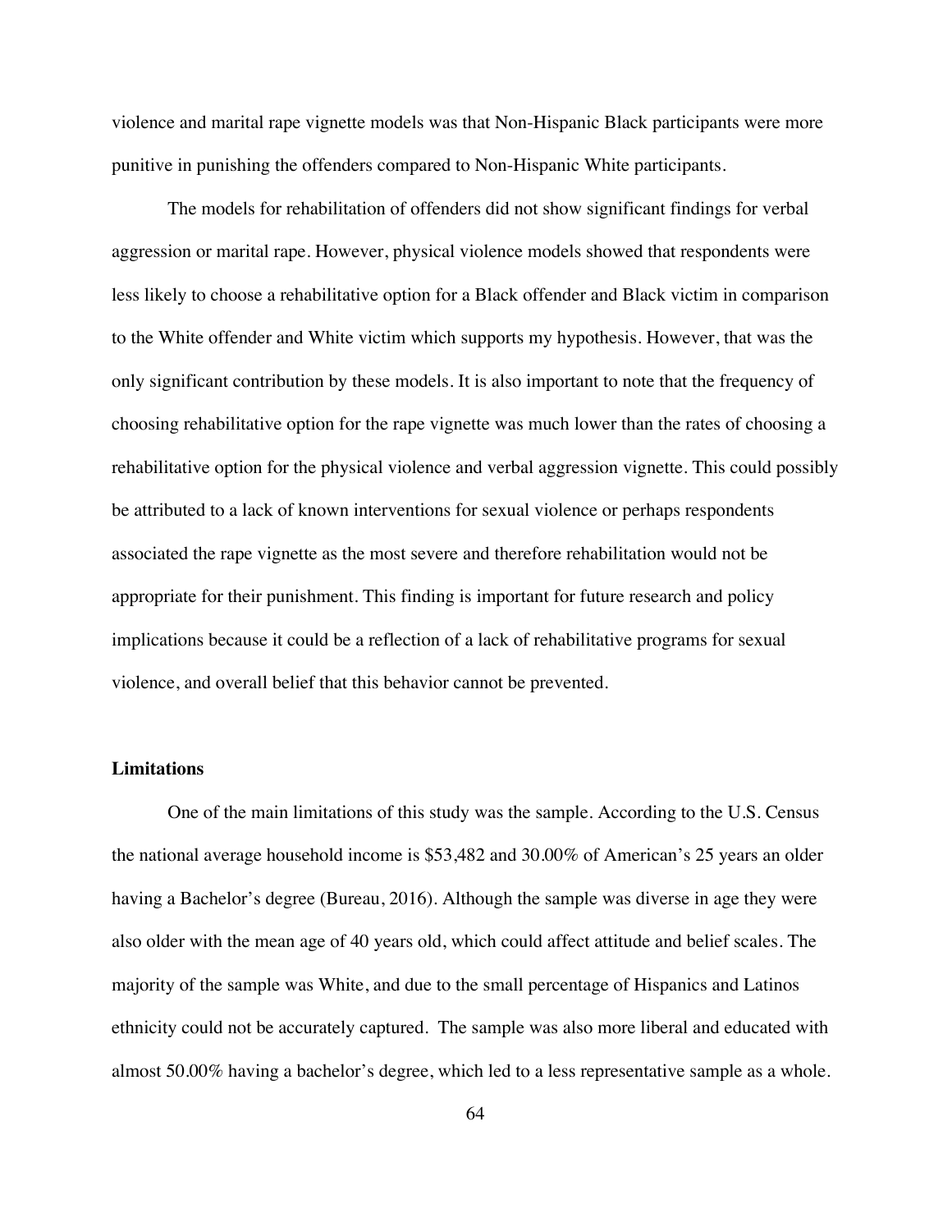violence and marital rape vignette models was that Non-Hispanic Black participants were more punitive in punishing the offenders compared to Non-Hispanic White participants.

The models for rehabilitation of offenders did not show significant findings for verbal aggression or marital rape. However, physical violence models showed that respondents were less likely to choose a rehabilitative option for a Black offender and Black victim in comparison to the White offender and White victim which supports my hypothesis. However, that was the only significant contribution by these models. It is also important to note that the frequency of choosing rehabilitative option for the rape vignette was much lower than the rates of choosing a rehabilitative option for the physical violence and verbal aggression vignette. This could possibly be attributed to a lack of known interventions for sexual violence or perhaps respondents associated the rape vignette as the most severe and therefore rehabilitation would not be appropriate for their punishment. This finding is important for future research and policy implications because it could be a reflection of a lack of rehabilitative programs for sexual violence, and overall belief that this behavior cannot be prevented.

**Limitations**

One of the main limitations of this study was the sample. According to the U.S. Census the national average household income is $53,482 and 30.00% of American's 25 years an older having a Bachelor's degree (Bureau, 2016). Although the sample was diverse in age they were also older with the mean age of 40 years old, which could affect attitude and belief scales. The majority of the sample was White, and due to the small percentage of Hispanics and Latinos ethnicity could not be accurately captured. The sample was also more liberal and educated with almost 50.00% having a bachelor's degree, which led to a less representative sample as a whole.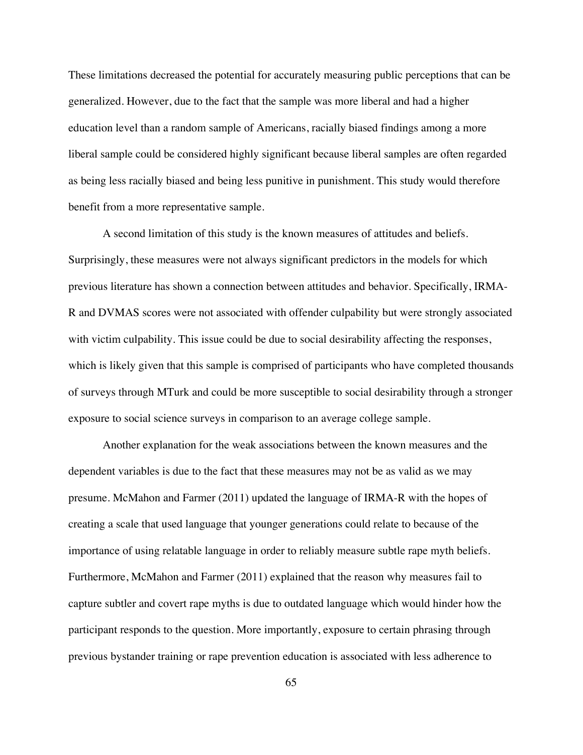These limitations decreased the potential for accurately measuring public perceptions that can be generalized. However, due to the fact that the sample was more liberal and had a higher education level than a random sample of Americans, racially biased findings among a more liberal sample could be considered highly significant because liberal samples are often regarded as being less racially biased and being less punitive in punishment. This study would therefore benefit from a more representative sample.

A second limitation of this study is the known measures of attitudes and beliefs. Surprisingly, these measures were not always significant predictors in the models for which previous literature has shown a connection between attitudes and behavior. Specifically, IRMA-R and DVMAS scores were not associated with offender culpability but were strongly associated with victim culpability. This issue could be due to social desirability affecting the responses, which is likely given that this sample is comprised of participants who have completed thousands of surveys through MTurk and could be more susceptible to social desirability through a stronger exposure to social science surveys in comparison to an average college sample.

Another explanation for the weak associations between the known measures and the dependent variables is due to the fact that these measures may not be as valid as we may presume. McMahon and Farmer (2011) updated the language of IRMA-R with the hopes of creating a scale that used language that younger generations could relate to because of the importance of using relatable language in order to reliably measure subtle rape myth beliefs. Furthermore, McMahon and Farmer (2011) explained that the reason why measures fail to capture subtler and covert rape myths is due to outdated language which would hinder how the participant responds to the question. More importantly, exposure to certain phrasing through previous bystander training or rape prevention education is associated with less adherence to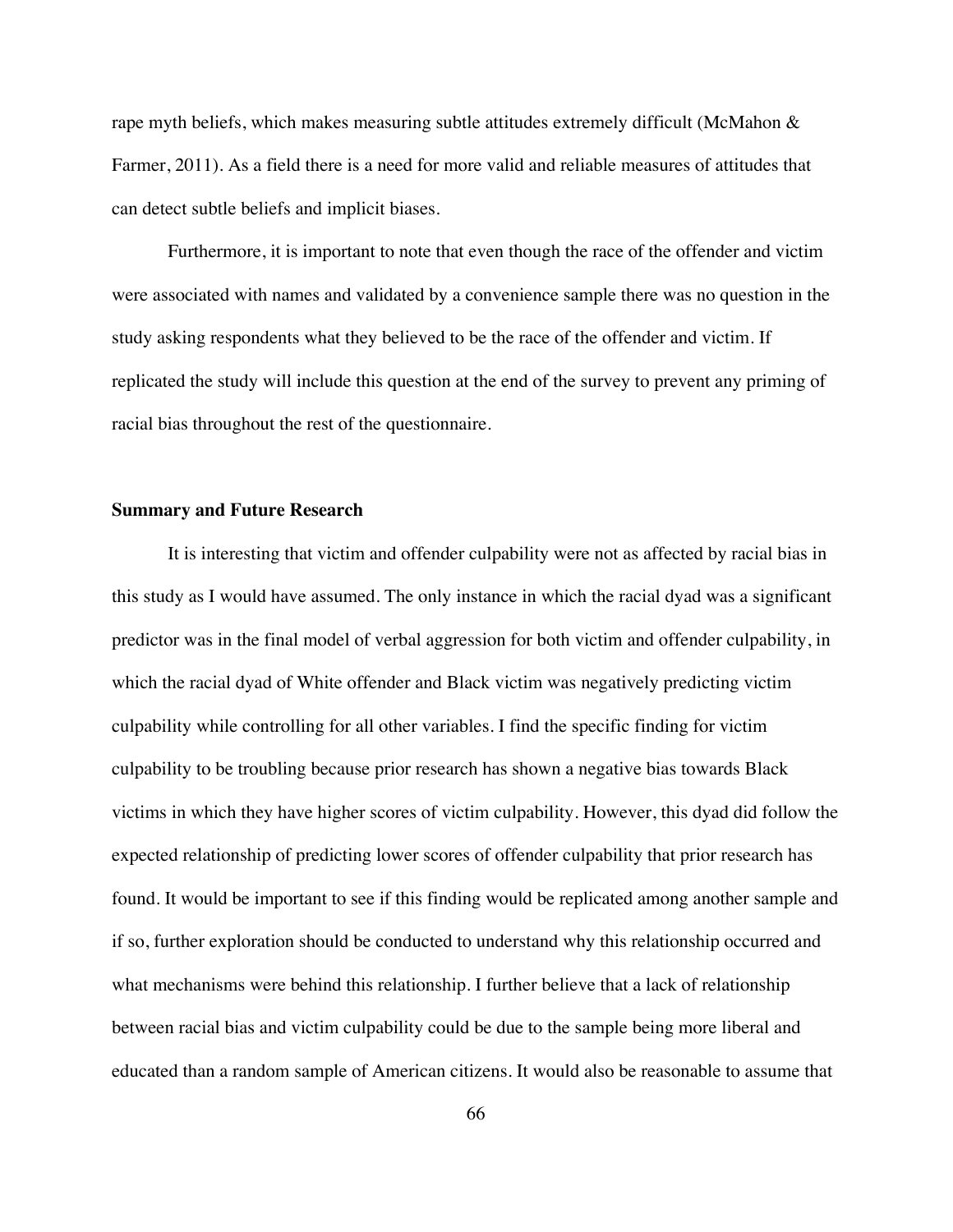rape myth beliefs, which makes measuring subtle attitudes extremely difficult (McMahon & Farmer, 2011). As a field there is a need for more valid and reliable measures of attitudes that can detect subtle beliefs and implicit biases.

Furthermore, it is important to note that even though the race of the offender and victim were associated with names and validated by a convenience sample there was no question in the study asking respondents what they believed to be the race of the offender and victim. If replicated the study will include this question at the end of the survey to prevent any priming of racial bias throughout the rest of the questionnaire.

### Summary and Future Research

It is interesting that victim and offender culpability were not as affected by racial bias in this study as I would have assumed. The only instance in which the racial dyad was a significant predictor was in the final model of verbal aggression for both victim and offender culpability, in which the racial dyad of White offender and Black victim was negatively predicting victim culpability while controlling for all other variables. I find the specific finding for victim culpability to be troubling because prior research has shown a negative bias towards Black victims in which they have higher scores of victim culpability. However, this dyad did follow the expected relationship of predicting lower scores of offender culpability that prior research has found. It would be important to see if this finding would be replicated among another sample and if so, further exploration should be conducted to understand why this relationship occurred and what mechanisms were behind this relationship. I further believe that a lack of relationship between racial bias and victim culpability could be due to the sample being more liberal and educated than a random sample of American citizens. It would also be reasonable to assume that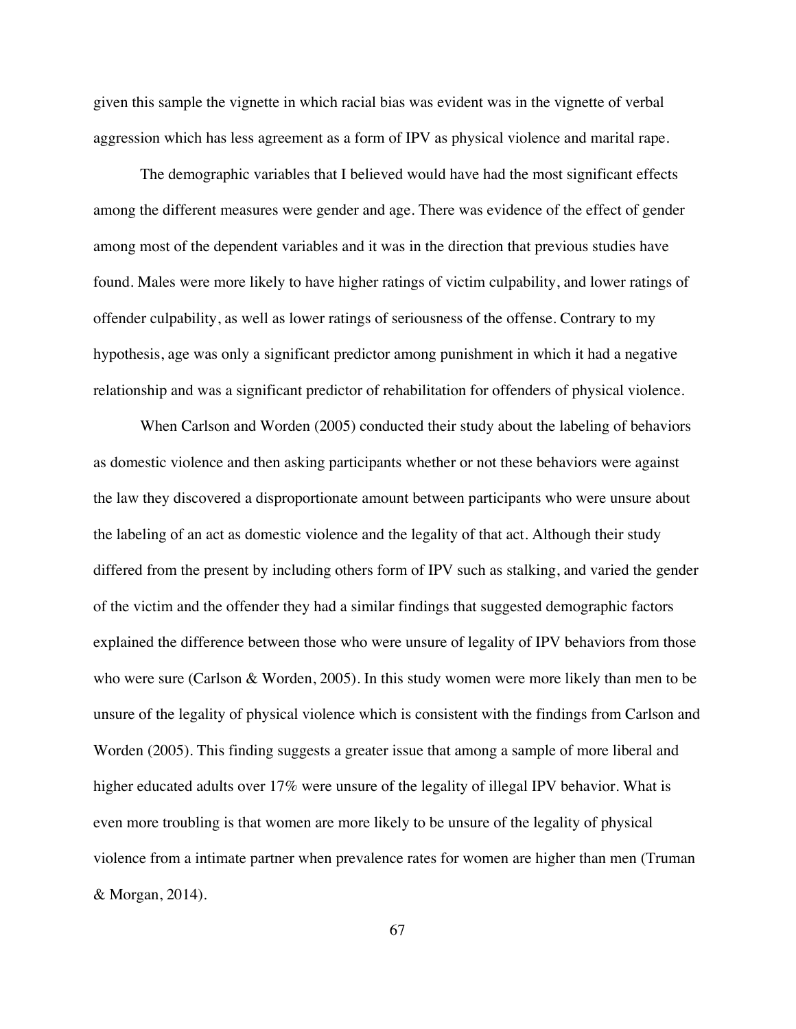given this sample the vignette in which racial bias was evident was in the vignette of verbal aggression which has less agreement as a form of IPV as physical violence and marital rape.

The demographic variables that I believed would have had the most significant effects among the different measures were gender and age. There was evidence of the effect of gender among most of the dependent variables and it was in the direction that previous studies have found. Males were more likely to have higher ratings of victim culpability, and lower ratings of offender culpability, as well as lower ratings of seriousness of the offense. Contrary to my hypothesis, age was only a significant predictor among punishment in which it had a negative relationship and was a significant predictor of rehabilitation for offenders of physical violence.

When Carlson and Worden (2005) conducted their study about the labeling of behaviors as domestic violence and then asking participants whether or not these behaviors were against the law they discovered a disproportionate amount between participants who were unsure about the labeling of an act as domestic violence and the legality of that act. Although their study differed from the present by including others form of IPV such as stalking, and varied the gender of the victim and the offender they had a similar findings that suggested demographic factors explained the difference between those who were unsure of legality of IPV behaviors from those who were sure (Carlson & Worden, 2005). In this study women were more likely than men to be unsure of the legality of physical violence which is consistent with the findings from Carlson and Worden (2005). This finding suggests a greater issue that among a sample of more liberal and higher educated adults over 17% were unsure of the legality of illegal IPV behavior. What is even more troubling is that women are more likely to be unsure of the legality of physical violence from a intimate partner when prevalence rates for women are higher than men (Truman & Morgan, 2014).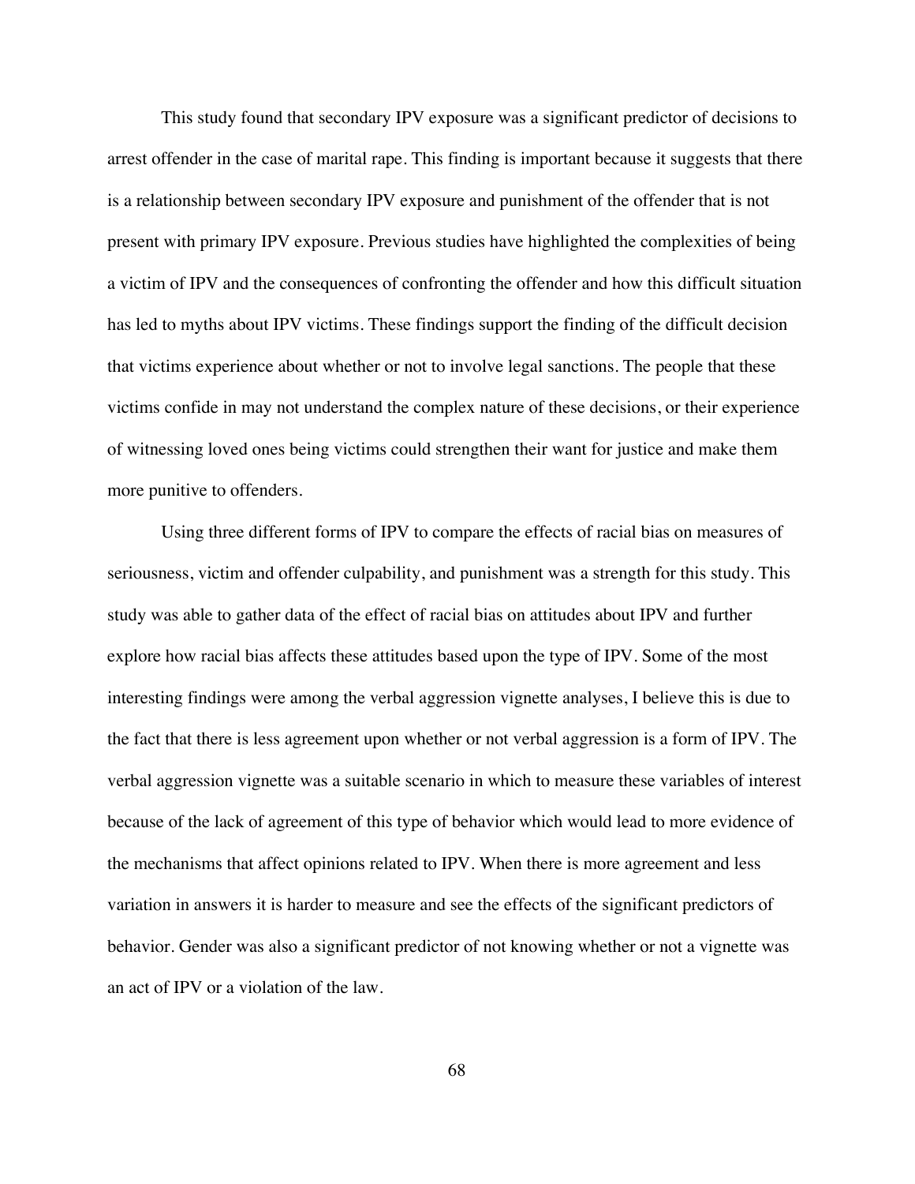This study found that secondary IPV exposure was a significant predictor of decisions to arrest offender in the case of marital rape. This finding is important because it suggests that there is a relationship between secondary IPV exposure and punishment of the offender that is not present with primary IPV exposure. Previous studies have highlighted the complexities of being a victim of IPV and the consequences of confronting the offender and how this difficult situation has led to myths about IPV victims. These findings support the finding of the difficult decision that victims experience about whether or not to involve legal sanctions. The people that these victims confide in may not understand the complex nature of these decisions, or their experience of witnessing loved ones being victims could strengthen their want for justice and make them more punitive to offenders.

Using three different forms of IPV to compare the effects of racial bias on measures of seriousness, victim and offender culpability, and punishment was a strength for this study. This study was able to gather data of the effect of racial bias on attitudes about IPV and further explore how racial bias affects these attitudes based upon the type of IPV. Some of the most interesting findings were among the verbal aggression vignette analyses, I believe this is due to the fact that there is less agreement upon whether or not verbal aggression is a form of IPV. The verbal aggression vignette was a suitable scenario in which to measure these variables of interest because of the lack of agreement of this type of behavior which would lead to more evidence of the mechanisms that affect opinions related to IPV. When there is more agreement and less variation in answers it is harder to measure and see the effects of the significant predictors of behavior. Gender was also a significant predictor of not knowing whether or not a vignette was an act of IPV or a violation of the law.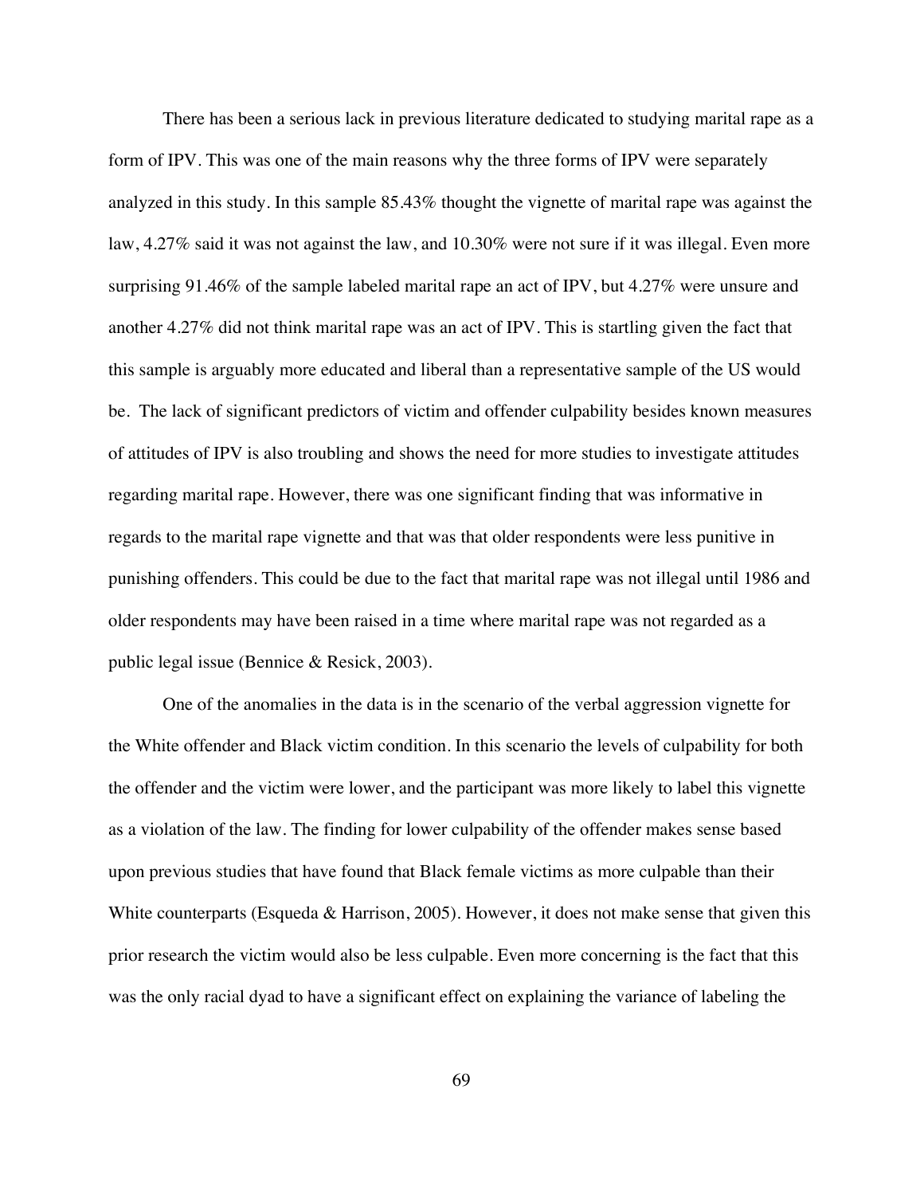There has been a serious lack in previous literature dedicated to studying marital rape as a form of IPV. This was one of the main reasons why the three forms of IPV were separately analyzed in this study. In this sample 85.43% thought the vignette of marital rape was against the law, 4.27% said it was not against the law, and 10.30% were not sure if it was illegal. Even more surprising 91.46% of the sample labeled marital rape an act of IPV, but 4.27% were unsure and another 4.27% did not think marital rape was an act of IPV. This is startling given the fact that this sample is arguably more educated and liberal than a representative sample of the US would be. The lack of significant predictors of victim and offender culpability besides known measures of attitudes of IPV is also troubling and shows the need for more studies to investigate attitudes regarding marital rape. However, there was one significant finding that was informative in regards to the marital rape vignette and that was that older respondents were less punitive in punishing offenders. This could be due to the fact that marital rape was not illegal until 1986 and older respondents may have been raised in a time where marital rape was not regarded as a public legal issue (Bennice & Resick, 2003).

One of the anomalies in the data is in the scenario of the verbal aggression vignette for the White offender and Black victim condition. In this scenario the levels of culpability for both the offender and the victim were lower, and the participant was more likely to label this vignette as a violation of the law. The finding for lower culpability of the offender makes sense based upon previous studies that have found that Black female victims as more culpable than their White counterparts (Esqueda & Harrison, 2005). However, it does not make sense that given this prior research the victim would also be less culpable. Even more concerning is the fact that this was the only racial dyad to have a significant effect on explaining the variance of labeling the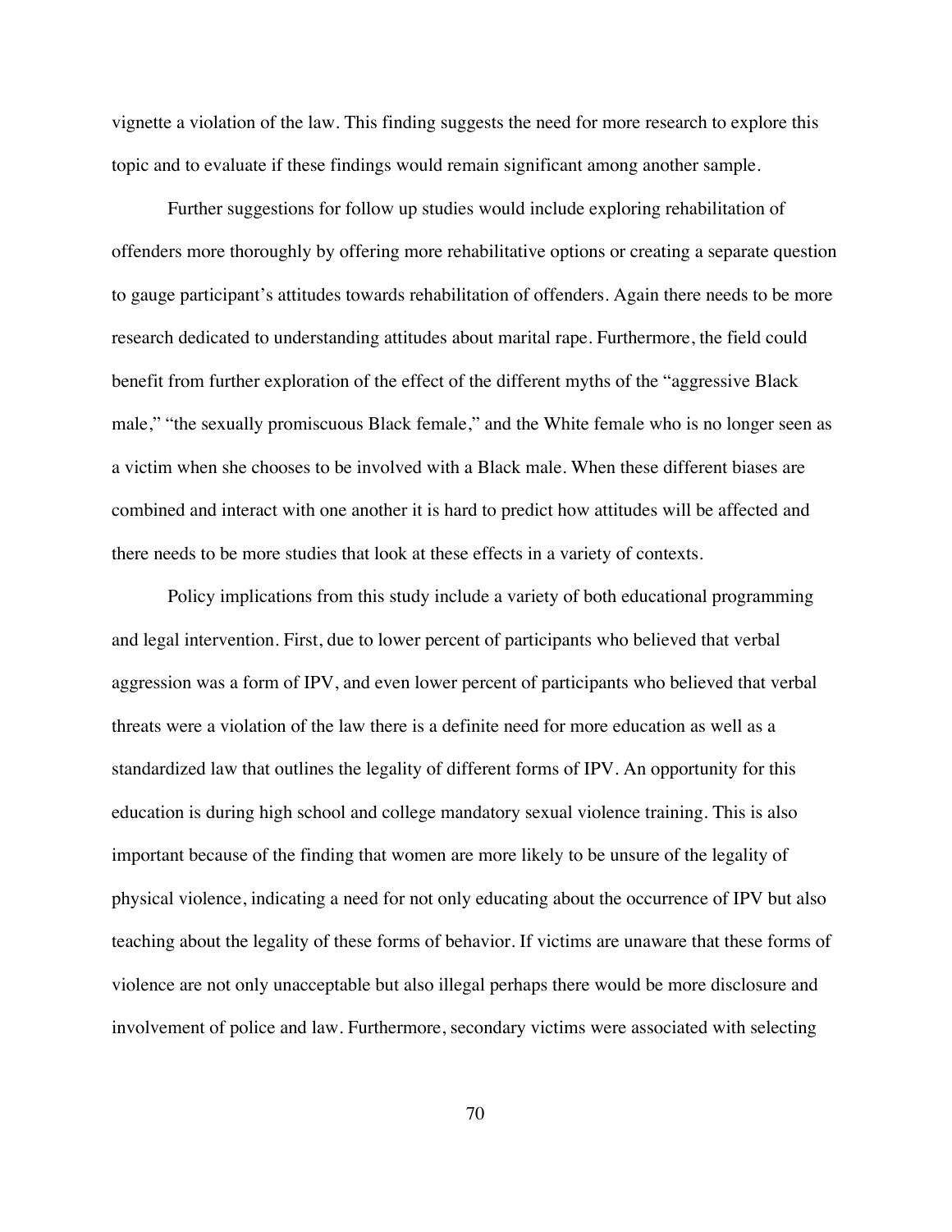vignette a violation of the law. This finding suggests the need for more research to explore this topic and to evaluate if these findings would remain significant among another sample.

Further suggestions for follow up studies would include exploring rehabilitation of offenders more thoroughly by offering more rehabilitative options or creating a separate question to gauge participant's attitudes towards rehabilitation of offenders. Again there needs to be more research dedicated to understanding attitudes about marital rape. Furthermore, the field could benefit from further exploration of the effect of the different myths of the "aggressive Black male," "the sexually promiscuous Black female," and the White female who is no longer seen as a victim when she chooses to be involved with a Black male. When these different biases are combined and interact with one another it is hard to predict how attitudes will be affected and there needs to be more studies that look at these effects in a variety of contexts.

Policy implications from this study include a variety of both educational programming and legal intervention. First, due to lower percent of participants who believed that verbal aggression was a form of IPV, and even lower percent of participants who believed that verbal threats were a violation of the law there is a definite need for more education as well as a standardized law that outlines the legality of different forms of IPV. An opportunity for this education is during high school and college mandatory sexual violence training. This is also important because of the finding that women are more likely to be unsure of the legality of physical violence, indicating a need for not only educating about the occurrence of IPV but also teaching about the legality of these forms of behavior. If victims are unaware that these forms of violence are not only unacceptable but also illegal perhaps there would be more disclosure and involvement of police and law. Furthermore, secondary victims were associated with selecting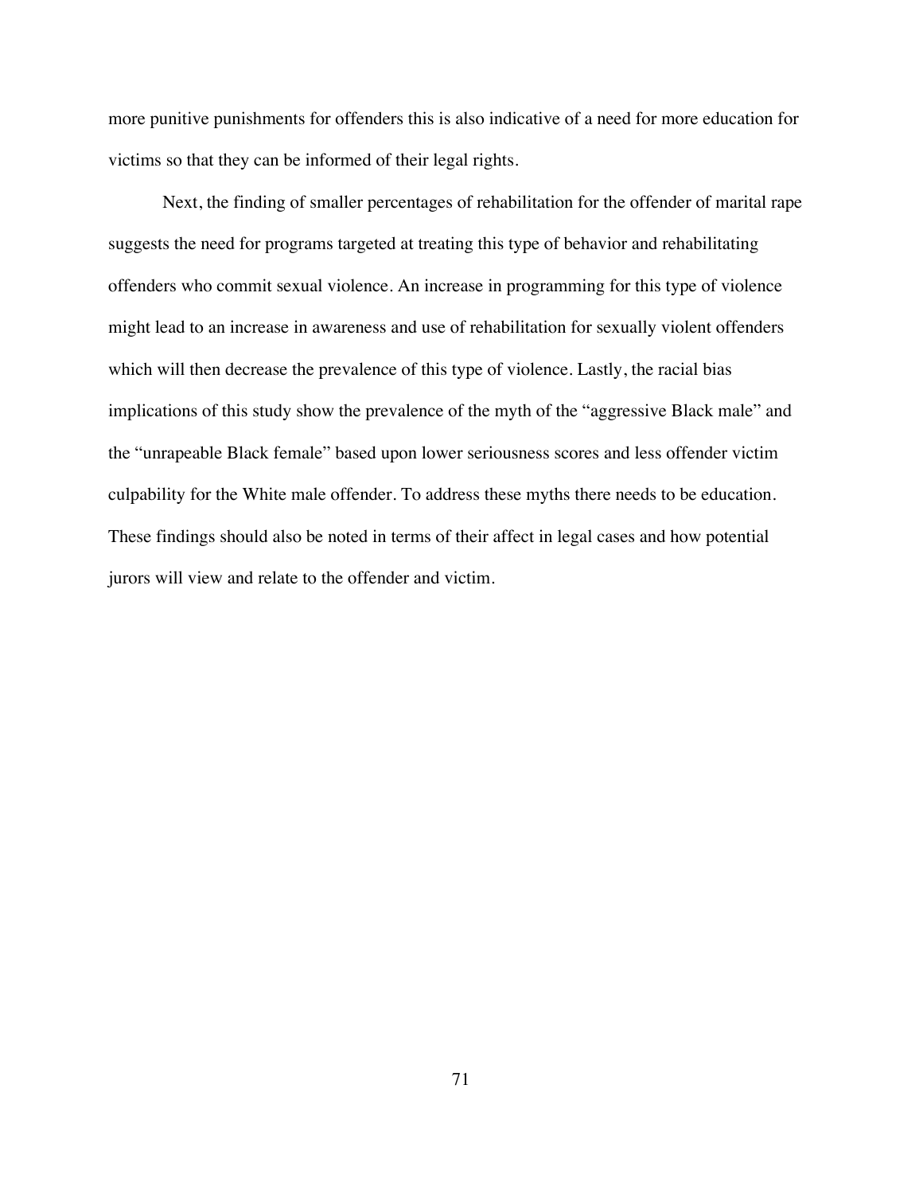more punitive punishments for offenders this is also indicative of a need for more education for victims so that they can be informed of their legal rights.

Next, the finding of smaller percentages of rehabilitation for the offender of marital rape suggests the need for programs targeted at treating this type of behavior and rehabilitating offenders who commit sexual violence. An increase in programming for this type of violence might lead to an increase in awareness and use of rehabilitation for sexually violent offenders which will then decrease the prevalence of this type of violence. Lastly, the racial bias implications of this study show the prevalence of the myth of the "aggressive Black male" and the "unrapeable Black female" based upon lower seriousness scores and less offender victim culpability for the White male offender. To address these myths there needs to be education. These findings should also be noted in terms of their affect in legal cases and how potential jurors will view and relate to the offender and victim.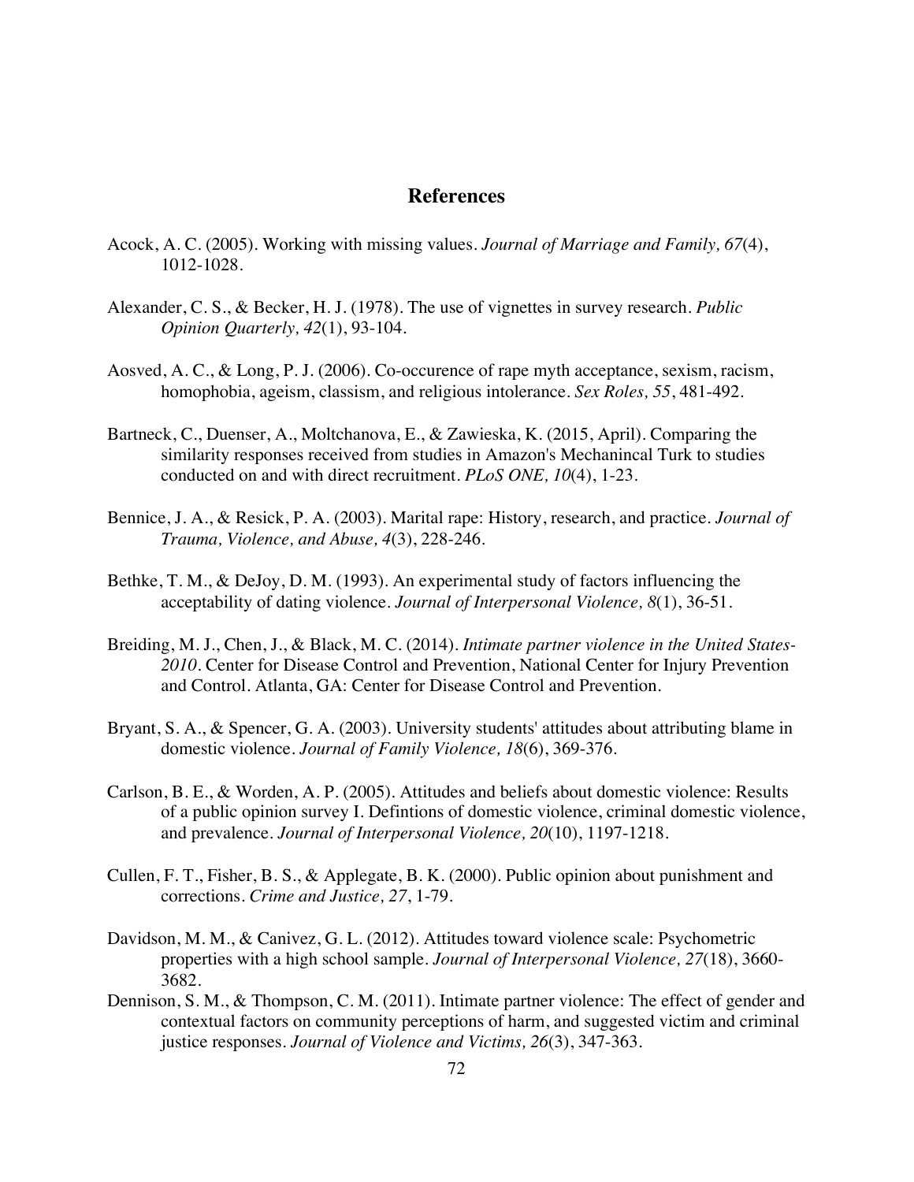# References

Acock, A. C. (2005). Working with missing values. *Journal of Marriage and Family, 67*(4), 1012-1028.

Alexander, C. S., & Becker, H. J. (1978). The use of vignettes in survey research. *Public Opinion Quarterly, 42*(1), 93-104.

Aosved, A. C., & Long, P. J. (2006). Co-occurence of rape myth acceptance, sexism, racism, homophobia, ageism, classism, and religious intolerance. *Sex Roles, 55*, 481-492.

Bartneck, C., Duenser, A., Moltchanova, E., & Zawieska, K. (2015, April). Comparing the similarity responses received from studies in Amazon's Mechanincal Turk to studies conducted on and with direct recruitment. *PLoS ONE, 10*(4), 1-23.

Bennice, J. A., & Resick, P. A. (2003). Marital rape: History, research, and practice. *Journal of Trauma, Violence, and Abuse, 4*(3), 228-246.

Bethke, T. M., & DeJoy, D. M. (1993). An experimental study of factors influencing the acceptability of dating violence. *Journal of Interpersonal Violence, 8*(1), 36-51.

Breiding, M. J., Chen, J., & Black, M. C. (2014). *Intimate partner violence in the United States-2010*. Center for Disease Control and Prevention, National Center for Injury Prevention and Control. Atlanta, GA: Center for Disease Control and Prevention.

Bryant, S. A., & Spencer, G. A. (2003). University students' attitudes about attributing blame in domestic violence. *Journal of Family Violence, 18*(6), 369-376.

Carlson, B. E., & Worden, A. P. (2005). Attitudes and beliefs about domestic violence: Results of a public opinion survey I. Defintions of domestic violence, criminal domestic violence, and prevalence. *Journal of Interpersonal Violence, 20*(10), 1197-1218.

Cullen, F. T., Fisher, B. S., & Applegate, B. K. (2000). Public opinion about punishment and corrections. *Crime and Justice, 27*, 1-79.

Davidson, M. M., & Canivez, G. L. (2012). Attitudes toward violence scale: Psychometric properties with a high school sample. *Journal of Interpersonal Violence, 27*(18), 3660-3682.

Dennison, S. M., & Thompson, C. M. (2011). Intimate partner violence: The effect of gender and contextual factors on community perceptions of harm, and suggested victim and criminal justice responses. *Journal of Violence and Victims, 26*(3), 347-363.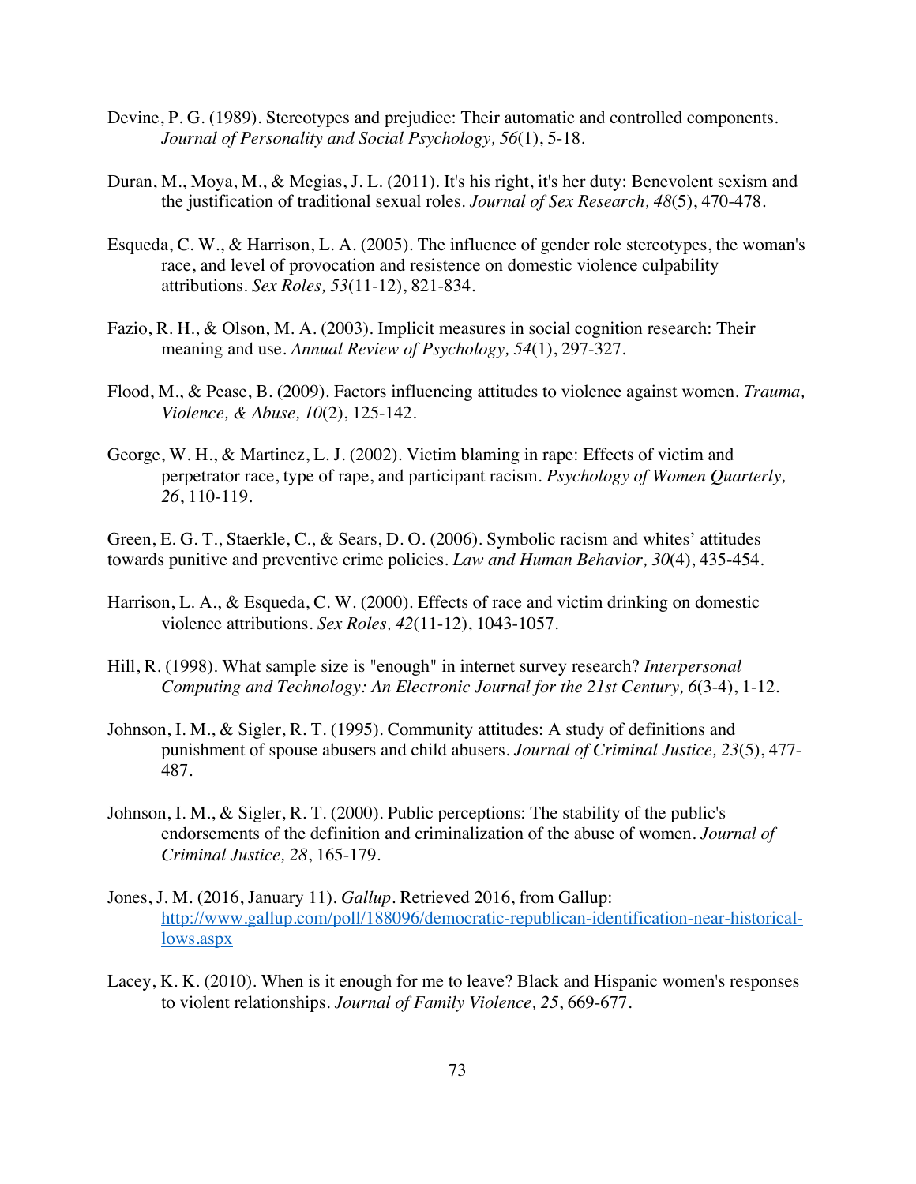Devine, P. G. (1989). Stereotypes and prejudice: Their automatic and controlled components. *Journal of Personality and Social Psychology, 56*(1), 5-18.

Duran, M., Moya, M., & Megias, J. L. (2011). It's his right, it's her duty: Benevolent sexism and the justification of traditional sexual roles. *Journal of Sex Research, 48*(5), 470-478.

Esqueda, C. W., & Harrison, L. A. (2005). The influence of gender role stereotypes, the woman's race, and level of provocation and resistence on domestic violence culpability attributions. *Sex Roles, 53*(11-12), 821-834.

Fazio, R. H., & Olson, M. A. (2003). Implicit measures in social cognition research: Their meaning and use. *Annual Review of Psychology, 54*(1), 297-327.

Flood, M., & Pease, B. (2009). Factors influencing attitudes to violence against women. *Trauma, Violence, & Abuse, 10*(2), 125-142.

George, W. H., & Martinez, L. J. (2002). Victim blaming in rape: Effects of victim and perpetrator race, type of rape, and participant racism. *Psychology of Women Quarterly, 26*, 110-119.

Green, E. G. T., Staerkle, C., & Sears, D. O. (2006). Symbolic racism and whites' attitudes towards punitive and preventive crime policies. *Law and Human Behavior, 30*(4), 435-454.

Harrison, L. A., & Esqueda, C. W. (2000). Effects of race and victim drinking on domestic violence attributions. *Sex Roles, 42*(11-12), 1043-1057.

Hill, R. (1998). What sample size is "enough" in internet survey research? *Interpersonal Computing and Technology: An Electronic Journal for the 21st Century, 6*(3-4), 1-12.

Johnson, I. M., & Sigler, R. T. (1995). Community attitudes: A study of definitions and punishment of spouse abusers and child abusers. *Journal of Criminal Justice, 23*(5), 477-487.

Johnson, I. M., & Sigler, R. T. (2000). Public perceptions: The stability of the public's endorsements of the definition and criminalization of the abuse of women. *Journal of Criminal Justice, 28*, 165-179.

Jones, J. M. (2016, January 11). *Gallup*. Retrieved 2016, from Gallup: http://www.gallup.com/poll/188096/democratic-republican-identification-near-historical-lows.aspx

Lacey, K. K. (2010). When is it enough for me to leave? Black and Hispanic women's responses to violent relationships. *Journal of Family Violence, 25*, 669-677.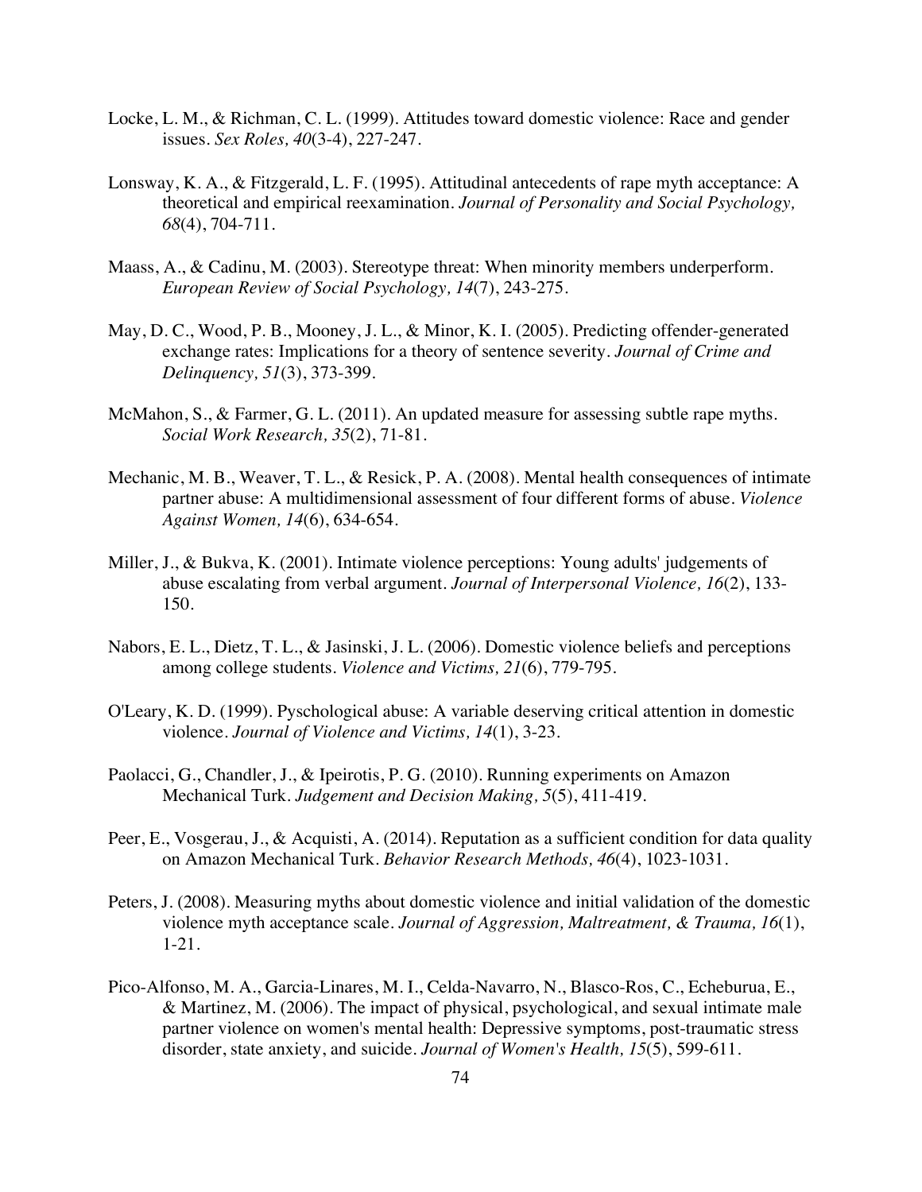Locke, L. M., & Richman, C. L. (1999). Attitudes toward domestic violence: Race and gender issues. *Sex Roles, 40*(3-4), 227-247.

Lonsway, K. A., & Fitzgerald, L. F. (1995). Attitudinal antecedents of rape myth acceptance: A theoretical and empirical reexamination. *Journal of Personality and Social Psychology, 68*(4), 704-711.

Maass, A., & Cadinu, M. (2003). Stereotype threat: When minority members underperform. *European Review of Social Psychology, 14*(7), 243-275.

May, D. C., Wood, P. B., Mooney, J. L., & Minor, K. I. (2005). Predicting offender-generated exchange rates: Implications for a theory of sentence severity. *Journal of Crime and Delinquency, 51*(3), 373-399.

McMahon, S., & Farmer, G. L. (2011). An updated measure for assessing subtle rape myths. *Social Work Research, 35*(2), 71-81.

Mechanic, M. B., Weaver, T. L., & Resick, P. A. (2008). Mental health consequences of intimate partner abuse: A multidimensional assessment of four different forms of abuse. *Violence Against Women, 14*(6), 634-654.

Miller, J., & Bukva, K. (2001). Intimate violence perceptions: Young adults' judgements of abuse escalating from verbal argument. *Journal of Interpersonal Violence, 16*(2), 133-150.

Nabors, E. L., Dietz, T. L., & Jasinski, J. L. (2006). Domestic violence beliefs and perceptions among college students. *Violence and Victims, 21*(6), 779-795.

O'Leary, K. D. (1999). Pyschological abuse: A variable deserving critical attention in domestic violence. *Journal of Violence and Victims, 14*(1), 3-23.

Paolacci, G., Chandler, J., & Ipeirotis, P. G. (2010). Running experiments on Amazon Mechanical Turk. *Judgement and Decision Making, 5*(5), 411-419.

Peer, E., Vosgerau, J., & Acquisti, A. (2014). Reputation as a sufficient condition for data quality on Amazon Mechanical Turk. *Behavior Research Methods, 46*(4), 1023-1031.

Peters, J. (2008). Measuring myths about domestic violence and initial validation of the domestic violence myth acceptance scale. *Journal of Aggression, Maltreatment, & Trauma, 16*(1), 1-21.

Pico-Alfonso, M. A., Garcia-Linares, M. I., Celda-Navarro, N., Blasco-Ros, C., Echeburua, E., & Martinez, M. (2006). The impact of physical, psychological, and sexual intimate male partner violence on women's mental health: Depressive symptoms, post-traumatic stress disorder, state anxiety, and suicide. *Journal of Women's Health, 15*(5), 599-611.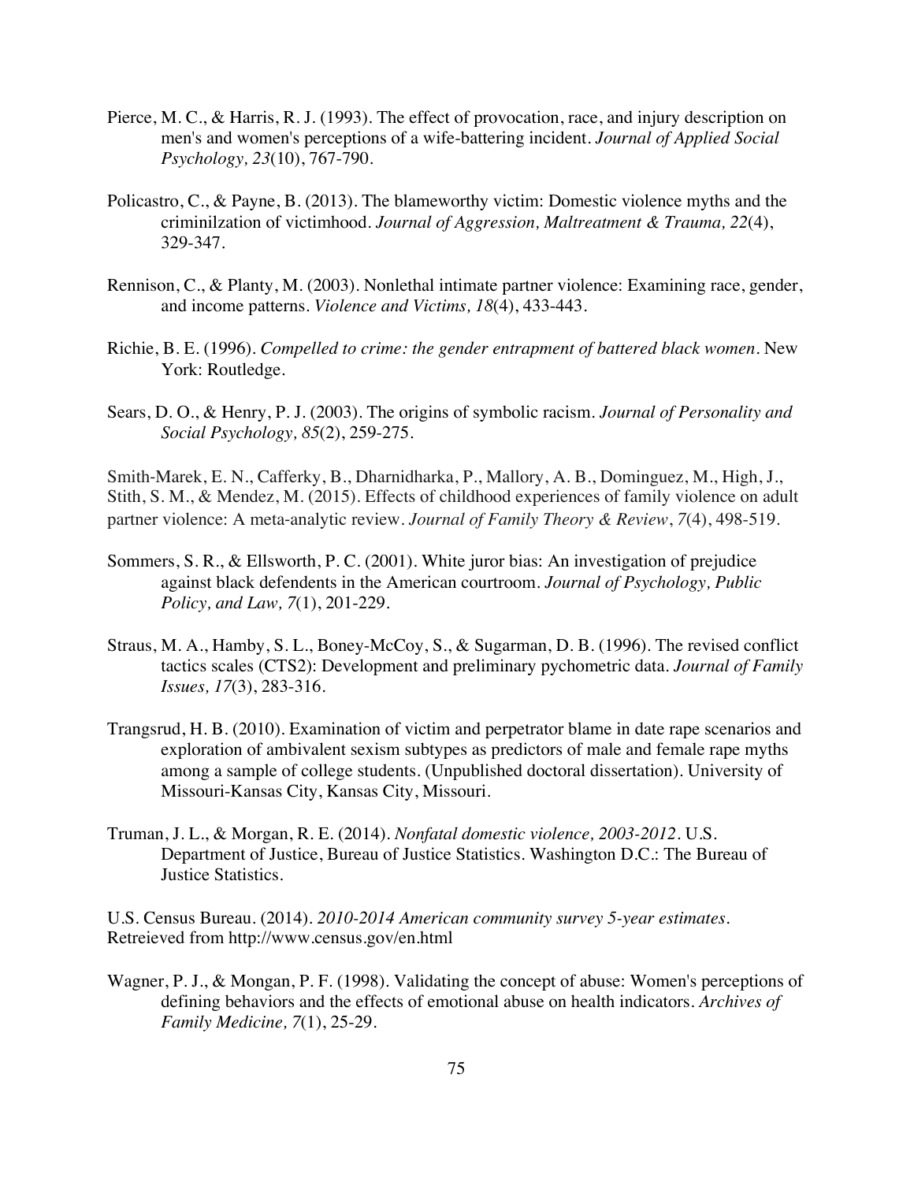Pierce, M. C., & Harris, R. J. (1993). The effect of provocation, race, and injury description on men's and women's perceptions of a wife-battering incident. *Journal of Applied Social Psychology, 23*(10), 767-790.

Policastro, C., & Payne, B. (2013). The blameworthy victim: Domestic violence myths and the criminilzation of victimhood. *Journal of Aggression, Maltreatment & Trauma, 22*(4), 329-347.

Rennison, C., & Planty, M. (2003). Nonlethal intimate partner violence: Examining race, gender, and income patterns. *Violence and Victims, 18*(4), 433-443.

Richie, B. E. (1996). *Compelled to crime: the gender entrapment of battered black women*. New York: Routledge.

Sears, D. O., & Henry, P. J. (2003). The origins of symbolic racism. *Journal of Personality and Social Psychology, 85*(2), 259-275.

Smith-Marek, E. N., Cafferky, B., Dharnidharka, P., Mallory, A. B., Dominguez, M., High, J., Stith, S. M., & Mendez, M. (2015). Effects of childhood experiences of family violence on adult partner violence: A meta-analytic review. *Journal of Family Theory & Review*, *7*(4), 498-519.

Sommers, S. R., & Ellsworth, P. C. (2001). White juror bias: An investigation of prejudice against black defendents in the American courtroom. *Journal of Psychology, Public Policy, and Law, 7*(1), 201-229.

Straus, M. A., Hamby, S. L., Boney-McCoy, S., & Sugarman, D. B. (1996). The revised conflict tactics scales (CTS2): Development and preliminary pychometric data. *Journal of Family Issues, 17*(3), 283-316.

Trangsrud, H. B. (2010). Examination of victim and perpetrator blame in date rape scenarios and exploration of ambivalent sexism subtypes as predictors of male and female rape myths among a sample of college students. (Unpublished doctoral dissertation). University of Missouri-Kansas City, Kansas City, Missouri.

Truman, J. L., & Morgan, R. E. (2014). *Nonfatal domestic violence, 2003-2012*. U.S. Department of Justice, Bureau of Justice Statistics. Washington D.C.: The Bureau of Justice Statistics.

U.S. Census Bureau. (2014). *2010-2014 American community survey 5-year estimates*. Retreieved from http://www.census.gov/en.html

Wagner, P. J., & Mongan, P. F. (1998). Validating the concept of abuse: Women's perceptions of defining behaviors and the effects of emotional abuse on health indicators. *Archives of Family Medicine, 7*(1), 25-29.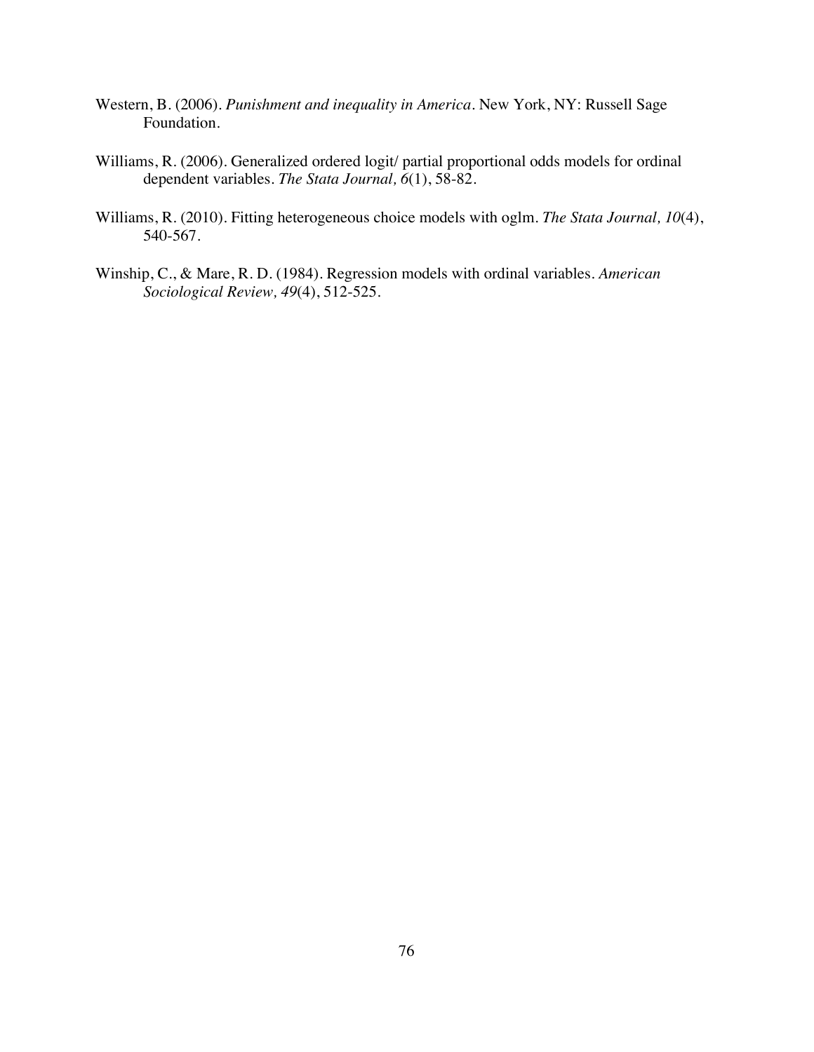Western, B. (2006). *Punishment and inequality in America*. New York, NY: Russell Sage Foundation.

Williams, R. (2006). Generalized ordered logit/ partial proportional odds models for ordinal dependent variables. *The Stata Journal, 6*(1), 58-82.

Williams, R. (2010). Fitting heterogeneous choice models with oglm. *The Stata Journal, 10*(4), 540-567.

Winship, C., & Mare, R. D. (1984). Regression models with ordinal variables. *American Sociological Review, 49*(4), 512-525.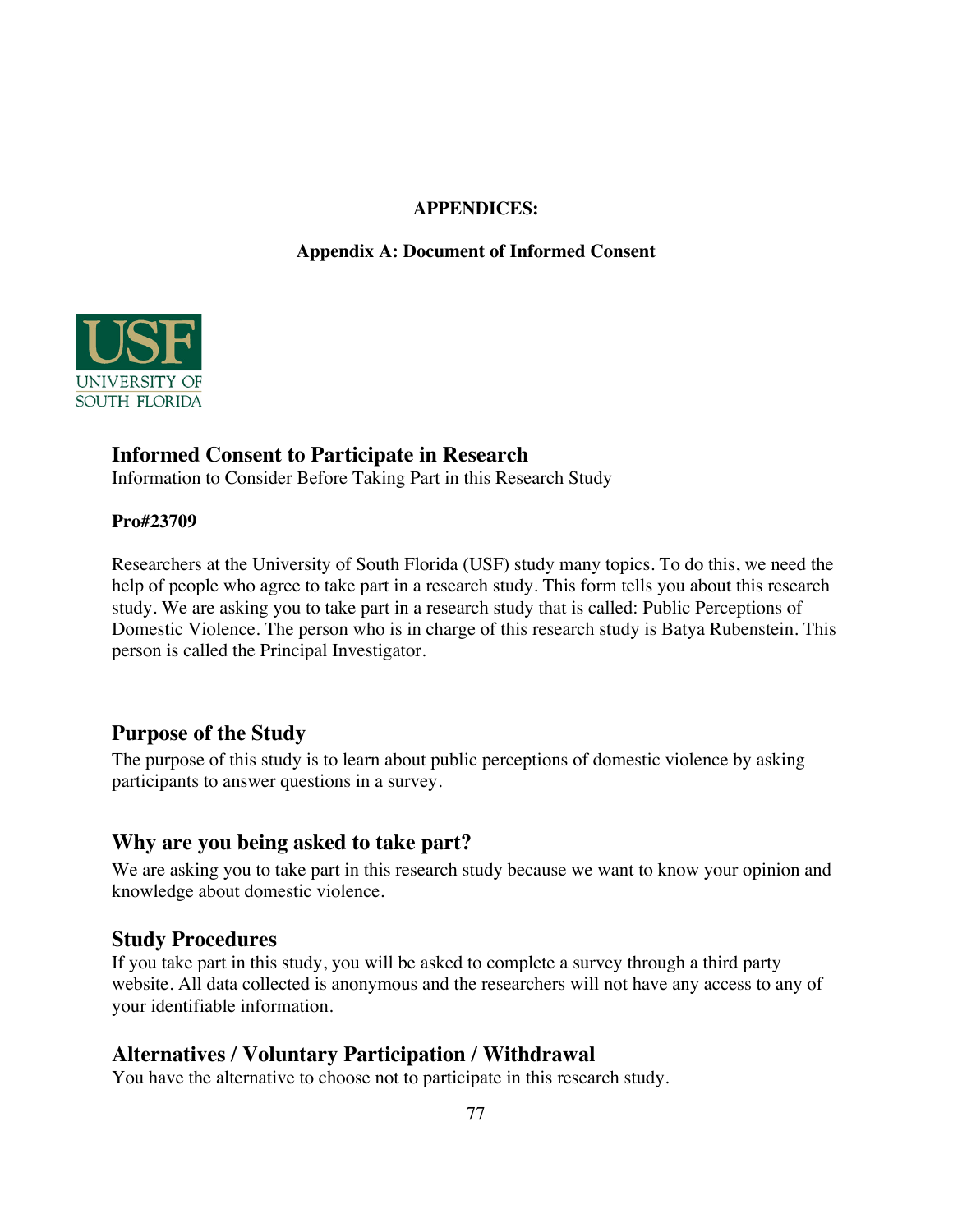**APPENDICES:**

**Appendix A: Document of Informed Consent**

USF UNIVERSITY OF SOUTH FLORIDA

## Informed Consent to Participate in Research

Information to Consider Before Taking Part in this Research Study

**Pro#23709**

Researchers at the University of South Florida (USF) study many topics. To do this, we need the help of people who agree to take part in a research study. This form tells you about this research study. We are asking you to take part in a research study that is called: Public Perceptions of Domestic Violence. The person who is in charge of this research study is Batya Rubenstein. This person is called the Principal Investigator.

## Purpose of the Study

The purpose of this study is to learn about public perceptions of domestic violence by asking participants to answer questions in a survey.

## Why are you being asked to take part?

We are asking you to take part in this research study because we want to know your opinion and knowledge about domestic violence.

## Study Procedures

If you take part in this study, you will be asked to complete a survey through a third party website. All data collected is anonymous and the researchers will not have any access to any of your identifiable information.

## Alternatives / Voluntary Participation / Withdrawal

You have the alternative to choose not to participate in this research study.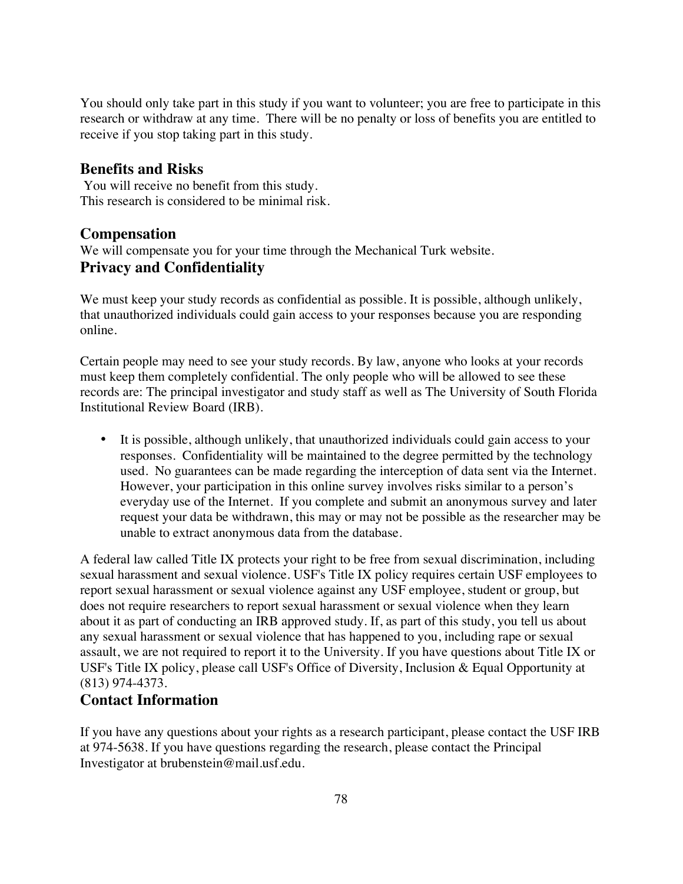You should only take part in this study if you want to volunteer; you are free to participate in this research or withdraw at any time. There will be no penalty or loss of benefits you are entitled to receive if you stop taking part in this study.

## Benefits and Risks

You will receive no benefit from this study.
This research is considered to be minimal risk.

## Compensation

We will compensate you for your time through the Mechanical Turk website.

## Privacy and Confidentiality

We must keep your study records as confidential as possible. It is possible, although unlikely, that unauthorized individuals could gain access to your responses because you are responding online.

Certain people may need to see your study records. By law, anyone who looks at your records must keep them completely confidential. The only people who will be allowed to see these records are: The principal investigator and study staff as well as The University of South Florida Institutional Review Board (IRB).

- It is possible, although unlikely, that unauthorized individuals could gain access to your responses. Confidentiality will be maintained to the degree permitted by the technology used. No guarantees can be made regarding the interception of data sent via the Internet. However, your participation in this online survey involves risks similar to a person's everyday use of the Internet. If you complete and submit an anonymous survey and later request your data be withdrawn, this may or may not be possible as the researcher may be unable to extract anonymous data from the database.

A federal law called Title IX protects your right to be free from sexual discrimination, including sexual harassment and sexual violence. USF's Title IX policy requires certain USF employees to report sexual harassment or sexual violence against any USF employee, student or group, but does not require researchers to report sexual harassment or sexual violence when they learn about it as part of conducting an IRB approved study. If, as part of this study, you tell us about any sexual harassment or sexual violence that has happened to you, including rape or sexual assault, we are not required to report it to the University. If you have questions about Title IX or USF's Title IX policy, please call USF's Office of Diversity, Inclusion & Equal Opportunity at (813) 974-4373.

## Contact Information

If you have any questions about your rights as a research participant, please contact the USF IRB at 974-5638. If you have questions regarding the research, please contact the Principal Investigator at brubenstein@mail.usf.edu.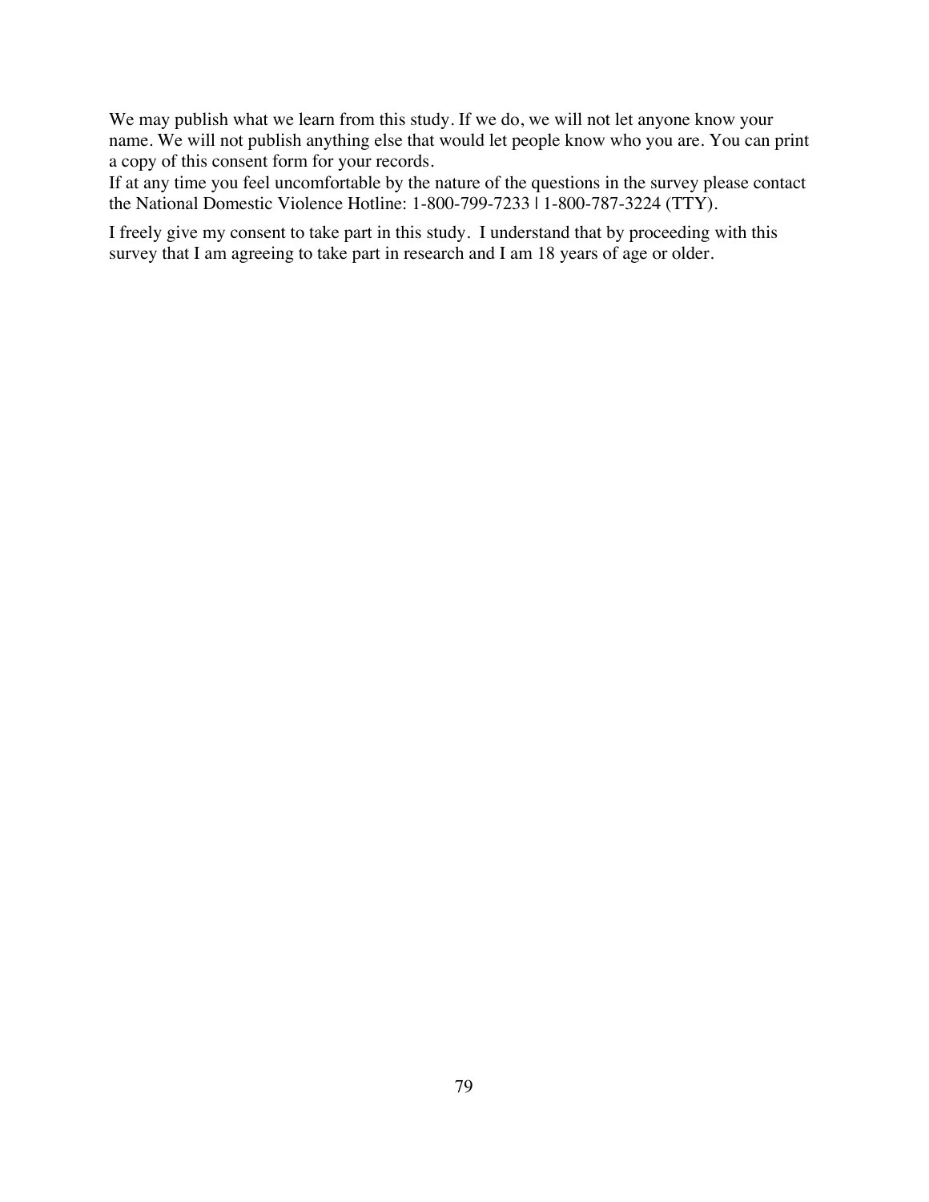We may publish what we learn from this study. If we do, we will not let anyone know your name. We will not publish anything else that would let people know who you are. You can print a copy of this consent form for your records.
If at any time you feel uncomfortable by the nature of the questions in the survey please contact the National Domestic Violence Hotline: 1-800-799-7233 | 1-800-787-3224 (TTY).

I freely give my consent to take part in this study. I understand that by proceeding with this survey that I am agreeing to take part in research and I am 18 years of age or older.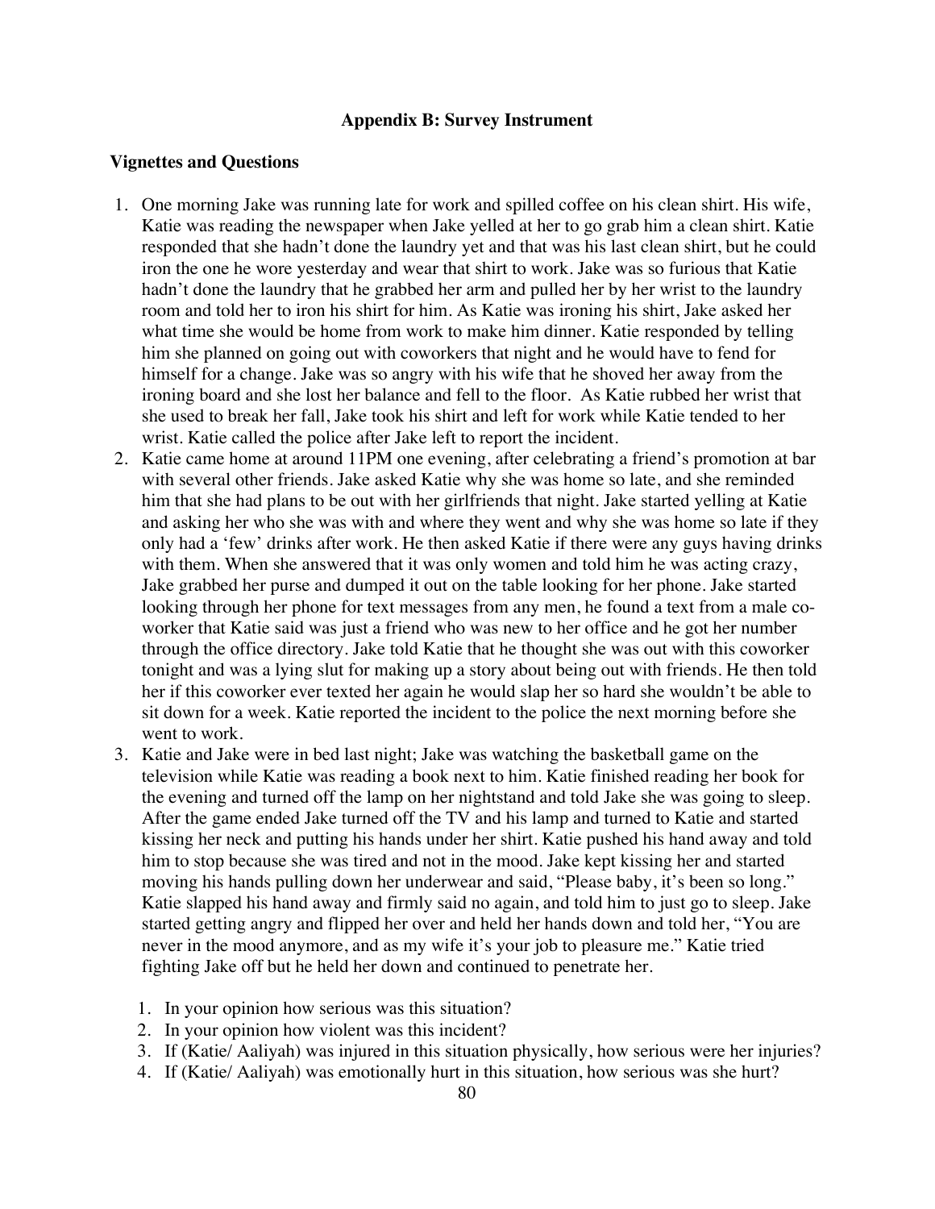## Appendix B: Survey Instrument

### Vignettes and Questions

1. One morning Jake was running late for work and spilled coffee on his clean shirt. His wife, Katie was reading the newspaper when Jake yelled at her to go grab him a clean shirt. Katie responded that she hadn't done the laundry yet and that was his last clean shirt, but he could iron the one he wore yesterday and wear that shirt to work. Jake was so furious that Katie hadn't done the laundry that he grabbed her arm and pulled her by her wrist to the laundry room and told her to iron his shirt for him. As Katie was ironing his shirt, Jake asked her what time she would be home from work to make him dinner. Katie responded by telling him she planned on going out with coworkers that night and he would have to fend for himself for a change. Jake was so angry with his wife that he shoved her away from the ironing board and she lost her balance and fell to the floor. As Katie rubbed her wrist that she used to break her fall, Jake took his shirt and left for work while Katie tended to her wrist. Katie called the police after Jake left to report the incident.
2. Katie came home at around 11PM one evening, after celebrating a friend's promotion at bar with several other friends. Jake asked Katie why she was home so late, and she reminded him that she had plans to be out with her girlfriends that night. Jake started yelling at Katie and asking her who she was with and where they went and why she was home so late if they only had a 'few' drinks after work. He then asked Katie if there were any guys having drinks with them. When she answered that it was only women and told him he was acting crazy, Jake grabbed her purse and dumped it out on the table looking for her phone. Jake started looking through her phone for text messages from any men, he found a text from a male co-worker that Katie said was just a friend who was new to her office and he got her number through the office directory. Jake told Katie that he thought she was out with this coworker tonight and was a lying slut for making up a story about being out with friends. He then told her if this coworker ever texted her again he would slap her so hard she wouldn't be able to sit down for a week. Katie reported the incident to the police the next morning before she went to work.
3. Katie and Jake were in bed last night; Jake was watching the basketball game on the television while Katie was reading a book next to him. Katie finished reading her book for the evening and turned off the lamp on her nightstand and told Jake she was going to sleep. After the game ended Jake turned off the TV and his lamp and turned to Katie and started kissing her neck and putting his hands under her shirt. Katie pushed his hand away and told him to stop because she was tired and not in the mood. Jake kept kissing her and started moving his hands pulling down her underwear and said, "Please baby, it's been so long." Katie slapped his hand away and firmly said no again, and told him to just go to sleep. Jake started getting angry and flipped her over and held her hands down and told her, "You are never in the mood anymore, and as my wife it's your job to pleasure me." Katie tried fighting Jake off but he held her down and continued to penetrate her.

    1. In your opinion how serious was this situation?
    2. In your opinion how violent was this incident?
    3. If (Katie/ Aaliyah) was injured in this situation physically, how serious were her injuries?
    4. If (Katie/ Aaliyah) was emotionally hurt in this situation, how serious was she hurt?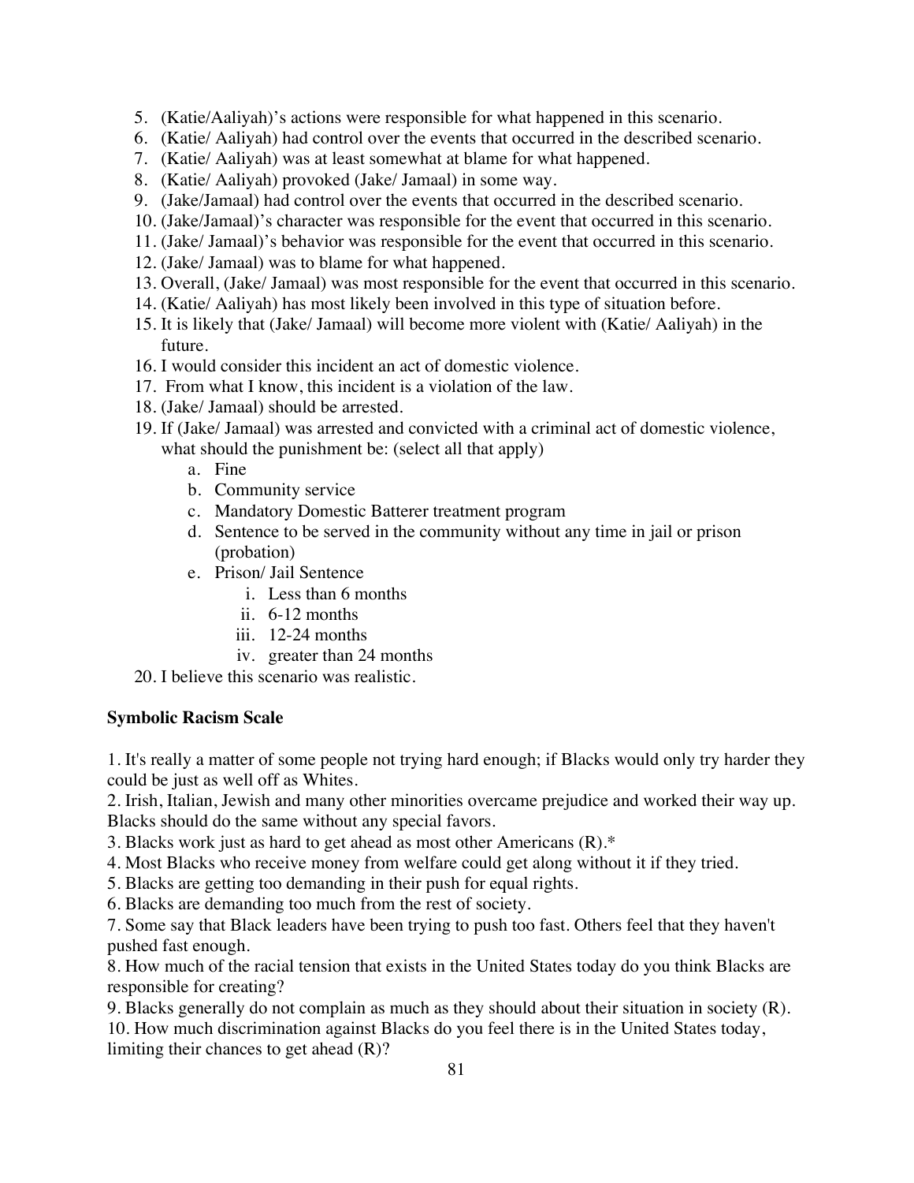5. (Katie/Aaliyah)'s actions were responsible for what happened in this scenario.
6. (Katie/ Aaliyah) had control over the events that occurred in the described scenario.
7. (Katie/ Aaliyah) was at least somewhat at blame for what happened.
8. (Katie/ Aaliyah) provoked (Jake/ Jamaal) in some way.
9. (Jake/Jamaal) had control over the events that occurred in the described scenario.
10. (Jake/Jamaal)'s character was responsible for the event that occurred in this scenario.
11. (Jake/ Jamaal)'s behavior was responsible for the event that occurred in this scenario.
12. (Jake/ Jamaal) was to blame for what happened.
13. Overall, (Jake/ Jamaal) was most responsible for the event that occurred in this scenario.
14. (Katie/ Aaliyah) has most likely been involved in this type of situation before.
15. It is likely that (Jake/ Jamaal) will become more violent with (Katie/ Aaliyah) in the future.
16. I would consider this incident an act of domestic violence.
17. From what I know, this incident is a violation of the law.
18. (Jake/ Jamaal) should be arrested.
19. If (Jake/ Jamaal) was arrested and convicted with a criminal act of domestic violence, what should the punishment be: (select all that apply)
    a. Fine
    b. Community service
    c. Mandatory Domestic Batterer treatment program
    d. Sentence to be served in the community without any time in jail or prison (probation)
    e. Prison/ Jail Sentence
        i. Less than 6 months
        ii. 6-12 months
        iii. 12-24 months
        iv. greater than 24 months
20. I believe this scenario was realistic.

**Symbolic Racism Scale**

1. It's really a matter of some people not trying hard enough; if Blacks would only try harder they could be just as well off as Whites.
2. Irish, Italian, Jewish and many other minorities overcame prejudice and worked their way up. Blacks should do the same without any special favors.
3. Blacks work just as hard to get ahead as most other Americans (R).*
4. Most Blacks who receive money from welfare could get along without it if they tried.
5. Blacks are getting too demanding in their push for equal rights.
6. Blacks are demanding too much from the rest of society.
7. Some say that Black leaders have been trying to push too fast. Others feel that they haven't pushed fast enough.
8. How much of the racial tension that exists in the United States today do you think Blacks are responsible for creating?
9. Blacks generally do not complain as much as they should about their situation in society (R).
10. How much discrimination against Blacks do you feel there is in the United States today, limiting their chances to get ahead (R)?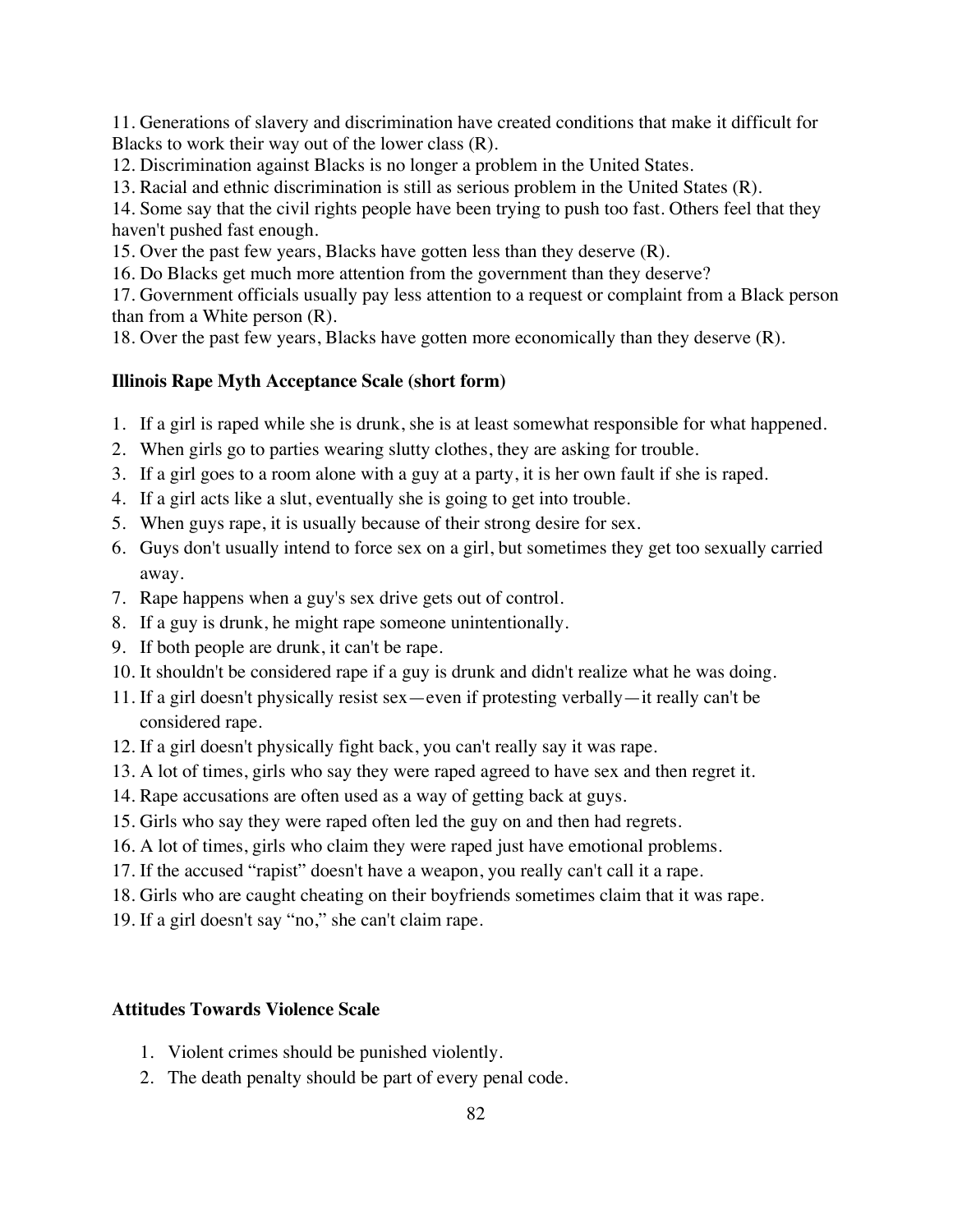11. Generations of slavery and discrimination have created conditions that make it difficult for Blacks to work their way out of the lower class (R).
12. Discrimination against Blacks is no longer a problem in the United States.
13. Racial and ethnic discrimination is still as serious problem in the United States (R).
14. Some say that the civil rights people have been trying to push too fast. Others feel that they haven't pushed fast enough.
15. Over the past few years, Blacks have gotten less than they deserve (R).
16. Do Blacks get much more attention from the government than they deserve?
17. Government officials usually pay less attention to a request or complaint from a Black person than from a White person (R).
18. Over the past few years, Blacks have gotten more economically than they deserve (R).

**Illinois Rape Myth Acceptance Scale (short form)**

1. If a girl is raped while she is drunk, she is at least somewhat responsible for what happened.
2. When girls go to parties wearing slutty clothes, they are asking for trouble.
3. If a girl goes to a room alone with a guy at a party, it is her own fault if she is raped.
4. If a girl acts like a slut, eventually she is going to get into trouble.
5. When guys rape, it is usually because of their strong desire for sex.
6. Guys don't usually intend to force sex on a girl, but sometimes they get too sexually carried away.
7. Rape happens when a guy's sex drive gets out of control.
8. If a guy is drunk, he might rape someone unintentionally.
9. If both people are drunk, it can't be rape.
10. It shouldn't be considered rape if a guy is drunk and didn't realize what he was doing.
11. If a girl doesn't physically resist sex—even if protesting verbally—it really can't be considered rape.
12. If a girl doesn't physically fight back, you can't really say it was rape.
13. A lot of times, girls who say they were raped agreed to have sex and then regret it.
14. Rape accusations are often used as a way of getting back at guys.
15. Girls who say they were raped often led the guy on and then had regrets.
16. A lot of times, girls who claim they were raped just have emotional problems.
17. If the accused "rapist" doesn't have a weapon, you really can't call it a rape.
18. Girls who are caught cheating on their boyfriends sometimes claim that it was rape.
19. If a girl doesn't say "no," she can't claim rape.

**Attitudes Towards Violence Scale**

1. Violent crimes should be punished violently.
2. The death penalty should be part of every penal code.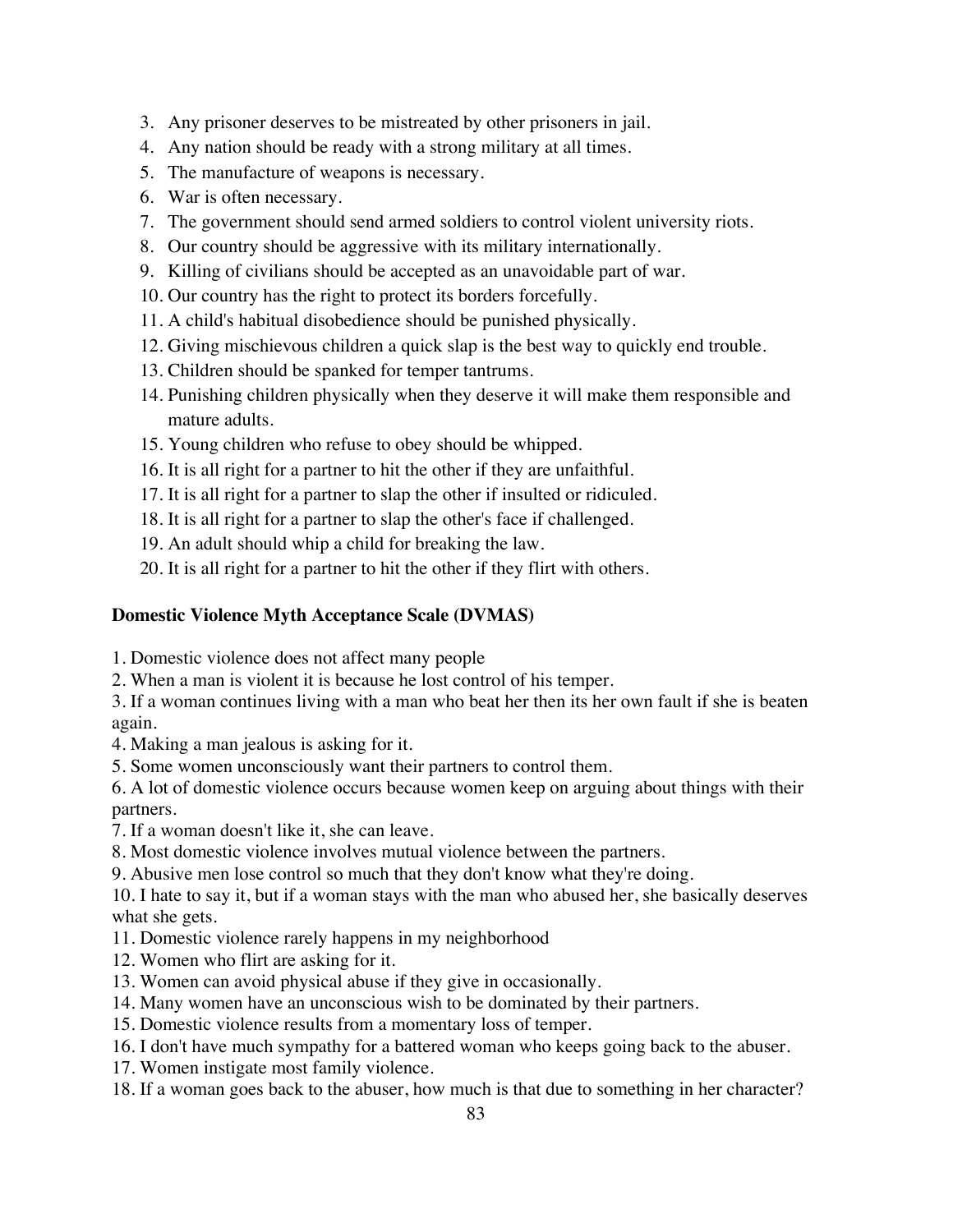3. Any prisoner deserves to be mistreated by other prisoners in jail.
4. Any nation should be ready with a strong military at all times.
5. The manufacture of weapons is necessary.
6. War is often necessary.
7. The government should send armed soldiers to control violent university riots.
8. Our country should be aggressive with its military internationally.
9. Killing of civilians should be accepted as an unavoidable part of war.
10. Our country has the right to protect its borders forcefully.
11. A child's habitual disobedience should be punished physically.
12. Giving mischievous children a quick slap is the best way to quickly end trouble.
13. Children should be spanked for temper tantrums.
14. Punishing children physically when they deserve it will make them responsible and mature adults.
15. Young children who refuse to obey should be whipped.
16. It is all right for a partner to hit the other if they are unfaithful.
17. It is all right for a partner to slap the other if insulted or ridiculed.
18. It is all right for a partner to slap the other's face if challenged.
19. An adult should whip a child for breaking the law.
20. It is all right for a partner to hit the other if they flirt with others.

**Domestic Violence Myth Acceptance Scale (DVMAS)**

1. Domestic violence does not affect many people
2. When a man is violent it is because he lost control of his temper.
3. If a woman continues living with a man who beat her then its her own fault if she is beaten again.
4. Making a man jealous is asking for it.
5. Some women unconsciously want their partners to control them.
6. A lot of domestic violence occurs because women keep on arguing about things with their partners.
7. If a woman doesn't like it, she can leave.
8. Most domestic violence involves mutual violence between the partners.
9. Abusive men lose control so much that they don't know what they're doing.
10. I hate to say it, but if a woman stays with the man who abused her, she basically deserves what she gets.
11. Domestic violence rarely happens in my neighborhood
12. Women who flirt are asking for it.
13. Women can avoid physical abuse if they give in occasionally.
14. Many women have an unconscious wish to be dominated by their partners.
15. Domestic violence results from a momentary loss of temper.
16. I don't have much sympathy for a battered woman who keeps going back to the abuser.
17. Women instigate most family violence.
18. If a woman goes back to the abuser, how much is that due to something in her character?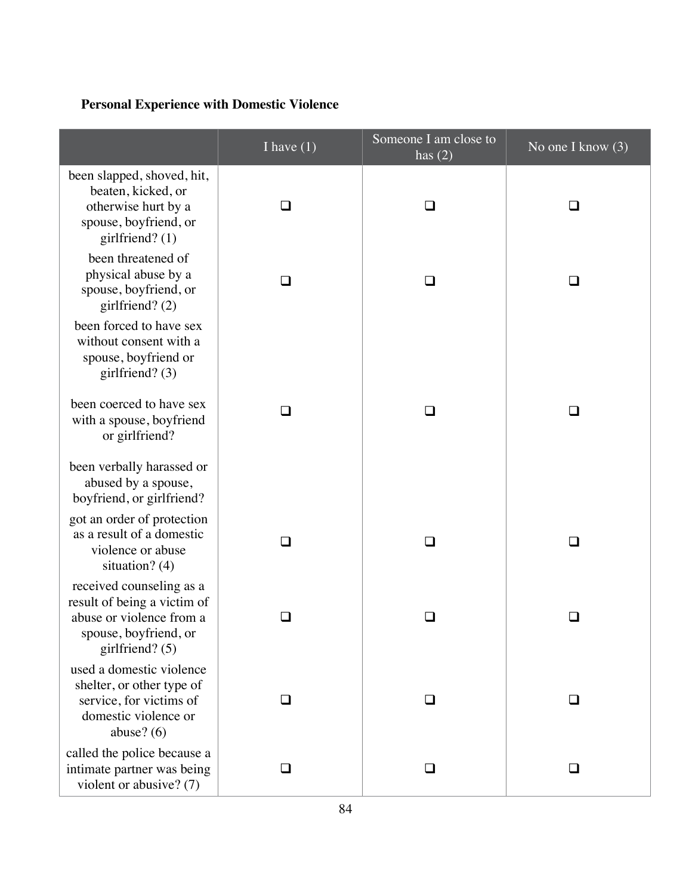**Personal Experience with Domestic Violence**

| | I have (1) | Someone I am close to has (2) | No one I know (3) |
|---|---|---|---|
| been slapped, shoved, hit, beaten, kicked, or otherwise hurt by a spouse, boyfriend, or girlfriend? (1) | ❑ | ❑ | ❑ |
| been threatened of physical abuse by a spouse, boyfriend, or girlfriend? (2) | ❑ | ❑ | ❑ |
| been forced to have sex without consent with a spouse, boyfriend or girlfriend? (3) | | | |
| been coerced to have sex with a spouse, boyfriend or girlfriend? | ❑ | ❑ | ❑ |
| been verbally harassed or abused by a spouse, boyfriend, or girlfriend? | | | |
| got an order of protection as a result of a domestic violence or abuse situation? (4) | ❑ | ❑ | ❑ |
| received counseling as a result of being a victim of abuse or violence from a spouse, boyfriend, or girlfriend? (5) | ❑ | ❑ | ❑ |
| used a domestic violence shelter, or other type of service, for victims of domestic violence or abuse? (6) | ❑ | ❑ | ❑ |
| called the police because a intimate partner was being violent or abusive? (7) | ❑ | ❑ | ❑ |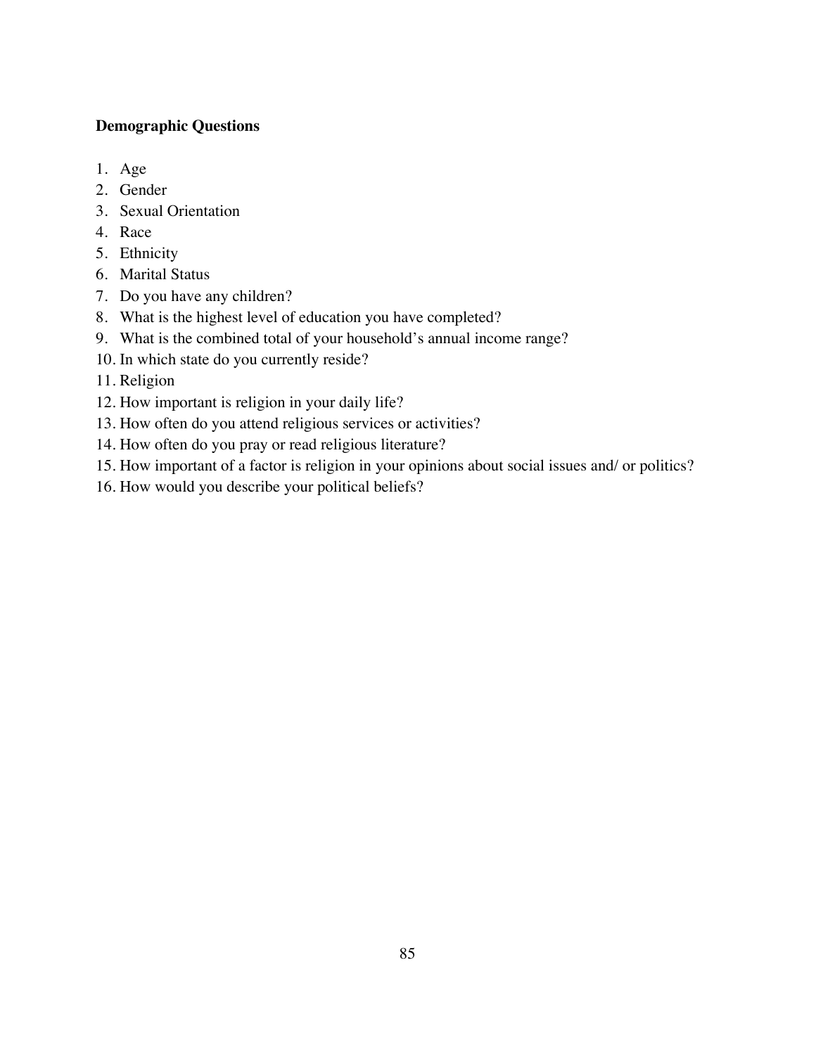**Demographic Questions**

1. Age
2. Gender
3. Sexual Orientation
4. Race
5. Ethnicity
6. Marital Status
7. Do you have any children?
8. What is the highest level of education you have completed?
9. What is the combined total of your household's annual income range?
10. In which state do you currently reside?
11. Religion
12. How important is religion in your daily life?
13. How often do you attend religious services or activities?
14. How often do you pray or read religious literature?
15. How important of a factor is religion in your opinions about social issues and/ or politics?
16. How would you describe your political beliefs?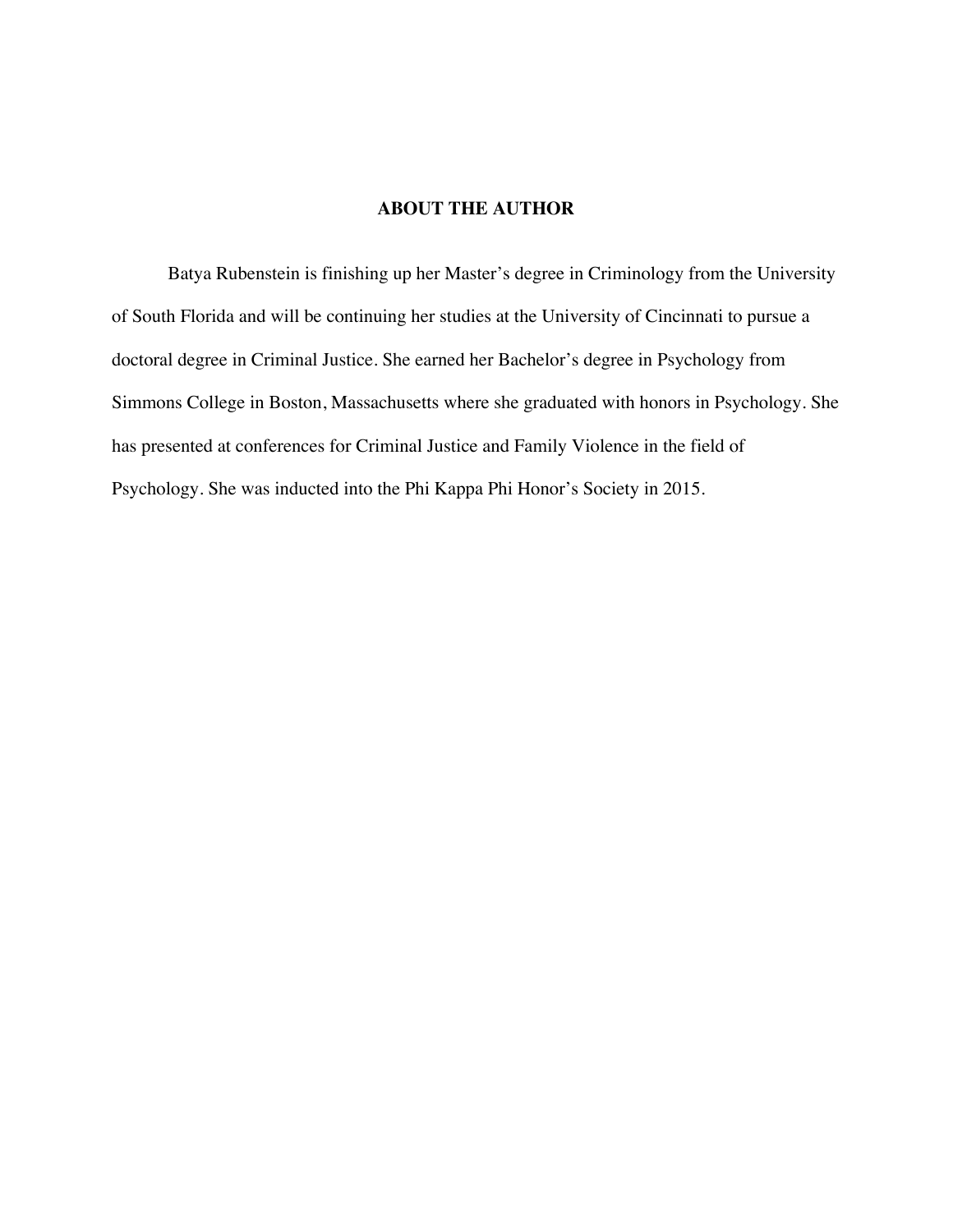# ABOUT THE AUTHOR

Batya Rubenstein is finishing up her Master's degree in Criminology from the University of South Florida and will be continuing her studies at the University of Cincinnati to pursue a doctoral degree in Criminal Justice. She earned her Bachelor's degree in Psychology from Simmons College in Boston, Massachusetts where she graduated with honors in Psychology. She has presented at conferences for Criminal Justice and Family Violence in the field of Psychology. She was inducted into the Phi Kappa Phi Honor's Society in 2015.